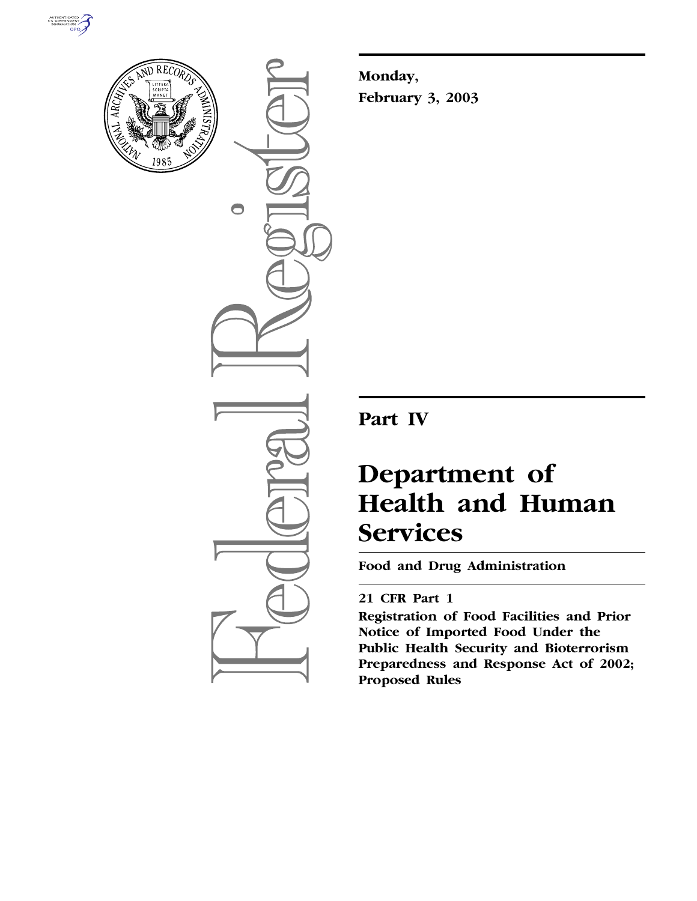**Monday,**

**February 3, 2003**

## Part IV

# Department of Health and Human Services

**Food and Drug Administration**

**21 CFR Part 1**

**Registration of Food Facilities and Prior Notice of Imported Food Under the Public Health Security and Bioterrorism Preparedness and Response Act of 2002; Proposed Rules**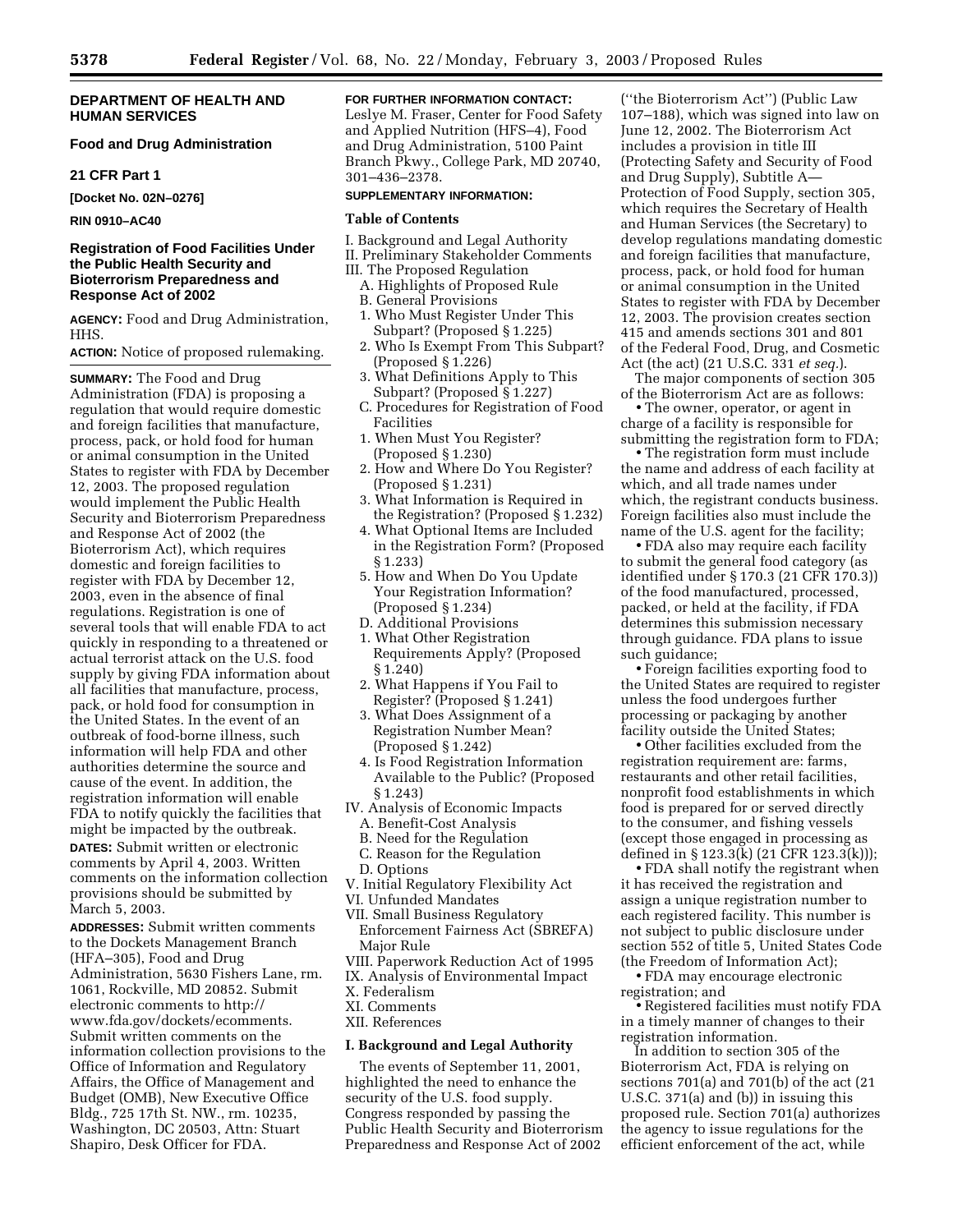## DEPARTMENT OF HEALTH AND HUMAN SERVICES

### Food and Drug Administration

### 21 CFR Part 1

**[Docket No. 02N–0276]**

**RIN 0910–AC40**

### Registration of Food Facilities Under the Public Health Security and Bioterrorism Preparedness and Response Act of 2002

**AGENCY:** Food and Drug Administration, HHS.

**ACTION:** Notice of proposed rulemaking.

**SUMMARY:** The Food and Drug Administration (FDA) is proposing a regulation that would require domestic and foreign facilities that manufacture, process, pack, or hold food for human or animal consumption in the United States to register with FDA by December 12, 2003. The proposed regulation would implement the Public Health Security and Bioterrorism Preparedness and Response Act of 2002 (the Bioterrorism Act), which requires domestic and foreign facilities to register with FDA by December 12, 2003, even in the absence of final regulations. Registration is one of several tools that will enable FDA to act quickly in responding to a threatened or actual terrorist attack on the U.S. food supply by giving FDA information about all facilities that manufacture, process, pack, or hold food for consumption in the United States. In the event of an outbreak of food-borne illness, such information will help FDA and other authorities determine the source and cause of the event. In addition, the registration information will enable FDA to notify quickly the facilities that might be impacted by the outbreak.

**DATES:** Submit written or electronic comments by April 4, 2003. Written comments on the information collection provisions should be submitted by March 5, 2003.

**ADDRESSES:** Submit written comments to the Dockets Management Branch (HFA–305), Food and Drug Administration, 5630 Fishers Lane, rm. 1061, Rockville, MD 20852. Submit electronic comments to http://www.fda.gov/dockets/ecomments. Submit written comments on the information collection provisions to the Office of Information and Regulatory Affairs, the Office of Management and Budget (OMB), New Executive Office Bldg., 725 17th St. NW., rm. 10235, Washington, DC 20503, Attn: Stuart Shapiro, Desk Officer for FDA.

**FOR FURTHER INFORMATION CONTACT:** Leslye M. Fraser, Center for Food Safety and Applied Nutrition (HFS–4), Food and Drug Administration, 5100 Paint Branch Pkwy., College Park, MD 20740, 301–436–2378.

**SUPPLEMENTARY INFORMATION:**

**Table of Contents**

I. Background and Legal Authority
II. Preliminary Stakeholder Comments
III. The Proposed Regulation
  A. Highlights of Proposed Rule
  B. General Provisions
  1. Who Must Register Under This Subpart? (Proposed § 1.225)
  2. Who Is Exempt From This Subpart? (Proposed § 1.226)
  3. What Definitions Apply to This Subpart? (Proposed § 1.227)
  C. Procedures for Registration of Food Facilities
  1. When Must You Register? (Proposed § 1.230)
  2. How and Where Do You Register? (Proposed § 1.231)
  3. What Information is Required in the Registration? (Proposed § 1.232)
  4. What Optional Items are Included in the Registration Form? (Proposed § 1.233)
  5. How and When Do You Update Your Registration Information? (Proposed § 1.234)
  D. Additional Provisions
  1. What Other Registration Requirements Apply? (Proposed § 1.240)
  2. What Happens if You Fail to Register? (Proposed § 1.241)
  3. What Does Assignment of a Registration Number Mean? (Proposed § 1.242)
  4. Is Food Registration Information Available to the Public? (Proposed § 1.243)
IV. Analysis of Economic Impacts
  A. Benefit-Cost Analysis
  B. Need for the Regulation
  C. Reason for the Regulation
  D. Options
V. Initial Regulatory Flexibility Act
VI. Unfunded Mandates
VII. Small Business Regulatory Enforcement Fairness Act (SBREFA) Major Rule
VIII. Paperwork Reduction Act of 1995
IX. Analysis of Environmental Impact
X. Federalism
XI. Comments
XII. References

## I. Background and Legal Authority

The events of September 11, 2001, highlighted the need to enhance the security of the U.S. food supply. Congress responded by passing the Public Health Security and Bioterrorism Preparedness and Response Act of 2002 (''the Bioterrorism Act'') (Public Law 107–188), which was signed into law on June 12, 2002. The Bioterrorism Act includes a provision in title III (Protecting Safety and Security of Food and Drug Supply), Subtitle A—Protection of Food Supply, section 305, which requires the Secretary of Health and Human Services (the Secretary) to develop regulations mandating domestic and foreign facilities that manufacture, process, pack, or hold food for human or animal consumption in the United States to register with FDA by December 12, 2003. The provision creates section 415 and amends sections 301 and 801 of the Federal Food, Drug, and Cosmetic Act (the act) (21 U.S.C. 331 *et seq.*).

The major components of section 305 of the Bioterrorism Act are as follows:

- The owner, operator, or agent in charge of a facility is responsible for submitting the registration form to FDA;
- The registration form must include the name and address of each facility at which, and all trade names under which, the registrant conducts business. Foreign facilities also must include the name of the U.S. agent for the facility;
- FDA also may require each facility to submit the general food category (as identified under § 170.3 (21 CFR 170.3)) of the food manufactured, processed, packed, or held at the facility, if FDA determines this submission necessary through guidance. FDA plans to issue such guidance;
- Foreign facilities exporting food to the United States are required to register unless the food undergoes further processing or packaging by another facility outside the United States;
- Other facilities excluded from the registration requirement are: farms, restaurants and other retail facilities, nonprofit food establishments in which food is prepared for or served directly to the consumer, and fishing vessels (except those engaged in processing as defined in § 123.3(k) (21 CFR 123.3(k)));
- FDA shall notify the registrant when it has received the registration and assign a unique registration number to each registered facility. This number is not subject to public disclosure under section 552 of title 5, United States Code (the Freedom of Information Act);
- FDA may encourage electronic registration; and
- Registered facilities must notify FDA in a timely manner of changes to their registration information.

In addition to section 305 of the Bioterrorism Act, FDA is relying on sections 701(a) and 701(b) of the act (21 U.S.C. 371(a) and (b)) in issuing this proposed rule. Section 701(a) authorizes the agency to issue regulations for the efficient enforcement of the act, while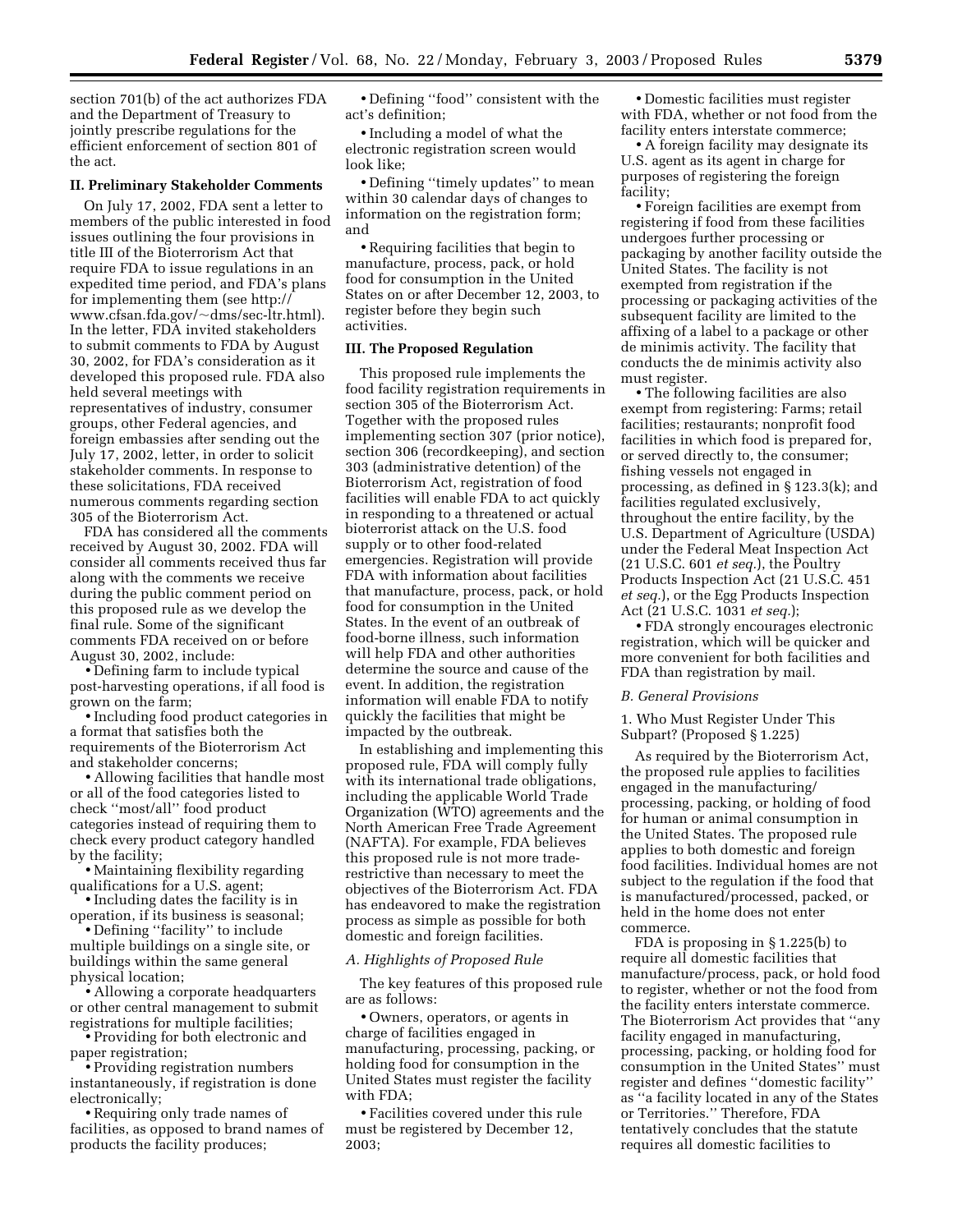section 701(b) of the act authorizes FDA and the Department of Treasury to jointly prescribe regulations for the efficient enforcement of section 801 of the act.

### II. Preliminary Stakeholder Comments

On July 17, 2002, FDA sent a letter to members of the public interested in food issues outlining the four provisions in title III of the Bioterrorism Act that require FDA to issue regulations in an expedited time period, and FDA's plans for implementing them (see http://www.cfsan.fda.gov/~dms/sec-ltr.html). In the letter, FDA invited stakeholders to submit comments to FDA by August 30, 2002, for FDA's consideration as it developed this proposed rule. FDA also held several meetings with representatives of industry, consumer groups, other Federal agencies, and foreign embassies after sending out the July 17, 2002, letter, in order to solicit stakeholder comments. In response to these solicitations, FDA received numerous comments regarding section 305 of the Bioterrorism Act.

FDA has considered all the comments received by August 30, 2002. FDA will consider all comments received thus far along with the comments we receive during the public comment period on this proposed rule as we develop the final rule. Some of the significant comments FDA received on or before August 30, 2002, include:

- Defining farm to include typical post-harvesting operations, if all food is grown on the farm;
- Including food product categories in a format that satisfies both the requirements of the Bioterrorism Act and stakeholder concerns;
- Allowing facilities that handle most or all of the food categories listed to check ''most/all'' food product categories instead of requiring them to check every product category handled by the facility;
- Maintaining flexibility regarding qualifications for a U.S. agent;
- Including dates the facility is in operation, if its business is seasonal;
- Defining ''facility'' to include multiple buildings on a single site, or buildings within the same general physical location;
- Allowing a corporate headquarters or other central management to submit registrations for multiple facilities;
- Providing for both electronic and paper registration;
- Providing registration numbers instantaneously, if registration is done electronically;
- Requiring only trade names of facilities, as opposed to brand names of products the facility produces;
- Defining ''food'' consistent with the act's definition;
- Including a model of what the electronic registration screen would look like;
- Defining ''timely updates'' to mean within 30 calendar days of changes to information on the registration form; and
- Requiring facilities that begin to manufacture, process, pack, or hold food for consumption in the United States on or after December 12, 2003, to register before they begin such activities.

### III. The Proposed Regulation

This proposed rule implements the food facility registration requirements in section 305 of the Bioterrorism Act. Together with the proposed rules implementing section 307 (prior notice), section 306 (recordkeeping), and section 303 (administrative detention) of the Bioterrorism Act, registration of food facilities will enable FDA to act quickly in responding to a threatened or actual bioterrorist attack on the U.S. food supply or to other food-related emergencies. Registration will provide FDA with information about facilities that manufacture, process, pack, or hold food for consumption in the United States. In the event of an outbreak of food-borne illness, such information will help FDA and other authorities determine the source and cause of the event. In addition, the registration information will enable FDA to notify quickly the facilities that might be impacted by the outbreak.

In establishing and implementing this proposed rule, FDA will comply fully with its international trade obligations, including the applicable World Trade Organization (WTO) agreements and the North American Free Trade Agreement (NAFTA). For example, FDA believes this proposed rule is not more trade-restrictive than necessary to meet the objectives of the Bioterrorism Act. FDA has endeavored to make the registration process as simple as possible for both domestic and foreign facilities.

#### *A. Highlights of Proposed Rule*

The key features of this proposed rule are as follows:

- Owners, operators, or agents in charge of facilities engaged in manufacturing, processing, packing, or holding food for consumption in the United States must register the facility with FDA;
- Facilities covered under this rule must be registered by December 12, 2003;
- Domestic facilities must register with FDA, whether or not food from the facility enters interstate commerce;
- A foreign facility may designate its U.S. agent as its agent in charge for purposes of registering the foreign facility;
- Foreign facilities are exempt from registering if food from these facilities undergoes further processing or packaging by another facility outside the United States. The facility is not exempted from registration if the processing or packaging activities of the subsequent facility are limited to the affixing of a label to a package or other de minimis activity. The facility that conducts the de minimis activity also must register.
- The following facilities are also exempt from registering: Farms; retail facilities; restaurants; nonprofit food facilities in which food is prepared for, or served directly to, the consumer; fishing vessels not engaged in processing, as defined in § 123.3(k); and facilities regulated exclusively, throughout the entire facility, by the U.S. Department of Agriculture (USDA) under the Federal Meat Inspection Act (21 U.S.C. 601 *et seq.*), the Poultry Products Inspection Act (21 U.S.C. 451 *et seq.*), or the Egg Products Inspection Act (21 U.S.C. 1031 *et seq.*);
- FDA strongly encourages electronic registration, which will be quicker and more convenient for both facilities and FDA than registration by mail.

#### *B. General Provisions*

1. Who Must Register Under This Subpart? (Proposed § 1.225)

As required by the Bioterrorism Act, the proposed rule applies to facilities engaged in the manufacturing/processing, packing, or holding of food for human or animal consumption in the United States. The proposed rule applies to both domestic and foreign food facilities. Individual homes are not subject to the regulation if the food that is manufactured/processed, packed, or held in the home does not enter commerce.

FDA is proposing in § 1.225(b) to require all domestic facilities that manufacture/process, pack, or hold food to register, whether or not the food from the facility enters interstate commerce. The Bioterrorism Act provides that ''any facility engaged in manufacturing, processing, packing, or holding food for consumption in the United States'' must register and defines ''domestic facility'' as ''a facility located in any of the States or Territories.'' Therefore, FDA tentatively concludes that the statute requires all domestic facilities to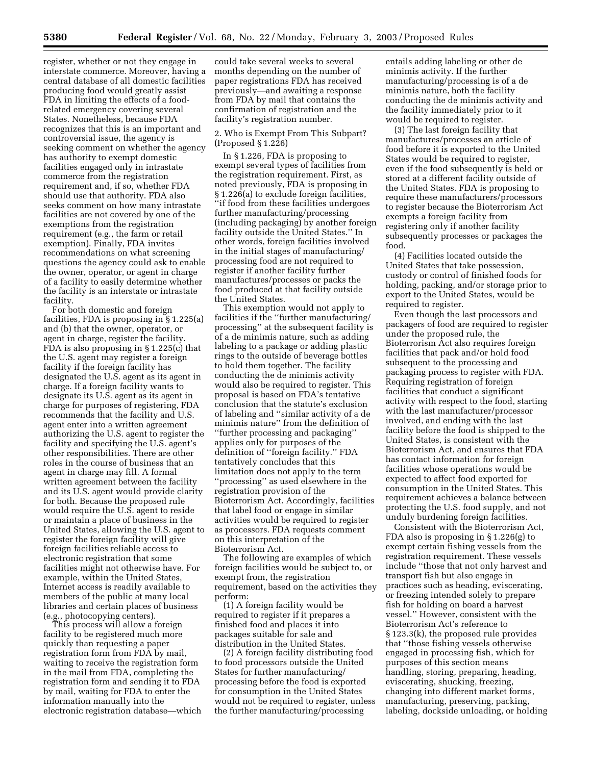register, whether or not they engage in interstate commerce. Moreover, having a central database of all domestic facilities producing food would greatly assist FDA in limiting the effects of a food-related emergency covering several States. Nonetheless, because FDA recognizes that this is an important and controversial issue, the agency is seeking comment on whether the agency has authority to exempt domestic facilities engaged only in intrastate commerce from the registration requirement and, if so, whether FDA should use that authority. FDA also seeks comment on how many intrastate facilities are not covered by one of the exemptions from the registration requirement (e.g., the farm or retail exemption). Finally, FDA invites recommendations on what screening questions the agency could ask to enable the owner, operator, or agent in charge of a facility to easily determine whether the facility is an interstate or intrastate facility.

For both domestic and foreign facilities, FDA is proposing in § 1.225(a) and (b) that the owner, operator, or agent in charge, register the facility. FDA is also proposing in § 1.225(c) that the U.S. agent may register a foreign facility if the foreign facility has designated the U.S. agent as its agent in charge. If a foreign facility wants to designate its U.S. agent as its agent in charge for purposes of registering, FDA recommends that the facility and U.S. agent enter into a written agreement authorizing the U.S. agent to register the facility and specifying the U.S. agent's other responsibilities. There are other roles in the course of business that an agent in charge may fill. A formal written agreement between the facility and its U.S. agent would provide clarity for both. Because the proposed rule would require the U.S. agent to reside or maintain a place of business in the United States, allowing the U.S. agent to register the foreign facility will give foreign facilities reliable access to electronic registration that some facilities might not otherwise have. For example, within the United States, Internet access is readily available to members of the public at many local libraries and certain places of business (e.g., photocopying centers).

This process will allow a foreign facility to be registered much more quickly than requesting a paper registration form from FDA by mail, waiting to receive the registration form in the mail from FDA, completing the registration form and sending it to FDA by mail, waiting for FDA to enter the information manually into the electronic registration database—which could take several weeks to several months depending on the number of paper registrations FDA has received previously—and awaiting a response from FDA by mail that contains the confirmation of registration and the facility's registration number.

2. Who is Exempt From This Subpart? (Proposed § 1.226)

In § 1.226, FDA is proposing to exempt several types of facilities from the registration requirement. First, as noted previously, FDA is proposing in § 1.226(a) to exclude foreign facilities, "if food from these facilities undergoes further manufacturing/processing (including packaging) by another foreign facility outside the United States." In other words, foreign facilities involved in the initial stages of manufacturing/processing food are not required to register if another facility further manufactures/processes or packs the food produced at that facility outside the United States.

This exemption would not apply to facilities if the "further manufacturing/processing" at the subsequent facility is of a de minimis nature, such as adding labeling to a package or adding plastic rings to the outside of beverage bottles to hold them together. The facility conducting the de minimis activity would also be required to register. This proposal is based on FDA's tentative conclusion that the statute's exclusion of labeling and "similar activity of a de minimis nature" from the definition of "further processing and packaging" applies only for purposes of the definition of "foreign facility." FDA tentatively concludes that this limitation does not apply to the term "processing" as used elsewhere in the registration provision of the Bioterrorism Act. Accordingly, facilities that label food or engage in similar activities would be required to register as processors. FDA requests comment on this interpretation of the Bioterrorism Act.

The following are examples of which foreign facilities would be subject to, or exempt from, the registration requirement, based on the activities they perform:

(1) A foreign facility would be required to register if it prepares a finished food and places it into packages suitable for sale and distribution in the United States.

(2) A foreign facility distributing food to food processors outside the United States for further manufacturing/processing before the food is exported for consumption in the United States would not be required to register, unless the further manufacturing/processing entails adding labeling or other de minimis activity. If the further manufacturing/processing is of a de minimis nature, both the facility conducting the de minimis activity and the facility immediately prior to it would be required to register.

(3) The last foreign facility that manufactures/processes an article of food before it is exported to the United States would be required to register, even if the food subsequently is held or stored at a different facility outside of the United States. FDA is proposing to require these manufacturers/processors to register because the Bioterrorism Act exempts a foreign facility from registering only if another facility subsequently processes or packages the food.

(4) Facilities located outside the United States that take possession, custody or control of finished foods for holding, packing, and/or storage prior to export to the United States, would be required to register.

Even though the last processors and packagers of food are required to register under the proposed rule, the Bioterrorism Act also requires foreign facilities that pack and/or hold food subsequent to the processing and packaging process to register with FDA. Requiring registration of foreign facilities that conduct a significant activity with respect to the food, starting with the last manufacturer/processor involved, and ending with the last facility before the food is shipped to the United States, is consistent with the Bioterrorism Act, and ensures that FDA has contact information for foreign facilities whose operations would be expected to affect food exported for consumption in the United States. This requirement achieves a balance between protecting the U.S. food supply, and not unduly burdening foreign facilities.

Consistent with the Bioterrorism Act, FDA also is proposing in § 1.226(g) to exempt certain fishing vessels from the registration requirement. These vessels include "those that not only harvest and transport fish but also engage in practices such as heading, eviscerating, or freezing intended solely to prepare fish for holding on board a harvest vessel." However, consistent with the Bioterrorism Act's reference to § 123.3(k), the proposed rule provides that "those fishing vessels otherwise engaged in processing fish, which for purposes of this section means handling, storing, preparing, heading, eviscerating, shucking, freezing, changing into different market forms, manufacturing, preserving, packing, labeling, dockside unloading, or holding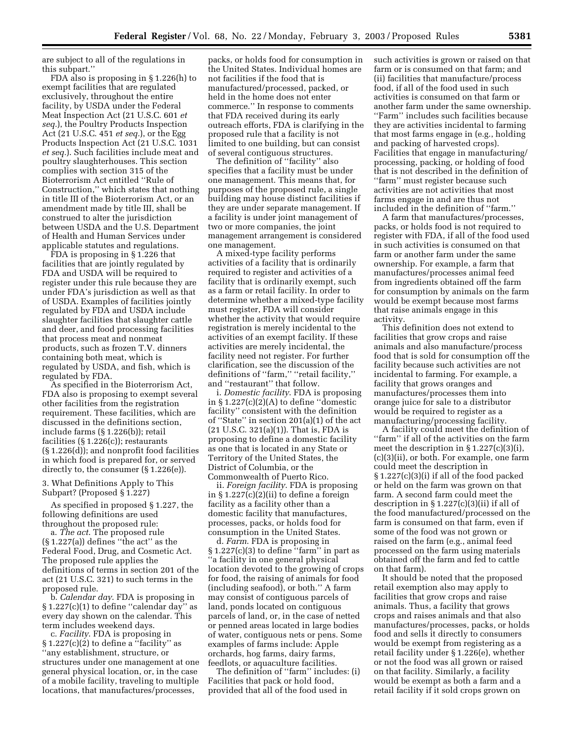are subject to all of the regulations in this subpart.''

FDA also is proposing in § 1.226(h) to exempt facilities that are regulated exclusively, throughout the entire facility, by USDA under the Federal Meat Inspection Act (21 U.S.C. 601 *et seq.*), the Poultry Products Inspection Act (21 U.S.C. 451 *et seq.*), or the Egg Products Inspection Act (21 U.S.C. 1031 *et seq.*). Such facilities include meat and poultry slaughterhouses. This section complies with section 315 of the Bioterrorism Act entitled ''Rule of Construction,'' which states that nothing in title III of the Bioterrorism Act, or an amendment made by title III, shall be construed to alter the jurisdiction between USDA and the U.S. Department of Health and Human Services under applicable statutes and regulations.

FDA is proposing in § 1.226 that facilities that are jointly regulated by FDA and USDA will be required to register under this rule because they are under FDA's jurisdiction as well as that of USDA. Examples of facilities jointly regulated by FDA and USDA include slaughter facilities that slaughter cattle and deer, and food processing facilities that process meat and nonmeat products, such as frozen T.V. dinners containing both meat, which is regulated by USDA, and fish, which is regulated by FDA.

As specified in the Bioterrorism Act, FDA also is proposing to exempt several other facilities from the registration requirement. These facilities, which are discussed in the definitions section, include farms (§ 1.226(b)); retail facilities (§ 1.226(c)); restaurants (§ 1.226(d)); and nonprofit food facilities in which food is prepared for, or served directly to, the consumer (§ 1.226(e)).

3. What Definitions Apply to This Subpart? (Proposed § 1.227)

As specified in proposed § 1.227, the following definitions are used throughout the proposed rule:

a. *The act.* The proposed rule (§ 1.227(a)) defines ''the act'' as the Federal Food, Drug, and Cosmetic Act. The proposed rule applies the definitions of terms in section 201 of the act (21 U.S.C. 321) to such terms in the proposed rule.

b. *Calendar day.* FDA is proposing in § 1.227(c)(1) to define ''calendar day'' as every day shown on the calendar. This term includes weekend days.

c. *Facility.* FDA is proposing in § 1.227(c)(2) to define a ''facility'' as ''any establishment, structure, or structures under one management at one general physical location, or, in the case of a mobile facility, traveling to multiple locations, that manufactures/processes, packs, or holds food for consumption in the United States. Individual homes are not facilities if the food that is manufactured/processed, packed, or held in the home does not enter commerce.'' In response to comments that FDA received during its early outreach efforts, FDA is clarifying in the proposed rule that a facility is not limited to one building, but can consist of several contiguous structures.

The definition of ''facility'' also specifies that a facility must be under one management. This means that, for purposes of the proposed rule, a single building may house distinct facilities if they are under separate management. If a facility is under joint management of two or more companies, the joint management arrangement is considered one management.

A mixed-type facility performs activities of a facility that is ordinarily required to register and activities of a facility that is ordinarily exempt, such as a farm or retail facility. In order to determine whether a mixed-type facility must register, FDA will consider whether the activity that would require registration is merely incidental to the activities of an exempt facility. If these activities are merely incidental, the facility need not register. For further clarification, see the discussion of the definitions of ''farm,'' ''retail facility,'' and ''restaurant'' that follow.

i. *Domestic facility.* FDA is proposing in § 1.227(c)(2)(A) to define ''domestic facility'' consistent with the definition of ''State'' in section 201(a)(1) of the act (21 U.S.C. 321(a)(1)). That is, FDA is proposing to define a domestic facility as one that is located in any State or Territory of the United States, the District of Columbia, or the Commonwealth of Puerto Rico.

ii. *Foreign facility.* FDA is proposing in § 1.227(c)(2)(ii) to define a foreign facility as a facility other than a domestic facility that manufactures, processes, packs, or holds food for consumption in the United States.

d. *Farm.* FDA is proposing in § 1.227(c)(3) to define ''farm'' in part as ''a facility in one general physical location devoted to the growing of crops for food, the raising of animals for food (including seafood), or both.'' A farm may consist of contiguous parcels of land, ponds located on contiguous parcels of land, or, in the case of netted or penned areas located in large bodies of water, contiguous nets or pens. Some examples of farms include: Apple orchards, hog farms, dairy farms, feedlots, or aquaculture facilities.

The definition of ''farm'' includes: (i) Facilities that pack or hold food, provided that all of the food used in such activities is grown or raised on that farm or is consumed on that farm; and (ii) facilities that manufacture/process food, if all of the food used in such activities is consumed on that farm or another farm under the same ownership. ''Farm'' includes such facilities because they are activities incidental to farming that most farms engage in (e.g., holding and packing of harvested crops). Facilities that engage in manufacturing/processing, packing, or holding of food that is not described in the definition of ''farm'' must register because such activities are not activities that most farms engage in and are thus not included in the definition of ''farm.''

A farm that manufactures/processes, packs, or holds food is not required to register with FDA, if all of the food used in such activities is consumed on that farm or another farm under the same ownership. For example, a farm that manufactures/processes animal feed from ingredients obtained off the farm for consumption by animals on the farm would be exempt because most farms that raise animals engage in this activity.

This definition does not extend to facilities that grow crops and raise animals and also manufacture/process food that is sold for consumption off the facility because such activities are not incidental to farming. For example, a facility that grows oranges and manufactures/processes them into orange juice for sale to a distributor would be required to register as a manufacturing/processing facility.

A facility could meet the definition of ''farm'' if all of the activities on the farm meet the description in § 1.227(c)(3)(i), (c)(3)(ii), or both. For example, one farm could meet the description in § 1.227(c)(3)(i) if all of the food packed or held on the farm was grown on that farm. A second farm could meet the description in § 1.227(c)(3)(ii) if all of the food manufactured/processed on the farm is consumed on that farm, even if some of the food was not grown or raised on the farm (e.g., animal feed processed on the farm using materials obtained off the farm and fed to cattle on that farm).

It should be noted that the proposed retail exemption also may apply to facilities that grow crops and raise animals. Thus, a facility that grows crops and raises animals and that also manufactures/processes, packs, or holds food and sells it directly to consumers would be exempt from registering as a retail facility under § 1.226(e), whether or not the food was all grown or raised on that facility. Similarly, a facility would be exempt as both a farm and a retail facility if it sold crops grown on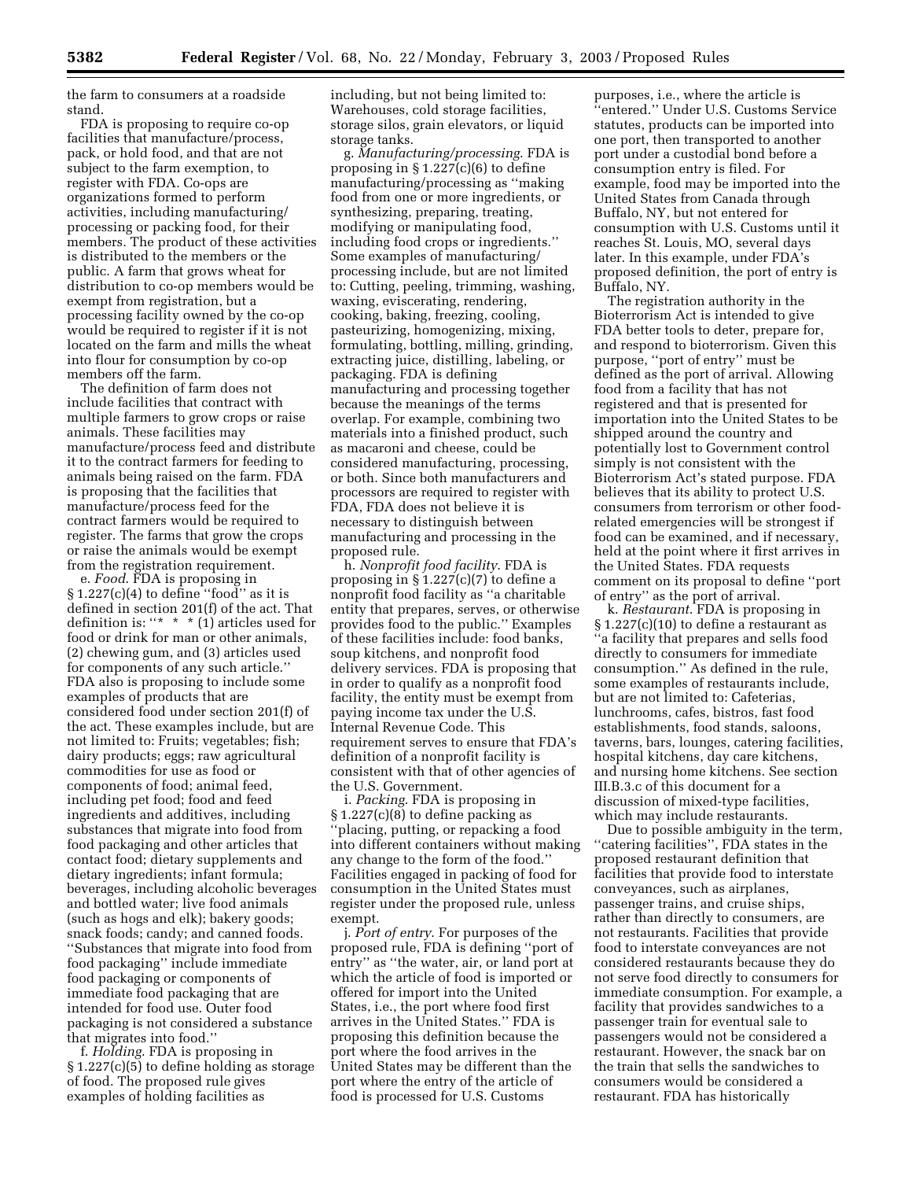the farm to consumers at a roadside stand.

FDA is proposing to require co-op facilities that manufacture/process, pack, or hold food, and that are not subject to the farm exemption, to register with FDA. Co-ops are organizations formed to perform activities, including manufacturing/processing or packing food, for their members. The product of these activities is distributed to the members or the public. A farm that grows wheat for distribution to co-op members would be exempt from registration, but a processing facility owned by the co-op would be required to register if it is not located on the farm and mills the wheat into flour for consumption by co-op members off the farm.

The definition of farm does not include facilities that contract with multiple farmers to grow crops or raise animals. These facilities may manufacture/process feed and distribute it to the contract farmers for feeding to animals being raised on the farm. FDA is proposing that the facilities that manufacture/process feed for the contract farmers would be required to register. The farms that grow the crops or raise the animals would be exempt from the registration requirement.

e. *Food*. FDA is proposing in § 1.227(c)(4) to define "food" as it is defined in section 201(f) of the act. That definition is: "* * * (1) articles used for food or drink for man or other animals, (2) chewing gum, and (3) articles used for components of any such article." FDA also is proposing to include some examples of products that are considered food under section 201(f) of the act. These examples include, but are not limited to: Fruits; vegetables; fish; dairy products; eggs; raw agricultural commodities for use as food or components of food; animal feed, including pet food; food and feed ingredients and additives, including substances that migrate into food from food packaging and other articles that contact food; dietary supplements and dietary ingredients; infant formula; beverages, including alcoholic beverages and bottled water; live food animals (such as hogs and elk); bakery goods; snack foods; candy; and canned foods. "Substances that migrate into food from food packaging" include immediate food packaging or components of immediate food packaging that are intended for food use. Outer food packaging is not considered a substance that migrates into food."

f. *Holding*. FDA is proposing in § 1.227(c)(5) to define holding as storage of food. The proposed rule gives examples of holding facilities as including, but not being limited to: Warehouses, cold storage facilities, storage silos, grain elevators, or liquid storage tanks.

g. *Manufacturing/processing*. FDA is proposing in § 1.227(c)(6) to define manufacturing/processing as "making food from one or more ingredients, or synthesizing, preparing, treating, modifying or manipulating food, including food crops or ingredients." Some examples of manufacturing/processing include, but are not limited to: Cutting, peeling, trimming, washing, waxing, eviscerating, rendering, cooking, baking, freezing, cooling, pasteurizing, homogenizing, mixing, formulating, bottling, milling, grinding, extracting juice, distilling, labeling, or packaging. FDA is defining manufacturing and processing together because the meanings of the terms overlap. For example, combining two materials into a finished product, such as macaroni and cheese, could be considered manufacturing, processing, or both. Since both manufacturers and processors are required to register with FDA, FDA does not believe it is necessary to distinguish between manufacturing and processing in the proposed rule.

h. *Nonprofit food facility*. FDA is proposing in § 1.227(c)(7) to define a nonprofit food facility as "a charitable entity that prepares, serves, or otherwise provides food to the public." Examples of these facilities include: food banks, soup kitchens, and nonprofit food delivery services. FDA is proposing that in order to qualify as a nonprofit food facility, the entity must be exempt from paying income tax under the U.S. Internal Revenue Code. This requirement serves to ensure that FDA's definition of a nonprofit facility is consistent with that of other agencies of the U.S. Government.

i. *Packing*. FDA is proposing in § 1.227(c)(8) to define packing as "placing, putting, or repacking a food into different containers without making any change to the form of the food." Facilities engaged in packing of food for consumption in the United States must register under the proposed rule, unless exempt.

j. *Port of entry*. For purposes of the proposed rule, FDA is defining "port of entry" as "the water, air, or land port at which the article of food is imported or offered for import into the United States, i.e., the port where food first arrives in the United States." FDA is proposing this definition because the port where the food arrives in the United States may be different than the port where the entry of the article of food is processed for U.S. Customs purposes, i.e., where the article is "entered." Under U.S. Customs Service statutes, products can be imported into one port, then transported to another port under a custodial bond before a consumption entry is filed. For example, food may be imported into the United States from Canada through Buffalo, NY, but not entered for consumption with U.S. Customs until it reaches St. Louis, MO, several days later. In this example, under FDA's proposed definition, the port of entry is Buffalo, NY.

The registration authority in the Bioterrorism Act is intended to give FDA better tools to deter, prepare for, and respond to bioterrorism. Given this purpose, "port of entry" must be defined as the port of arrival. Allowing food from a facility that has not registered and that is presented for importation into the United States to be shipped around the country and potentially lost to Government control simply is not consistent with the Bioterrorism Act's stated purpose. FDA believes that its ability to protect U.S. consumers from terrorism or other food-related emergencies will be strongest if food can be examined, and if necessary, held at the point where it first arrives in the United States. FDA requests comment on its proposal to define "port of entry" as the port of arrival.

k. *Restaurant*. FDA is proposing in § 1.227(c)(10) to define a restaurant as "a facility that prepares and sells food directly to consumers for immediate consumption." As defined in the rule, some examples of restaurants include, but are not limited to: Cafeterias, lunchrooms, cafes, bistros, fast food establishments, food stands, saloons, taverns, bars, lounges, catering facilities, hospital kitchens, day care kitchens, and nursing home kitchens. See section III.B.3.c of this document for a discussion of mixed-type facilities, which may include restaurants.

Due to possible ambiguity in the term, "catering facilities", FDA states in the proposed restaurant definition that facilities that provide food to interstate conveyances, such as airplanes, passenger trains, and cruise ships, rather than directly to consumers, are not restaurants. Facilities that provide food to interstate conveyances are not considered restaurants because they do not serve food directly to consumers for immediate consumption. For example, a facility that provides sandwiches to a passenger train for eventual sale to passengers would not be considered a restaurant. However, the snack bar on the train that sells the sandwiches to consumers would be considered a restaurant. FDA has historically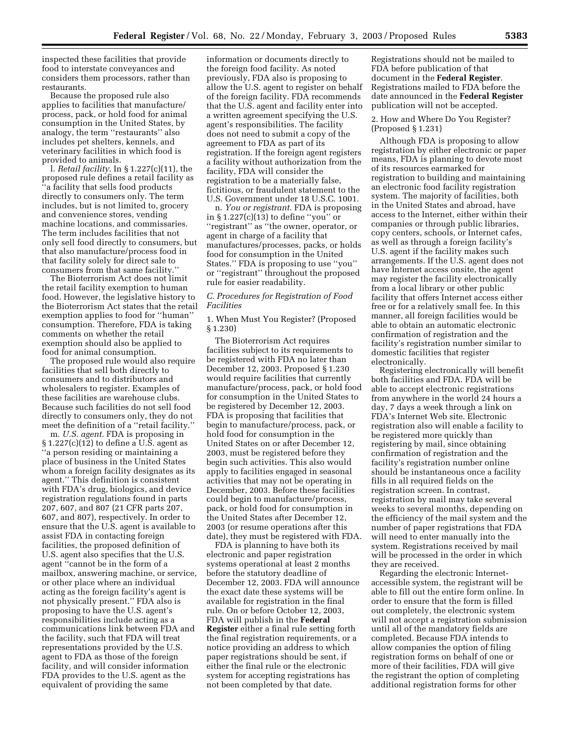inspected these facilities that provide food to interstate conveyances and considers them processors, rather than restaurants.

Because the proposed rule also applies to facilities that manufacture/process, pack, or hold food for animal consumption in the United States, by analogy, the term ''restaurants'' also includes pet shelters, kennels, and veterinary facilities in which food is provided to animals.

l. *Retail facility*. In § 1.227(c)(11), the proposed rule defines a retail facility as ''a facility that sells food products directly to consumers only. The term includes, but is not limited to, grocery and convenience stores, vending machine locations, and commissaries. The term includes facilities that not only sell food directly to consumers, but that also manufacture/process food in that facility solely for direct sale to consumers from that same facility.''

The Bioterrorism Act does not limit the retail facility exemption to human food. However, the legislative history to the Bioterrorism Act states that the retail exemption applies to food for ''human'' consumption. Therefore, FDA is taking comments on whether the retail exemption should also be applied to food for animal consumption.

The proposed rule would also require facilities that sell both directly to consumers and to distributors and wholesalers to register. Examples of these facilities are warehouse clubs. Because such facilities do not sell food directly to consumers only, they do not meet the definition of a ''retail facility.''

m. *U.S. agent*. FDA is proposing in § 1.227(c)(12) to define a U.S. agent as ''a person residing or maintaining a place of business in the United States whom a foreign facility designates as its agent.'' This definition is consistent with FDA's drug, biologics, and device registration regulations found in parts 207, 607, and 807 (21 CFR parts 207, 607, and 807), respectively. In order to ensure that the U.S. agent is available to assist FDA in contacting foreign facilities, the proposed definition of U.S. agent also specifies that the U.S. agent ''cannot be in the form of a mailbox, answering machine, or service, or other place where an individual acting as the foreign facility's agent is not physically present.'' FDA also is proposing to have the U.S. agent's responsibilities include acting as a communications link between FDA and the facility, such that FDA will treat representations provided by the U.S. agent to FDA as those of the foreign facility, and will consider information FDA provides to the U.S. agent as the equivalent of providing the same information or documents directly to the foreign food facility. As noted previously, FDA also is proposing to allow the U.S. agent to register on behalf of the foreign facility. FDA recommends that the U.S. agent and facility enter into a written agreement specifying the U.S. agent's responsibilities. The facility does not need to submit a copy of the agreement to FDA as part of its registration. If the foreign agent registers a facility without authorization from the facility, FDA will consider the registration to be a materially false, fictitious, or fraudulent statement to the U.S. Government under 18 U.S.C. 1001.

n. *You or registrant*. FDA is proposing in § 1.227(c)(13) to define ''you'' or ''registrant'' as ''the owner, operator, or agent in charge of a facility that manufactures/processes, packs, or holds food for consumption in the United States.'' FDA is proposing to use ''you'' or ''registrant'' throughout the proposed rule for easier readability.

### *C. Procedures for Registration of Food Facilities*

#### 1. When Must You Register? (Proposed § 1.230)

The Bioterrorism Act requires facilities subject to its requirements to be registered with FDA no later than December 12, 2003. Proposed § 1.230 would require facilities that currently manufacture/process, pack, or hold food for consumption in the United States to be registered by December 12, 2003. FDA is proposing that facilities that begin to manufacture/process, pack, or hold food for consumption in the United States on or after December 12, 2003, must be registered before they begin such activities. This also would apply to facilities engaged in seasonal activities that may not be operating in December, 2003. Before these facilities could begin to manufacture/process, pack, or hold food for consumption in the United States after December 12, 2003 (or resume operations after this date), they must be registered with FDA.

FDA is planning to have both its electronic and paper registration systems operational at least 2 months before the statutory deadline of December 12, 2003. FDA will announce the exact date these systems will be available for registration in the final rule. On or before October 12, 2003, FDA will publish in the **Federal Register** either a final rule setting forth the final registration requirements, or a notice providing an address to which paper registrations should be sent, if either the final rule or the electronic system for accepting registrations has not been completed by that date. Registrations should not be mailed to FDA before publication of that document in the **Federal Register**. Registrations mailed to FDA before the date announced in the **Federal Register** publication will not be accepted.

#### 2. How and Where Do You Register? (Proposed § 1.231)

Although FDA is proposing to allow registration by either electronic or paper means, FDA is planning to devote most of its resources earmarked for registration to building and maintaining an electronic food facility registration system. The majority of facilities, both in the United States and abroad, have access to the Internet, either within their companies or through public libraries, copy centers, schools, or Internet cafes, as well as through a foreign facility's U.S. agent if the facility makes such arrangements. If the U.S. agent does not have Internet access onsite, the agent may register the facility electronically from a local library or other public facility that offers Internet access either free or for a relatively small fee. In this manner, all foreign facilities would be able to obtain an automatic electronic confirmation of registration and the facility's registration number similar to domestic facilities that register electronically.

Registering electronically will benefit both facilities and FDA. FDA will be able to accept electronic registrations from anywhere in the world 24 hours a day, 7 days a week through a link on FDA's Internet Web site. Electronic registration also will enable a facility to be registered more quickly than registering by mail, since obtaining confirmation of registration and the facility's registration number online should be instantaneous once a facility fills in all required fields on the registration screen. In contrast, registration by mail may take several weeks to several months, depending on the efficiency of the mail system and the number of paper registrations that FDA will need to enter manually into the system. Registrations received by mail will be processed in the order in which they are received.

Regarding the electronic Internet-accessible system, the registrant will be able to fill out the entire form online. In order to ensure that the form is filled out completely, the electronic system will not accept a registration submission until all of the mandatory fields are completed. Because FDA intends to allow companies the option of filing registration forms on behalf of one or more of their facilities, FDA will give the registrant the option of completing additional registration forms for other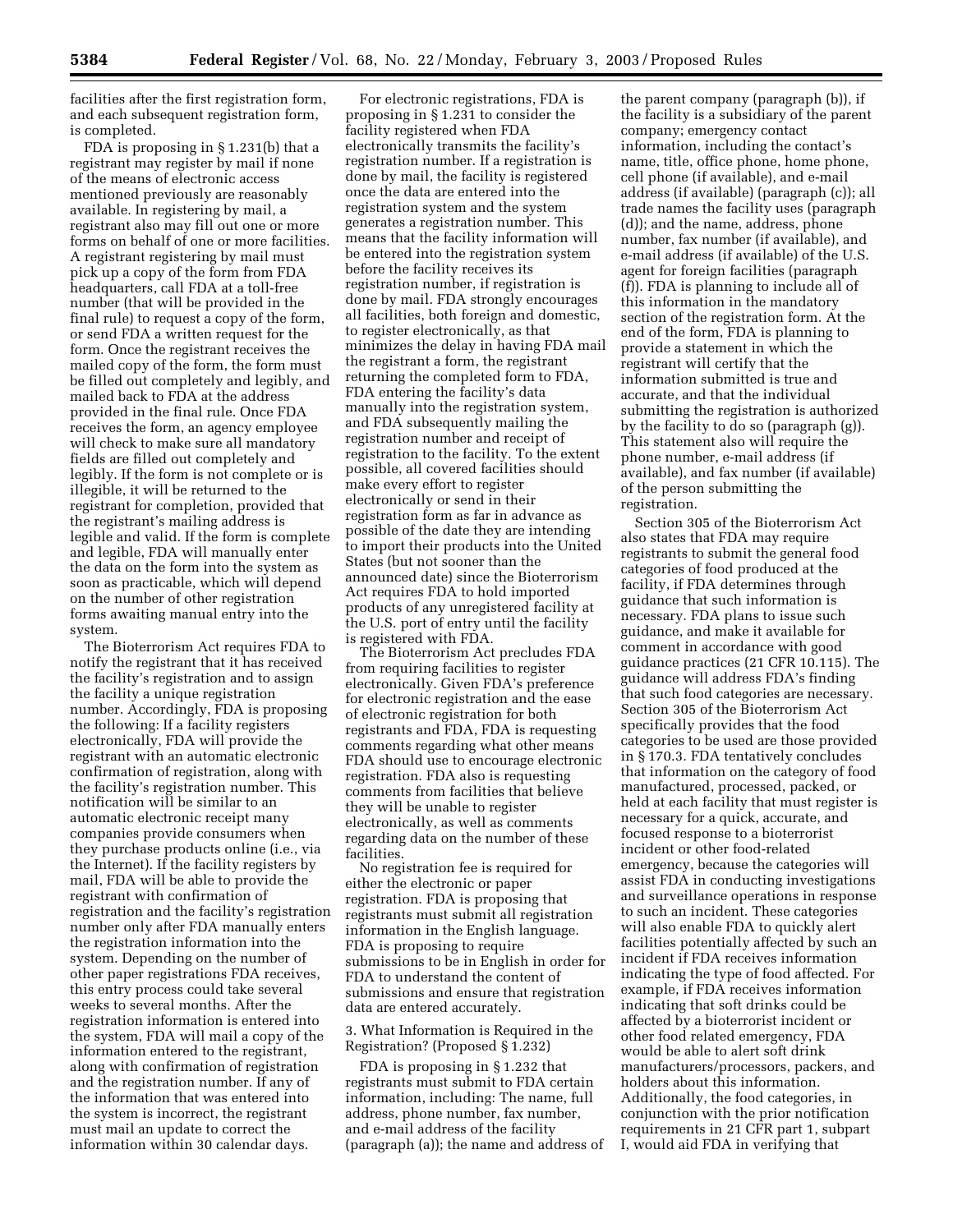facilities after the first registration form, and each subsequent registration form, is completed.

FDA is proposing in § 1.231(b) that a registrant may register by mail if none of the means of electronic access mentioned previously are reasonably available. In registering by mail, a registrant also may fill out one or more forms on behalf of one or more facilities. A registrant registering by mail must pick up a copy of the form from FDA headquarters, call FDA at a toll-free number (that will be provided in the final rule) to request a copy of the form, or send FDA a written request for the form. Once the registrant receives the mailed copy of the form, the form must be filled out completely and legibly, and mailed back to FDA at the address provided in the final rule. Once FDA receives the form, an agency employee will check to make sure all mandatory fields are filled out completely and legibly. If the form is not complete or is illegible, it will be returned to the registrant for completion, provided that the registrant's mailing address is legible and valid. If the form is complete and legible, FDA will manually enter the data on the form into the system as soon as practicable, which will depend on the number of other registration forms awaiting manual entry into the system.

The Bioterrorism Act requires FDA to notify the registrant that it has received the facility's registration and to assign the facility a unique registration number. Accordingly, FDA is proposing the following: If a facility registers electronically, FDA will provide the registrant with an automatic electronic confirmation of registration, along with the facility's registration number. This notification will be similar to an automatic electronic receipt many companies provide consumers when they purchase products online (i.e., via the Internet). If the facility registers by mail, FDA will be able to provide the registrant with confirmation of registration and the facility's registration number only after FDA manually enters the registration information into the system. Depending on the number of other paper registrations FDA receives, this entry process could take several weeks to several months. After the registration information is entered into the system, FDA will mail a copy of the information entered to the registrant, along with confirmation of registration and the registration number. If any of the information that was entered into the system is incorrect, the registrant must mail an update to correct the information within 30 calendar days.

For electronic registrations, FDA is proposing in § 1.231 to consider the facility registered when FDA electronically transmits the facility's registration number. If a registration is done by mail, the facility is registered once the data are entered into the registration system and the system generates a registration number. This means that the facility information will be entered into the registration system before the facility receives its registration number, if registration is done by mail. FDA strongly encourages all facilities, both foreign and domestic, to register electronically, as that minimizes the delay in having FDA mail the registrant a form, the registrant returning the completed form to FDA, FDA entering the facility's data manually into the registration system, and FDA subsequently mailing the registration number and receipt of registration to the facility. To the extent possible, all covered facilities should make every effort to register electronically or send in their registration form as far in advance as possible of the date they are intending to import their products into the United States (but not sooner than the announced date) since the Bioterrorism Act requires FDA to hold imported products of any unregistered facility at the U.S. port of entry until the facility is registered with FDA.

The Bioterrorism Act precludes FDA from requiring facilities to register electronically. Given FDA's preference for electronic registration and the ease of electronic registration for both registrants and FDA, FDA is requesting comments regarding what other means FDA should use to encourage electronic registration. FDA also is requesting comments from facilities that believe they will be unable to register electronically, as well as comments regarding data on the number of these facilities.

No registration fee is required for either the electronic or paper registration. FDA is proposing that registrants must submit all registration information in the English language. FDA is proposing to require submissions to be in English in order for FDA to understand the content of submissions and ensure that registration data are entered accurately.

3. What Information is Required in the Registration? (Proposed § 1.232)

FDA is proposing in § 1.232 that registrants must submit to FDA certain information, including: The name, full address, phone number, fax number, and e-mail address of the facility (paragraph (a)); the name and address of the parent company (paragraph (b)), if the facility is a subsidiary of the parent company; emergency contact information, including the contact's name, title, office phone, home phone, cell phone (if available), and e-mail address (if available) (paragraph (c)); all trade names the facility uses (paragraph (d)); and the name, address, phone number, fax number (if available), and e-mail address (if available) of the U.S. agent for foreign facilities (paragraph (f)). FDA is planning to include all of this information in the mandatory section of the registration form. At the end of the form, FDA is planning to provide a statement in which the registrant will certify that the information submitted is true and accurate, and that the individual submitting the registration is authorized by the facility to do so (paragraph (g)). This statement also will require the phone number, e-mail address (if available), and fax number (if available) of the person submitting the registration.

Section 305 of the Bioterrorism Act also states that FDA may require registrants to submit the general food categories of food produced at the facility, if FDA determines through guidance that such information is necessary. FDA plans to issue such guidance, and make it available for comment in accordance with good guidance practices (21 CFR 10.115). The guidance will address FDA's finding that such food categories are necessary. Section 305 of the Bioterrorism Act specifically provides that the food categories to be used are those provided in § 170.3. FDA tentatively concludes that information on the category of food manufactured, processed, packed, or held at each facility that must register is necessary for a quick, accurate, and focused response to a bioterrorist incident or other food-related emergency, because the categories will assist FDA in conducting investigations and surveillance operations in response to such an incident. These categories will also enable FDA to quickly alert facilities potentially affected by such an incident if FDA receives information indicating the type of food affected. For example, if FDA receives information indicating that soft drinks could be affected by a bioterrorist incident or other food related emergency, FDA would be able to alert soft drink manufacturers/processors, packers, and holders about this information. Additionally, the food categories, in conjunction with the prior notification requirements in 21 CFR part 1, subpart I, would aid FDA in verifying that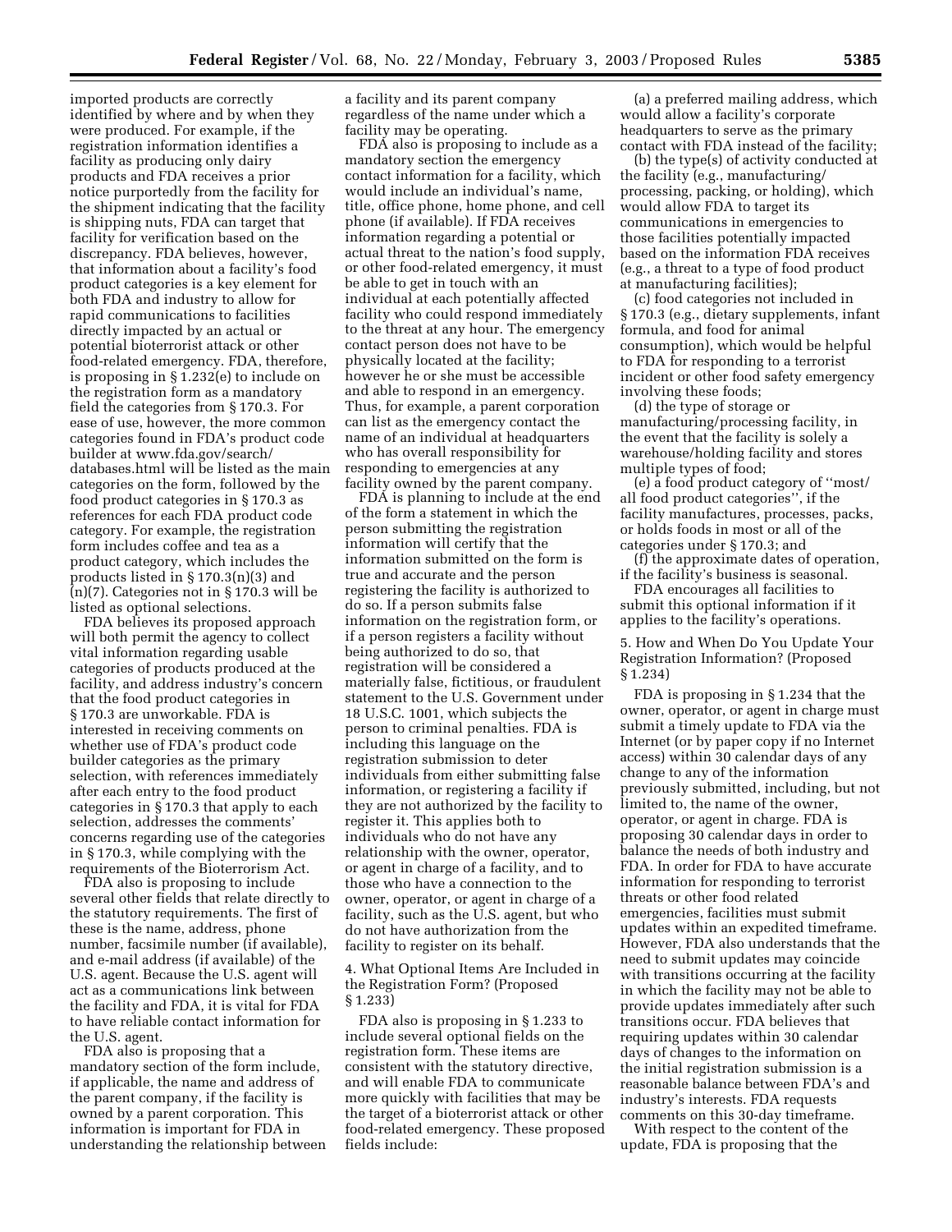imported products are correctly identified by where and by when they were produced. For example, if the registration information identifies a facility as producing only dairy products and FDA receives a prior notice purportedly from the facility for the shipment indicating that the facility is shipping nuts, FDA can target that facility for verification based on the discrepancy. FDA believes, however, that information about a facility's food product categories is a key element for both FDA and industry to allow for rapid communications to facilities directly impacted by an actual or potential bioterrorist attack or other food-related emergency. FDA, therefore, is proposing in § 1.232(e) to include on the registration form as a mandatory field the categories from § 170.3. For ease of use, however, the more common categories found in FDA's product code builder at www.fda.gov/search/databases.html will be listed as the main categories on the form, followed by the food product categories in § 170.3 as references for each FDA product code category. For example, the registration form includes coffee and tea as a product category, which includes the products listed in § 170.3(n)(3) and (n)(7). Categories not in § 170.3 will be listed as optional selections.

FDA believes its proposed approach will both permit the agency to collect vital information regarding usable categories of products produced at the facility, and address industry's concern that the food product categories in § 170.3 are unworkable. FDA is interested in receiving comments on whether use of FDA's product code builder categories as the primary selection, with references immediately after each entry to the food product categories in § 170.3 that apply to each selection, addresses the comments' concerns regarding use of the categories in § 170.3, while complying with the requirements of the Bioterrorism Act.

FDA also is proposing to include several other fields that relate directly to the statutory requirements. The first of these is the name, address, phone number, facsimile number (if available), and e-mail address (if available) of the U.S. agent. Because the U.S. agent will act as a communications link between the facility and FDA, it is vital for FDA to have reliable contact information for the U.S. agent.

FDA also is proposing that a mandatory section of the form include, if applicable, the name and address of the parent company, if the facility is owned by a parent corporation. This information is important for FDA in understanding the relationship between a facility and its parent company regardless of the name under which a facility may be operating.

FDA also is proposing to include as a mandatory section the emergency contact information for a facility, which would include an individual's name, title, office phone, home phone, and cell phone (if available). If FDA receives information regarding a potential or actual threat to the nation's food supply, or other food-related emergency, it must be able to get in touch with an individual at each potentially affected facility who could respond immediately to the threat at any hour. The emergency contact person does not have to be physically located at the facility; however he or she must be accessible and able to respond in an emergency. Thus, for example, a parent corporation can list as the emergency contact the name of an individual at headquarters who has overall responsibility for responding to emergencies at any facility owned by the parent company.

FDA is planning to include at the end of the form a statement in which the person submitting the registration information will certify that the information submitted on the form is true and accurate and the person registering the facility is authorized to do so. If a person submits false information on the registration form, or if a person registers a facility without being authorized to do so, that registration will be considered a materially false, fictitious, or fraudulent statement to the U.S. Government under 18 U.S.C. 1001, which subjects the person to criminal penalties. FDA is including this language on the registration submission to deter individuals from either submitting false information, or registering a facility if they are not authorized by the facility to register it. This applies both to individuals who do not have any relationship with the owner, operator, or agent in charge of a facility, and to those who have a connection to the owner, operator, or agent in charge of a facility, such as the U.S. agent, but who do not have authorization from the facility to register on its behalf.

### 4. What Optional Items Are Included in the Registration Form? (Proposed § 1.233)

FDA also is proposing in § 1.233 to include several optional fields on the registration form. These items are consistent with the statutory directive, and will enable FDA to communicate more quickly with facilities that may be the target of a bioterrorist attack or other food-related emergency. These proposed fields include:

(a) a preferred mailing address, which would allow a facility's corporate headquarters to serve as the primary contact with FDA instead of the facility;

(b) the type(s) of activity conducted at the facility (e.g., manufacturing/processing, packing, or holding), which would allow FDA to target its communications in emergencies to those facilities potentially impacted based on the information FDA receives (e.g., a threat to a type of food product at manufacturing facilities);

(c) food categories not included in § 170.3 (e.g., dietary supplements, infant formula, and food for animal consumption), which would be helpful to FDA for responding to a terrorist incident or other food safety emergency involving these foods;

(d) the type of storage or manufacturing/processing facility, in the event that the facility is solely a warehouse/holding facility and stores multiple types of food;

(e) a food product category of ''most/all food product categories'', if the facility manufactures, processes, packs, or holds foods in most or all of the categories under § 170.3; and

(f) the approximate dates of operation, if the facility's business is seasonal.

FDA encourages all facilities to submit this optional information if it applies to the facility's operations.

### 5. How and When Do You Update Your Registration Information? (Proposed § 1.234)

FDA is proposing in § 1.234 that the owner, operator, or agent in charge must submit a timely update to FDA via the Internet (or by paper copy if no Internet access) within 30 calendar days of any change to any of the information previously submitted, including, but not limited to, the name of the owner, operator, or agent in charge. FDA is proposing 30 calendar days in order to balance the needs of both industry and FDA. In order for FDA to have accurate information for responding to terrorist threats or other food related emergencies, facilities must submit updates within an expedited timeframe. However, FDA also understands that the need to submit updates may coincide with transitions occurring at the facility in which the facility may not be able to provide updates immediately after such transitions occur. FDA believes that requiring updates within 30 calendar days of changes to the information on the initial registration submission is a reasonable balance between FDA's and industry's interests. FDA requests comments on this 30-day timeframe.

With respect to the content of the update, FDA is proposing that the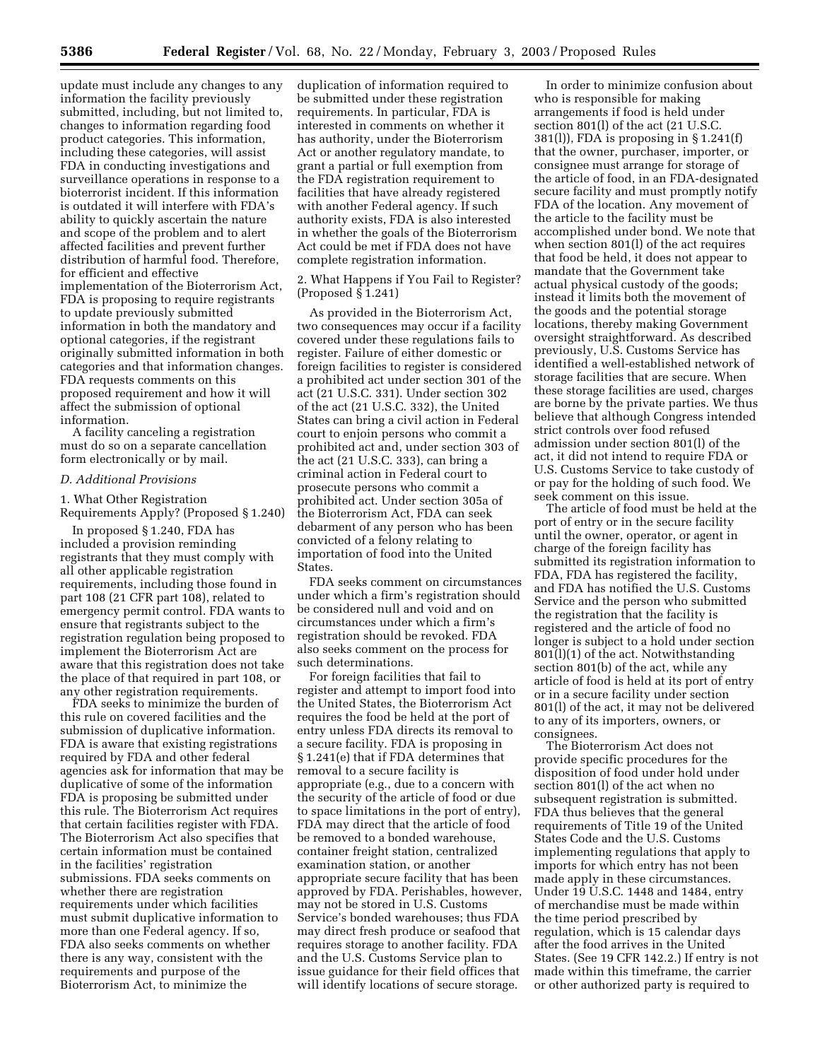update must include any changes to any information the facility previously submitted, including, but not limited to, changes to information regarding food product categories. This information, including these categories, will assist FDA in conducting investigations and surveillance operations in response to a bioterrorist incident. If this information is outdated it will interfere with FDA's ability to quickly ascertain the nature and scope of the problem and to alert affected facilities and prevent further distribution of harmful food. Therefore, for efficient and effective implementation of the Bioterrorism Act, FDA is proposing to require registrants to update previously submitted information in both the mandatory and optional categories, if the registrant originally submitted information in both categories and that information changes. FDA requests comments on this proposed requirement and how it will affect the submission of optional information.

A facility canceling a registration must do so on a separate cancellation form electronically or by mail.

### *D. Additional Provisions*

1. What Other Registration Requirements Apply? (Proposed § 1.240)

In proposed § 1.240, FDA has included a provision reminding registrants that they must comply with all other applicable registration requirements, including those found in part 108 (21 CFR part 108), related to emergency permit control. FDA wants to ensure that registrants subject to the registration regulation being proposed to implement the Bioterrorism Act are aware that this registration does not take the place of that required in part 108, or any other registration requirements.

FDA seeks to minimize the burden of this rule on covered facilities and the submission of duplicative information. FDA is aware that existing registrations required by FDA and other federal agencies ask for information that may be duplicative of some of the information FDA is proposing be submitted under this rule. The Bioterrorism Act requires that certain facilities register with FDA. The Bioterrorism Act also specifies that certain information must be contained in the facilities' registration submissions. FDA seeks comments on whether there are registration requirements under which facilities must submit duplicative information to more than one Federal agency. If so, FDA also seeks comments on whether there is any way, consistent with the requirements and purpose of the Bioterrorism Act, to minimize the duplication of information required to be submitted under these registration requirements. In particular, FDA is interested in comments on whether it has authority, under the Bioterrorism Act or another regulatory mandate, to grant a partial or full exemption from the FDA registration requirement to facilities that have already registered with another Federal agency. If such authority exists, FDA is also interested in whether the goals of the Bioterrorism Act could be met if FDA does not have complete registration information.

2. What Happens if You Fail to Register? (Proposed § 1.241)

As provided in the Bioterrorism Act, two consequences may occur if a facility covered under these regulations fails to register. Failure of either domestic or foreign facilities to register is considered a prohibited act under section 301 of the act (21 U.S.C. 331). Under section 302 of the act (21 U.S.C. 332), the United States can bring a civil action in Federal court to enjoin persons who commit a prohibited act and, under section 303 of the act (21 U.S.C. 333), can bring a criminal action in Federal court to prosecute persons who commit a prohibited act. Under section 305a of the Bioterrorism Act, FDA can seek debarment of any person who has been convicted of a felony relating to importation of food into the United States.

FDA seeks comment on circumstances under which a firm's registration should be considered null and void and on circumstances under which a firm's registration should be revoked. FDA also seeks comment on the process for such determinations.

For foreign facilities that fail to register and attempt to import food into the United States, the Bioterrorism Act requires the food be held at the port of entry unless FDA directs its removal to a secure facility. FDA is proposing in § 1.241(e) that if FDA determines that removal to a secure facility is appropriate (e.g., due to a concern with the security of the article of food or due to space limitations in the port of entry), FDA may direct that the article of food be removed to a bonded warehouse, container freight station, centralized examination station, or another appropriate secure facility that has been approved by FDA. Perishables, however, may not be stored in U.S. Customs Service's bonded warehouses; thus FDA may direct fresh produce or seafood that requires storage to another facility. FDA and the U.S. Customs Service plan to issue guidance for their field offices that will identify locations of secure storage.

In order to minimize confusion about who is responsible for making arrangements if food is held under section 801(l) of the act (21 U.S.C. 381(l)), FDA is proposing in § 1.241(f) that the owner, purchaser, importer, or consignee must arrange for storage of the article of food, in an FDA-designated secure facility and must promptly notify FDA of the location. Any movement of the article to the facility must be accomplished under bond. We note that when section 801(l) of the act requires that food be held, it does not appear to mandate that the Government take actual physical custody of the goods; instead it limits both the movement of the goods and the potential storage locations, thereby making Government oversight straightforward. As described previously, U.S. Customs Service has identified a well-established network of storage facilities that are secure. When these storage facilities are used, charges are borne by the private parties. We thus believe that although Congress intended strict controls over food refused admission under section 801(l) of the act, it did not intend to require FDA or U.S. Customs Service to take custody of or pay for the holding of such food. We seek comment on this issue.

The article of food must be held at the port of entry or in the secure facility until the owner, operator, or agent in charge of the foreign facility has submitted its registration information to FDA, FDA has registered the facility, and FDA has notified the U.S. Customs Service and the person who submitted the registration that the facility is registered and the article of food no longer is subject to a hold under section 801(l)(1) of the act. Notwithstanding section 801(b) of the act, while any article of food is held at its port of entry or in a secure facility under section 801(l) of the act, it may not be delivered to any of its importers, owners, or consignees.

The Bioterrorism Act does not provide specific procedures for the disposition of food under hold under section 801(l) of the act when no subsequent registration is submitted. FDA thus believes that the general requirements of Title 19 of the United States Code and the U.S. Customs implementing regulations that apply to imports for which entry has not been made apply in these circumstances. Under 19 U.S.C. 1448 and 1484, entry of merchandise must be made within the time period prescribed by regulation, which is 15 calendar days after the food arrives in the United States. (See 19 CFR 142.2.) If entry is not made within this timeframe, the carrier or other authorized party is required to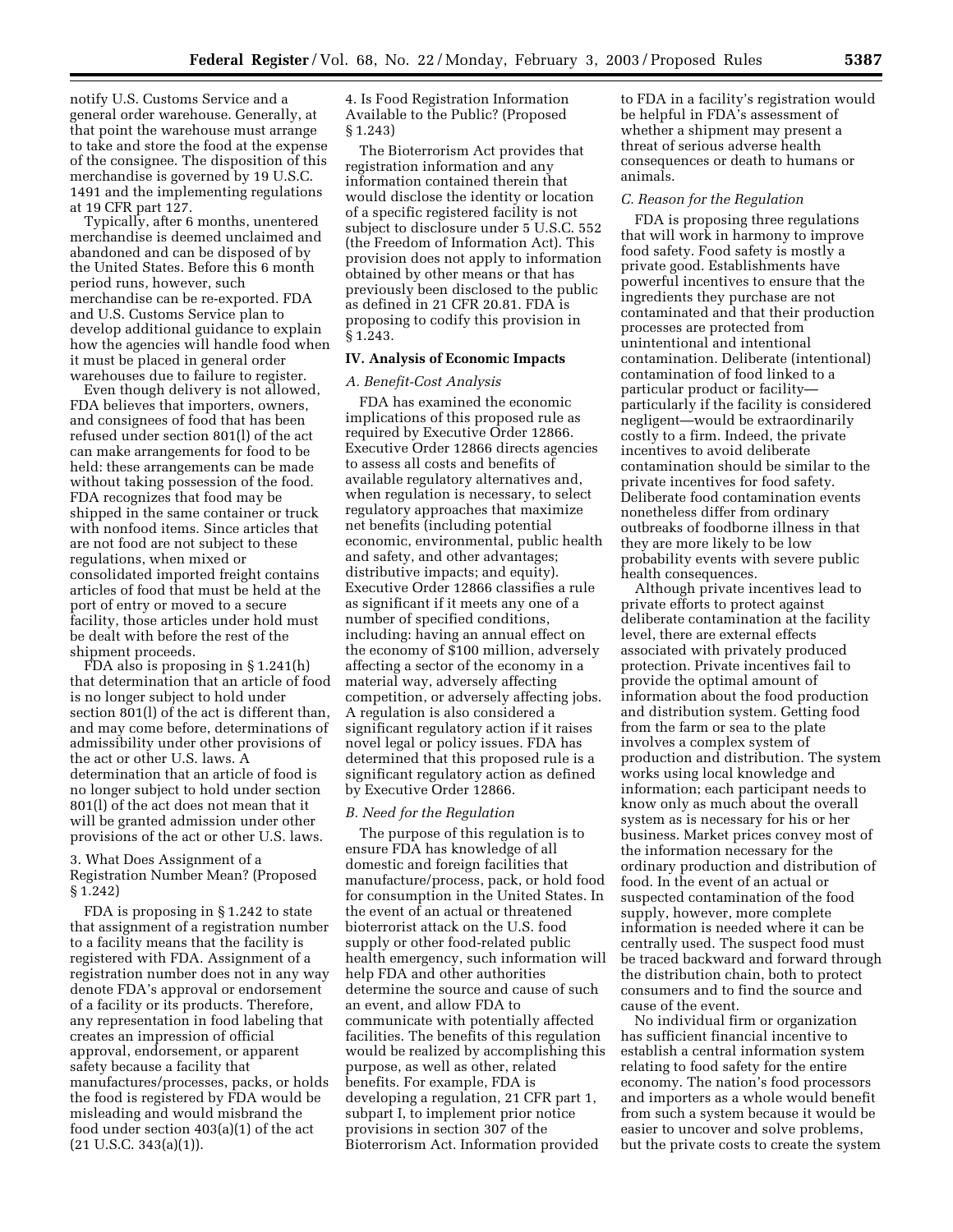notify U.S. Customs Service and a general order warehouse. Generally, at that point the warehouse must arrange to take and store the food at the expense of the consignee. The disposition of this merchandise is governed by 19 U.S.C. 1491 and the implementing regulations at 19 CFR part 127.

Typically, after 6 months, unentered merchandise is deemed unclaimed and abandoned and can be disposed of by the United States. Before this 6 month period runs, however, such merchandise can be re-exported. FDA and U.S. Customs Service plan to develop additional guidance to explain how the agencies will handle food when it must be placed in general order warehouses due to failure to register.

Even though delivery is not allowed, FDA believes that importers, owners, and consignees of food that has been refused under section 801(l) of the act can make arrangements for food to be held: these arrangements can be made without taking possession of the food. FDA recognizes that food may be shipped in the same container or truck with nonfood items. Since articles that are not food are not subject to these regulations, when mixed or consolidated imported freight contains articles of food that must be held at the port of entry or moved to a secure facility, those articles under hold must be dealt with before the rest of the shipment proceeds.

FDA also is proposing in § 1.241(h) that determination that an article of food is no longer subject to hold under section 801(l) of the act is different than, and may come before, determinations of admissibility under other provisions of the act or other U.S. laws. A determination that an article of food is no longer subject to hold under section 801(l) of the act does not mean that it will be granted admission under other provisions of the act or other U.S. laws.

3. What Does Assignment of a Registration Number Mean? (Proposed § 1.242)

FDA is proposing in § 1.242 to state that assignment of a registration number to a facility means that the facility is registered with FDA. Assignment of a registration number does not in any way denote FDA's approval or endorsement of a facility or its products. Therefore, any representation in food labeling that creates an impression of official approval, endorsement, or apparent safety because a facility that manufactures/processes, packs, or holds the food is registered by FDA would be misleading and would misbrand the food under section 403(a)(1) of the act (21 U.S.C. 343(a)(1)).

4. Is Food Registration Information Available to the Public? (Proposed § 1.243)

The Bioterrorism Act provides that registration information and any information contained therein that would disclose the identity or location of a specific registered facility is not subject to disclosure under 5 U.S.C. 552 (the Freedom of Information Act). This provision does not apply to information obtained by other means or that has previously been disclosed to the public as defined in 21 CFR 20.81. FDA is proposing to codify this provision in § 1.243.

## IV. Analysis of Economic Impacts

### *A. Benefit-Cost Analysis*

FDA has examined the economic implications of this proposed rule as required by Executive Order 12866. Executive Order 12866 directs agencies to assess all costs and benefits of available regulatory alternatives and, when regulation is necessary, to select regulatory approaches that maximize net benefits (including potential economic, environmental, public health and safety, and other advantages; distributive impacts; and equity). Executive Order 12866 classifies a rule as significant if it meets any one of a number of specified conditions, including: having an annual effect on the economy of $100 million, adversely affecting a sector of the economy in a material way, adversely affecting competition, or adversely affecting jobs. A regulation is also considered a significant regulatory action if it raises novel legal or policy issues. FDA has determined that this proposed rule is a significant regulatory action as defined by Executive Order 12866.

### *B. Need for the Regulation*

The purpose of this regulation is to ensure FDA has knowledge of all domestic and foreign facilities that manufacture/process, pack, or hold food for consumption in the United States. In the event of an actual or threatened bioterrorist attack on the U.S. food supply or other food-related public health emergency, such information will help FDA and other authorities determine the source and cause of such an event, and allow FDA to communicate with potentially affected facilities. The benefits of this regulation would be realized by accomplishing this purpose, as well as other, related benefits. For example, FDA is developing a regulation, 21 CFR part 1, subpart I, to implement prior notice provisions in section 307 of the Bioterrorism Act. Information provided to FDA in a facility's registration would be helpful in FDA's assessment of whether a shipment may present a threat of serious adverse health consequences or death to humans or animals.

### *C. Reason for the Regulation*

FDA is proposing three regulations that will work in harmony to improve food safety. Food safety is mostly a private good. Establishments have powerful incentives to ensure that the ingredients they purchase are not contaminated and that their production processes are protected from unintentional and intentional contamination. Deliberate (intentional) contamination of food linked to a particular product or facility—particularly if the facility is considered negligent—would be extraordinarily costly to a firm. Indeed, the private incentives to avoid deliberate contamination should be similar to the private incentives for food safety. Deliberate food contamination events nonetheless differ from ordinary outbreaks of foodborne illness in that they are more likely to be low probability events with severe public health consequences.

Although private incentives lead to private efforts to protect against deliberate contamination at the facility level, there are external effects associated with privately produced protection. Private incentives fail to provide the optimal amount of information about the food production and distribution system. Getting food from the farm or sea to the plate involves a complex system of production and distribution. The system works using local knowledge and information; each participant needs to know only as much about the overall system as is necessary for his or her business. Market prices convey most of the information necessary for the ordinary production and distribution of food. In the event of an actual or suspected contamination of the food supply, however, more complete information is needed where it can be centrally used. The suspect food must be traced backward and forward through the distribution chain, both to protect consumers and to find the source and cause of the event.

No individual firm or organization has sufficient financial incentive to establish a central information system relating to food safety for the entire economy. The nation's food processors and importers as a whole would benefit from such a system because it would be easier to uncover and solve problems, but the private costs to create the system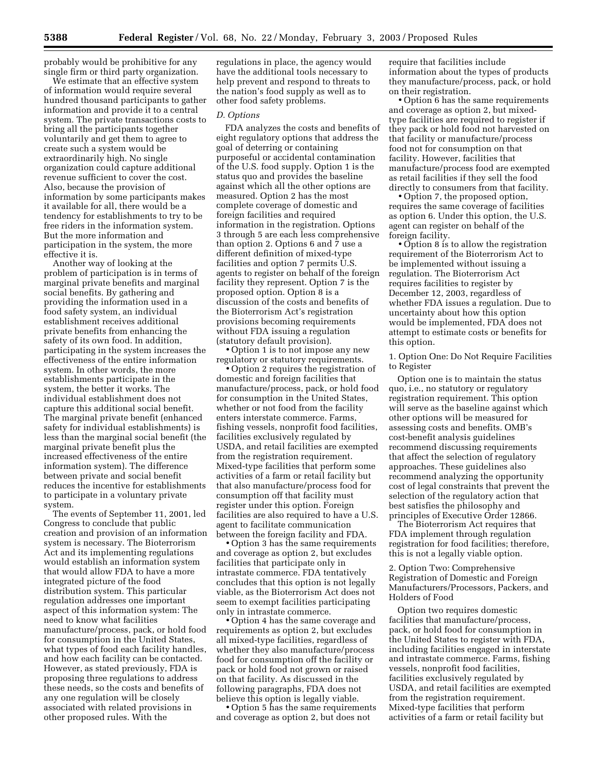probably would be prohibitive for any single firm or third party organization.

We estimate that an effective system of information would require several hundred thousand participants to gather information and provide it to a central system. The private transactions costs to bring all the participants together voluntarily and get them to agree to create such a system would be extraordinarily high. No single organization could capture additional revenue sufficient to cover the cost. Also, because the provision of information by some participants makes it available for all, there would be a tendency for establishments to try to be free riders in the information system. But the more information and participation in the system, the more effective it is.

Another way of looking at the problem of participation is in terms of marginal private benefits and marginal social benefits. By gathering and providing the information used in a food safety system, an individual establishment receives additional private benefits from enhancing the safety of its own food. In addition, participating in the system increases the effectiveness of the entire information system. In other words, the more establishments participate in the system, the better it works. The individual establishment does not capture this additional social benefit. The marginal private benefit (enhanced safety for individual establishments) is less than the marginal social benefit (the marginal private benefit plus the increased effectiveness of the entire information system). The difference between private and social benefit reduces the incentive for establishments to participate in a voluntary private system.

The events of September 11, 2001, led Congress to conclude that public creation and provision of an information system is necessary. The Bioterrorism Act and its implementing regulations would establish an information system that would allow FDA to have a more integrated picture of the food distribution system. This particular regulation addresses one important aspect of this information system: The need to know what facilities manufacture/process, pack, or hold food for consumption in the United States, what types of food each facility handles, and how each facility can be contacted. However, as stated previously, FDA is proposing three regulations to address these needs, so the costs and benefits of any one regulation will be closely associated with related provisions in other proposed rules. With the regulations in place, the agency would have the additional tools necessary to help prevent and respond to threats to the nation's food supply as well as to other food safety problems.

### *D. Options*

FDA analyzes the costs and benefits of eight regulatory options that address the goal of deterring or containing purposeful or accidental contamination of the U.S. food supply. Option 1 is the status quo and provides the baseline against which all the other options are measured. Option 2 has the most complete coverage of domestic and foreign facilities and required information in the registration. Options 3 through 5 are each less comprehensive than option 2. Options 6 and 7 use a different definition of mixed-type facilities and option 7 permits U.S. agents to register on behalf of the foreign facility they represent. Option 7 is the proposed option. Option 8 is a discussion of the costs and benefits of the Bioterrorism Act's registration provisions becoming requirements without FDA issuing a regulation (statutory default provision).

- Option 1 is to not impose any new regulatory or statutory requirements.
- Option 2 requires the registration of domestic and foreign facilities that manufacture/process, pack, or hold food for consumption in the United States, whether or not food from the facility enters interstate commerce. Farms, fishing vessels, nonprofit food facilities, facilities exclusively regulated by USDA, and retail facilities are exempted from the registration requirement. Mixed-type facilities that perform some activities of a farm or retail facility but that also manufacture/process food for consumption off that facility must register under this option. Foreign facilities are also required to have a U.S. agent to facilitate communication between the foreign facility and FDA.
- Option 3 has the same requirements and coverage as option 2, but excludes facilities that participate only in intrastate commerce. FDA tentatively concludes that this option is not legally viable, as the Bioterrorism Act does not seem to exempt facilities participating only in intrastate commerce.
- Option 4 has the same coverage and requirements as option 2, but excludes all mixed-type facilities, regardless of whether they also manufacture/process food for consumption off the facility or pack or hold food not grown or raised on that facility. As discussed in the following paragraphs, FDA does not believe this option is legally viable.
- Option 5 has the same requirements and coverage as option 2, but does not require that facilities include information about the types of products they manufacture/process, pack, or hold on their registration.
- Option 6 has the same requirements and coverage as option 2, but mixed-type facilities are required to register if they pack or hold food not harvested on that facility or manufacture/process food not for consumption on that facility. However, facilities that manufacture/process food are exempted as retail facilities if they sell the food directly to consumers from that facility.
- Option 7, the proposed option, requires the same coverage of facilities as option 6. Under this option, the U.S. agent can register on behalf of the foreign facility.
- Option 8 is to allow the registration requirement of the Bioterrorism Act to be implemented without issuing a regulation. The Bioterrorism Act requires facilities to register by December 12, 2003, regardless of whether FDA issues a regulation. Due to uncertainty about how this option would be implemented, FDA does not attempt to estimate costs or benefits for this option.

#### 1. Option One: Do Not Require Facilities to Register

Option one is to maintain the status quo, i.e., no statutory or regulatory registration requirement. This option will serve as the baseline against which other options will be measured for assessing costs and benefits. OMB's cost-benefit analysis guidelines recommend discussing requirements that affect the selection of regulatory approaches. These guidelines also recommend analyzing the opportunity cost of legal constraints that prevent the selection of the regulatory action that best satisfies the philosophy and principles of Executive Order 12866.

The Bioterrorism Act requires that FDA implement through regulation registration for food facilities; therefore, this is not a legally viable option.

#### 2. Option Two: Comprehensive Registration of Domestic and Foreign Manufacturers/Processors, Packers, and Holders of Food

Option two requires domestic facilities that manufacture/process, pack, or hold food for consumption in the United States to register with FDA, including facilities engaged in interstate and intrastate commerce. Farms, fishing vessels, nonprofit food facilities, facilities exclusively regulated by USDA, and retail facilities are exempted from the registration requirement. Mixed-type facilities that perform activities of a farm or retail facility but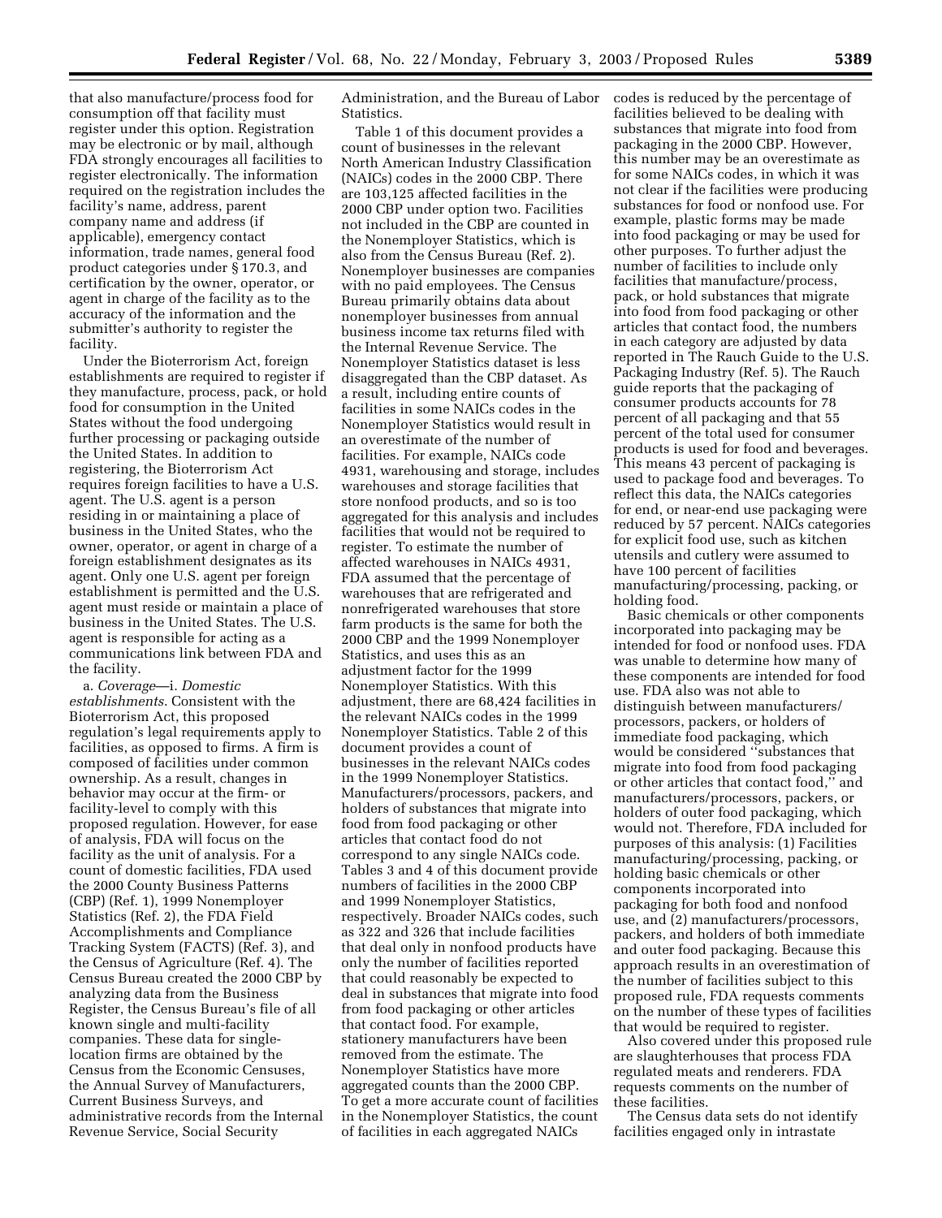that also manufacture/process food for consumption off that facility must register under this option. Registration may be electronic or by mail, although FDA strongly encourages all facilities to register electronically. The information required on the registration includes the facility's name, address, parent company name and address (if applicable), emergency contact information, trade names, general food product categories under § 170.3, and certification by the owner, operator, or agent in charge of the facility as to the accuracy of the information and the submitter's authority to register the facility.

Under the Bioterrorism Act, foreign establishments are required to register if they manufacture, process, pack, or hold food for consumption in the United States without the food undergoing further processing or packaging outside the United States. In addition to registering, the Bioterrorism Act requires foreign facilities to have a U.S. agent. The U.S. agent is a person residing in or maintaining a place of business in the United States, who the owner, operator, or agent in charge of a foreign establishment designates as its agent. Only one U.S. agent per foreign establishment is permitted and the U.S. agent must reside or maintain a place of business in the United States. The U.S. agent is responsible for acting as a communications link between FDA and the facility.

a. *Coverage*—i. *Domestic establishments.* Consistent with the Bioterrorism Act, this proposed regulation's legal requirements apply to facilities, as opposed to firms. A firm is composed of facilities under common ownership. As a result, changes in behavior may occur at the firm- or facility-level to comply with this proposed regulation. However, for ease of analysis, FDA will focus on the facility as the unit of analysis. For a count of domestic facilities, FDA used the 2000 County Business Patterns (CBP) (Ref. 1), 1999 Nonemployer Statistics (Ref. 2), the FDA Field Accomplishments and Compliance Tracking System (FACTS) (Ref. 3), and the Census of Agriculture (Ref. 4). The Census Bureau created the 2000 CBP by analyzing data from the Business Register, the Census Bureau's file of all known single and multi-facility companies. These data for single-location firms are obtained by the Census from the Economic Censuses, the Annual Survey of Manufacturers, Current Business Surveys, and administrative records from the Internal Revenue Service, Social Security Administration, and the Bureau of Labor Statistics.

Table 1 of this document provides a count of businesses in the relevant North American Industry Classification (NAICs) codes in the 2000 CBP. There are 103,125 affected facilities in the 2000 CBP under option two. Facilities not included in the CBP are counted in the Nonemployer Statistics, which is also from the Census Bureau (Ref. 2). Nonemployer businesses are companies with no paid employees. The Census Bureau primarily obtains data about nonemployer businesses from annual business income tax returns filed with the Internal Revenue Service. The Nonemployer Statistics dataset is less disaggregated than the CBP dataset. As a result, including entire counts of facilities in some NAICs codes in the Nonemployer Statistics would result in an overestimate of the number of facilities. For example, NAICs code 4931, warehousing and storage, includes warehouses and storage facilities that store nonfood products, and so is too aggregated for this analysis and includes facilities that would not be required to register. To estimate the number of affected warehouses in NAICs 4931, FDA assumed that the percentage of warehouses that are refrigerated and nonrefrigerated warehouses that store farm products is the same for both the 2000 CBP and the 1999 Nonemployer Statistics, and uses this as an adjustment factor for the 1999 Nonemployer Statistics. With this adjustment, there are 68,424 facilities in the relevant NAICs codes in the 1999 Nonemployer Statistics. Table 2 of this document provides a count of businesses in the relevant NAICs codes in the 1999 Nonemployer Statistics. Manufacturers/processors, packers, and holders of substances that migrate into food from food packaging or other articles that contact food do not correspond to any single NAICs code. Tables 3 and 4 of this document provide numbers of facilities in the 2000 CBP and 1999 Nonemployer Statistics, respectively. Broader NAICs codes, such as 322 and 326 that include facilities that deal only in nonfood products have only the number of facilities reported that could reasonably be expected to deal in substances that migrate into food from food packaging or other articles that contact food. For example, stationery manufacturers have been removed from the estimate. The Nonemployer Statistics have more aggregated counts than the 2000 CBP. To get a more accurate count of facilities in the Nonemployer Statistics, the count of facilities in each aggregated NAICs codes is reduced by the percentage of facilities believed to be dealing with substances that migrate into food from packaging in the 2000 CBP. However, this number may be an overestimate as for some NAICs codes, in which it was not clear if the facilities were producing substances for food or nonfood use. For example, plastic forms may be made into food packaging or may be used for other purposes. To further adjust the number of facilities to include only facilities that manufacture/process, pack, or hold substances that migrate into food from food packaging or other articles that contact food, the numbers in each category are adjusted by data reported in The Rauch Guide to the U.S. Packaging Industry (Ref. 5). The Rauch guide reports that the packaging of consumer products accounts for 78 percent of all packaging and that 55 percent of the total used for consumer products is used for food and beverages. This means 43 percent of packaging is used to package food and beverages. To reflect this data, the NAICs categories for end, or near-end use packaging were reduced by 57 percent. NAICs categories for explicit food use, such as kitchen utensils and cutlery were assumed to have 100 percent of facilities manufacturing/processing, packing, or holding food.

Basic chemicals or other components incorporated into packaging may be intended for food or nonfood uses. FDA was unable to determine how many of these components are intended for food use. FDA also was not able to distinguish between manufacturers/processors, packers, or holders of immediate food packaging, which would be considered "substances that migrate into food from food packaging or other articles that contact food," and manufacturers/processors, packers, or holders of outer food packaging, which would not. Therefore, FDA included for purposes of this analysis: (1) Facilities manufacturing/processing, packing, or holding basic chemicals or other components incorporated into packaging for both food and nonfood use, and (2) manufacturers/processors, packers, and holders of both immediate and outer food packaging. Because this approach results in an overestimation of the number of facilities subject to this proposed rule, FDA requests comments on the number of these types of facilities that would be required to register.

Also covered under this proposed rule are slaughterhouses that process FDA regulated meats and renderers. FDA requests comments on the number of these facilities.

The Census data sets do not identify facilities engaged only in intrastate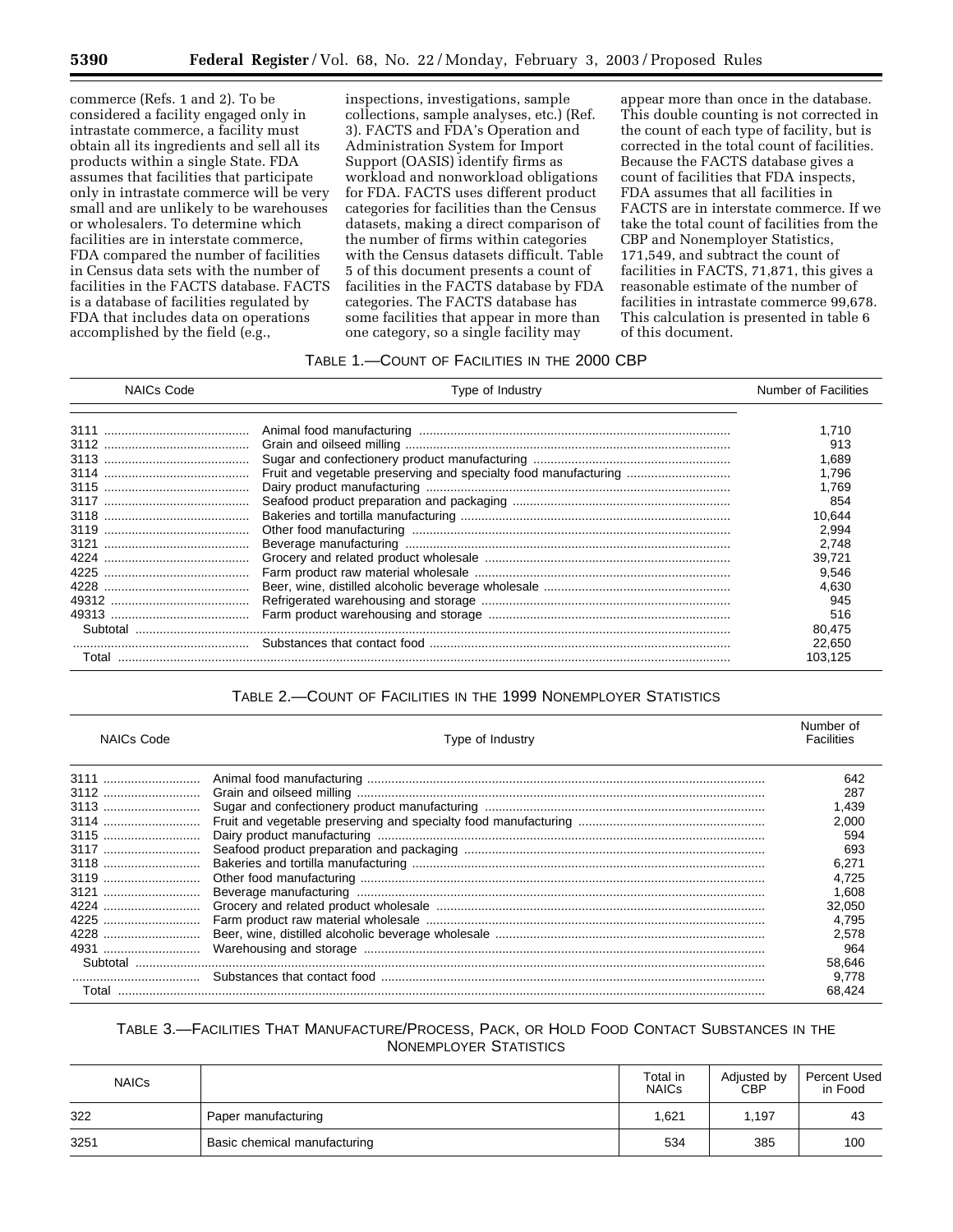commerce (Refs. 1 and 2). To be considered a facility engaged only in intrastate commerce, a facility must obtain all its ingredients and sell all its products within a single State. FDA assumes that facilities that participate only in intrastate commerce will be very small and are unlikely to be warehouses or wholesalers. To determine which facilities are in interstate commerce, FDA compared the number of facilities in Census data sets with the number of facilities in the FACTS database. FACTS is a database of facilities regulated by FDA that includes data on operations accomplished by the field (e.g., inspections, investigations, sample collections, sample analyses, etc.) (Ref. 3). FACTS and FDA's Operation and Administration System for Import Support (OASIS) identify firms as workload and nonworkload obligations for FDA. FACTS uses different product categories for facilities than the Census datasets, making a direct comparison of the number of firms within categories with the Census datasets difficult. Table 5 of this document presents a count of facilities in the FACTS database by FDA categories. The FACTS database has some facilities that appear in more than one category, so a single facility may appear more than once in the database. This double counting is not corrected in the count of each type of facility, but is corrected in the total count of facilities. Because the FACTS database gives a count of facilities that FDA inspects, FDA assumes that all facilities in FACTS are in interstate commerce. If we take the total count of facilities from the CBP and Nonemployer Statistics, 171,549, and subtract the count of facilities in FACTS, 71,871, this gives a reasonable estimate of the number of facilities in intrastate commerce 99,678. This calculation is presented in table 6 of this document.

TABLE 1.—COUNT OF FACILITIES IN THE 2000 CBP

| NAICs Code | Type of Industry | Number of Facilities |
|---|---|---|
| 3111 | Animal food manufacturing | 1,710 |
| 3112 | Grain and oilseed milling | 913 |
| 3113 | Sugar and confectionery product manufacturing | 1,689 |
| 3114 | Fruit and vegetable preserving and specialty food manufacturing | 1,796 |
| 3115 | Dairy product manufacturing | 1,769 |
| 3117 | Seafood product preparation and packaging | 854 |
| 3118 | Bakeries and tortilla manufacturing | 10,644 |
| 3119 | Other food manufacturing | 2,994 |
| 3121 | Beverage manufacturing | 2,748 |
| 4224 | Grocery and related product wholesale | 39,721 |
| 4225 | Farm product raw material wholesale | 9,546 |
| 4228 | Beer, wine, distilled alcoholic beverage wholesale | 4,630 |
| 49312 | Refrigerated warehousing and storage | 945 |
| 49313 | Farm product warehousing and storage | 516 |
| Subtotal | | 80,475 |
| | Substances that contact food | 22,650 |
| Total | | 103,125 |

TABLE 2.—COUNT OF FACILITIES IN THE 1999 NONEMPLOYER STATISTICS

| NAICs Code | Type of Industry | Number of Facilities |
|---|---|---|
| 3111 | Animal food manufacturing | 642 |
| 3112 | Grain and oilseed milling | 287 |
| 3113 | Sugar and confectionery product manufacturing | 1,439 |
| 3114 | Fruit and vegetable preserving and specialty food manufacturing | 2,000 |
| 3115 | Dairy product manufacturing | 594 |
| 3117 | Seafood product preparation and packaging | 693 |
| 3118 | Bakeries and tortilla manufacturing | 6,271 |
| 3119 | Other food manufacturing | 4,725 |
| 3121 | Beverage manufacturing | 1,608 |
| 4224 | Grocery and related product wholesale | 32,050 |
| 4225 | Farm product raw material wholesale | 4,795 |
| 4228 | Beer, wine, distilled alcoholic beverage wholesale | 2,578 |
| 4931 | Warehousing and storage | 964 |
| Subtotal | | 58,646 |
| | Substances that contact food | 9,778 |
| Total | | 68,424 |

TABLE 3.—FACILITIES THAT MANUFACTURE/PROCESS, PACK, OR HOLD FOOD CONTACT SUBSTANCES IN THE NONEMPLOYER STATISTICS

| NAICs | | Total in NAICs | Adjusted by CBP | Percent Used in Food |
|---|---|---|---|---|
| 322 | Paper manufacturing | 1,621 | 1,197 | 43 |
| 3251 | Basic chemical manufacturing | 534 | 385 | 100 |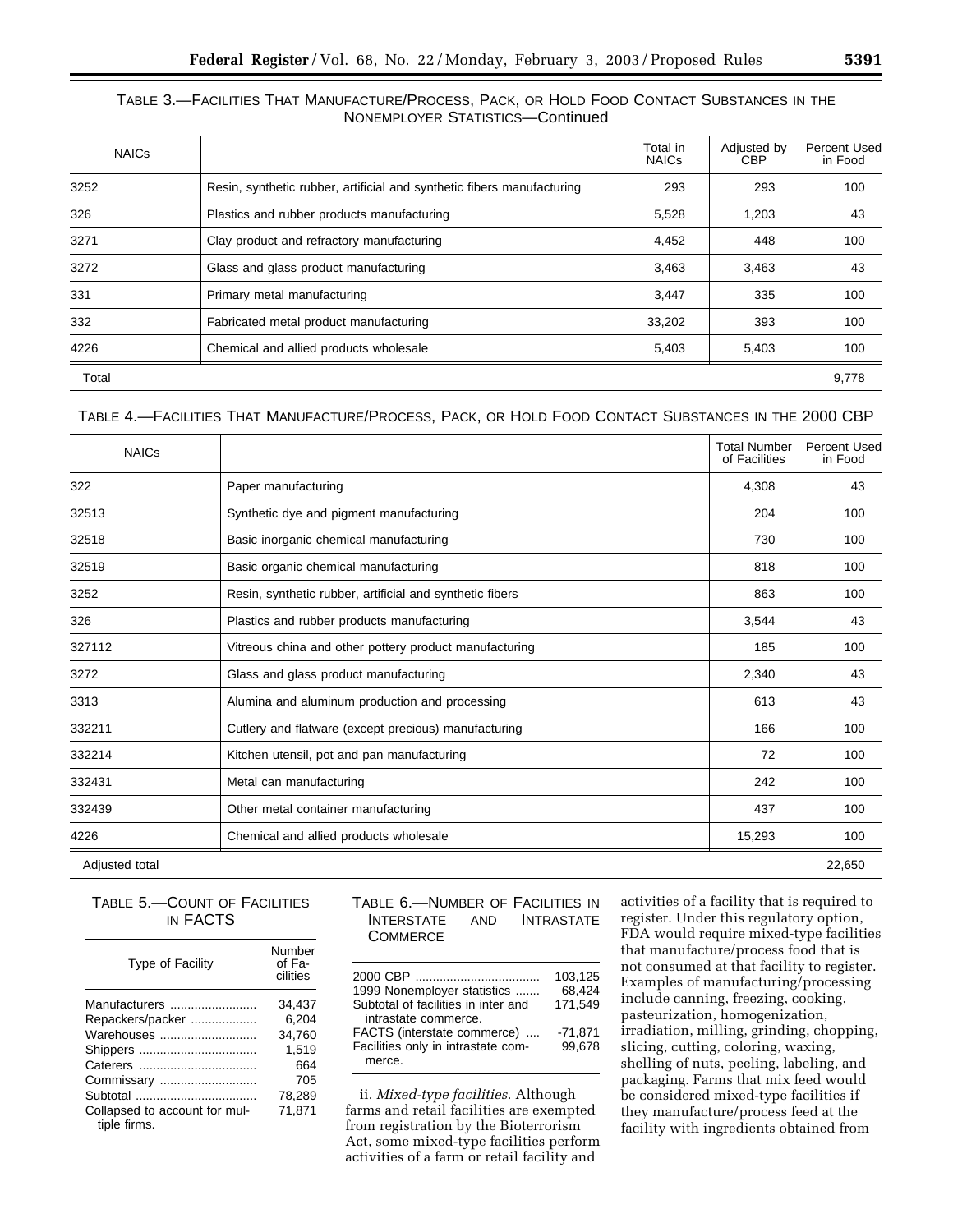TABLE 3.—FACILITIES THAT MANUFACTURE/PROCESS, PACK, OR HOLD FOOD CONTACT SUBSTANCES IN THE NONEMPLOYER STATISTICS—Continued

| NAICs | | Total in NAICs | Adjusted by CBP | Percent Used in Food |
|---|---|---|---|---|
| 3252 | Resin, synthetic rubber, artificial and synthetic fibers manufacturing | 293 | 293 | 100 |
| 326 | Plastics and rubber products manufacturing | 5,528 | 1,203 | 43 |
| 3271 | Clay product and refractory manufacturing | 4,452 | 448 | 100 |
| 3272 | Glass and glass product manufacturing | 3,463 | 3,463 | 43 |
| 331 | Primary metal manufacturing | 3,447 | 335 | 100 |
| 332 | Fabricated metal product manufacturing | 33,202 | 393 | 100 |
| 4226 | Chemical and allied products wholesale | 5,403 | 5,403 | 100 |
| Total | | | | 9,778 |

TABLE 4.—FACILITIES THAT MANUFACTURE/PROCESS, PACK, OR HOLD FOOD CONTACT SUBSTANCES IN THE 2000 CBP

| NAICs | | Total Number of Facilities | Percent Used in Food |
|---|---|---|---|
| 322 | Paper manufacturing | 4,308 | 43 |
| 32513 | Synthetic dye and pigment manufacturing | 204 | 100 |
| 32518 | Basic inorganic chemical manufacturing | 730 | 100 |
| 32519 | Basic organic chemical manufacturing | 818 | 100 |
| 3252 | Resin, synthetic rubber, artificial and synthetic fibers | 863 | 100 |
| 326 | Plastics and rubber products manufacturing | 3,544 | 43 |
| 327112 | Vitreous china and other pottery product manufacturing | 185 | 100 |
| 3272 | Glass and glass product manufacturing | 2,340 | 43 |
| 3313 | Alumina and aluminum production and processing | 613 | 43 |
| 332211 | Cutlery and flatware (except precious) manufacturing | 166 | 100 |
| 332214 | Kitchen utensil, pot and pan manufacturing | 72 | 100 |
| 332431 | Metal can manufacturing | 242 | 100 |
| 332439 | Other metal container manufacturing | 437 | 100 |
| 4226 | Chemical and allied products wholesale | 15,293 | 100 |
| Adjusted total | | | 22,650 |

TABLE 5.—COUNT OF FACILITIES IN FACTS

| Type of Facility | Number of Facilities |
|---|---|
| Manufacturers | 34,437 |
| Repackers/packer | 6,204 |
| Warehouses | 34,760 |
| Shippers | 1,519 |
| Caterers | 664 |
| Commissary | 705 |
| Subtotal | 78,289 |
| Collapsed to account for multiple firms. | 71,871 |

TABLE 6.—NUMBER OF FACILITIES IN INTERSTATE AND INTRASTATE COMMERCE

| | |
|---|---|
| 2000 CBP | 103,125 |
| 1999 Nonemployer statistics | 68,424 |
| Subtotal of facilities in inter and intrastate commerce. | 171,549 |
| FACTS (interstate commerce) | -71,871 |
| Facilities only in intrastate commerce. | 99,678 |

ii. *Mixed-type facilities*. Although farms and retail facilities are exempted from registration by the Bioterrorism Act, some mixed-type facilities perform activities of a farm or retail facility and activities of a facility that is required to register. Under this regulatory option, FDA would require mixed-type facilities that manufacture/process food that is not consumed at that facility to register. Examples of manufacturing/processing include canning, freezing, cooking, pasteurization, homogenization, irradiation, milling, grinding, chopping, slicing, cutting, coloring, waxing, shelling of nuts, peeling, labeling, and packaging. Farms that mix feed would be considered mixed-type facilities if they manufacture/process feed at the facility with ingredients obtained from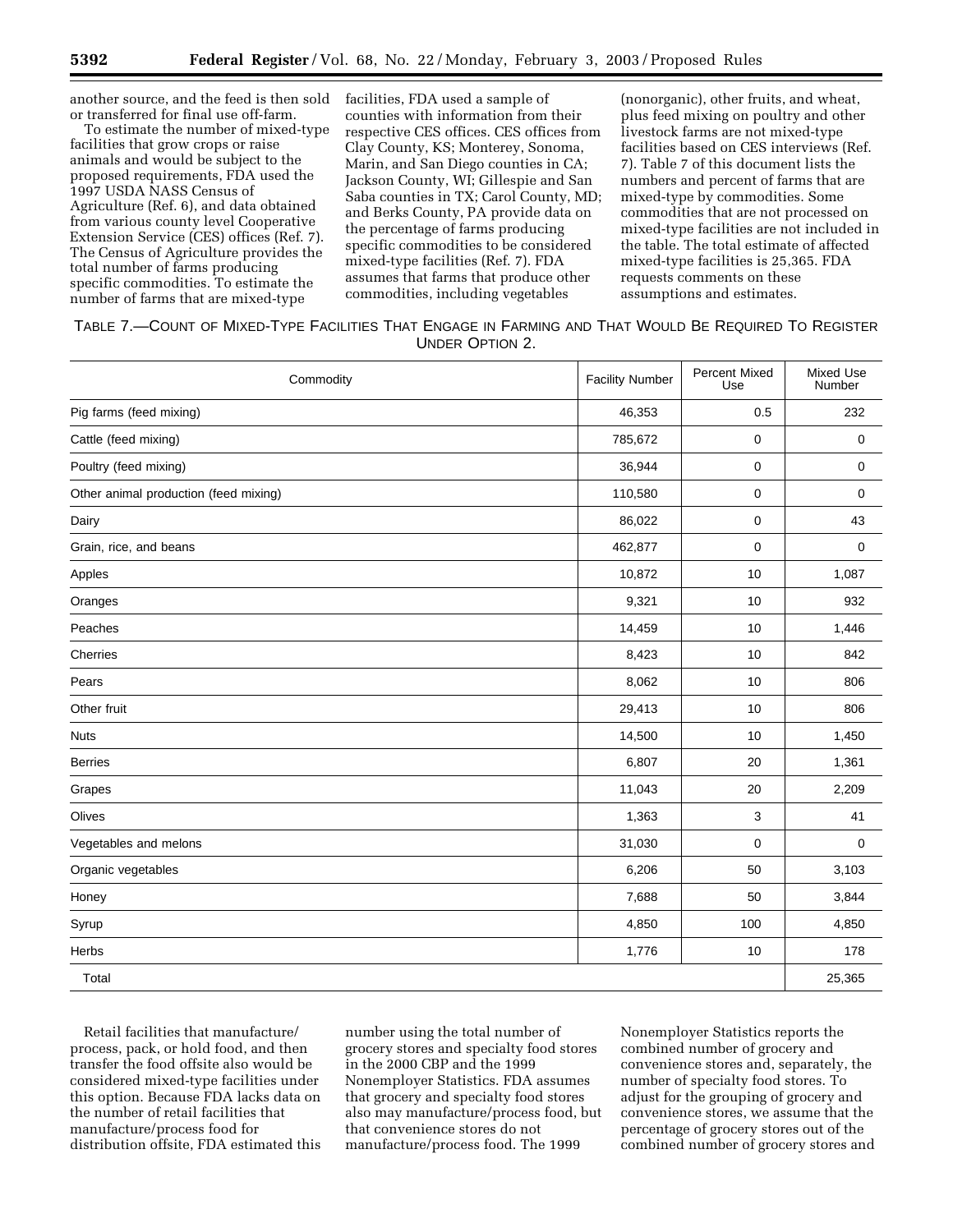another source, and the feed is then sold or transferred for final use off-farm.

To estimate the number of mixed-type facilities that grow crops or raise animals and would be subject to the proposed requirements, FDA used the 1997 USDA NASS Census of Agriculture (Ref. 6), and data obtained from various county level Cooperative Extension Service (CES) offices (Ref. 7). The Census of Agriculture provides the total number of farms producing specific commodities. To estimate the number of farms that are mixed-type facilities, FDA used a sample of counties with information from their respective CES offices. CES offices from Clay County, KS; Monterey, Sonoma, Marin, and San Diego counties in CA; Jackson County, WI; Gillespie and San Saba counties in TX; Carol County, MD; and Berks County, PA provide data on the percentage of farms producing specific commodities to be considered mixed-type facilities (Ref. 7). FDA assumes that farms that produce other commodities, including vegetables (nonorganic), other fruits, and wheat, plus feed mixing on poultry and other livestock farms are not mixed-type facilities based on CES interviews (Ref. 7). Table 7 of this document lists the numbers and percent of farms that are mixed-type by commodities. Some commodities that are not processed on mixed-type facilities are not included in the table. The total estimate of affected mixed-type facilities is 25,365. FDA requests comments on these assumptions and estimates.

TABLE 7.—COUNT OF MIXED-TYPE FACILITIES THAT ENGAGE IN FARMING AND THAT WOULD BE REQUIRED TO REGISTER UNDER OPTION 2.

| Commodity | Facility Number | Percent Mixed Use | Mixed Use Number |
|---|---|---|---|
| Pig farms (feed mixing) | 46,353 | 0.5 | 232 |
| Cattle (feed mixing) | 785,672 | 0 | 0 |
| Poultry (feed mixing) | 36,944 | 0 | 0 |
| Other animal production (feed mixing) | 110,580 | 0 | 0 |
| Dairy | 86,022 | 0 | 43 |
| Grain, rice, and beans | 462,877 | 0 | 0 |
| Apples | 10,872 | 10 | 1,087 |
| Oranges | 9,321 | 10 | 932 |
| Peaches | 14,459 | 10 | 1,446 |
| Cherries | 8,423 | 10 | 842 |
| Pears | 8,062 | 10 | 806 |
| Other fruit | 29,413 | 10 | 806 |
| Nuts | 14,500 | 10 | 1,450 |
| Berries | 6,807 | 20 | 1,361 |
| Grapes | 11,043 | 20 | 2,209 |
| Olives | 1,363 | 3 | 41 |
| Vegetables and melons | 31,030 | 0 | 0 |
| Organic vegetables | 6,206 | 50 | 3,103 |
| Honey | 7,688 | 50 | 3,844 |
| Syrup | 4,850 | 100 | 4,850 |
| Herbs | 1,776 | 10 | 178 |
| Total | | | 25,365 |

Retail facilities that manufacture/process, pack, or hold food, and then transfer the food offsite also would be considered mixed-type facilities under this option. Because FDA lacks data on the number of retail facilities that manufacture/process food for distribution offsite, FDA estimated this number using the total number of grocery stores and specialty food stores in the 2000 CBP and the 1999 Nonemployer Statistics. FDA assumes that grocery and specialty food stores also may manufacture/process food, but that convenience stores do not manufacture/process food. The 1999 Nonemployer Statistics reports the combined number of grocery and convenience stores and, separately, the number of specialty food stores. To adjust for the grouping of grocery and convenience stores, we assume that the percentage of grocery stores out of the combined number of grocery stores and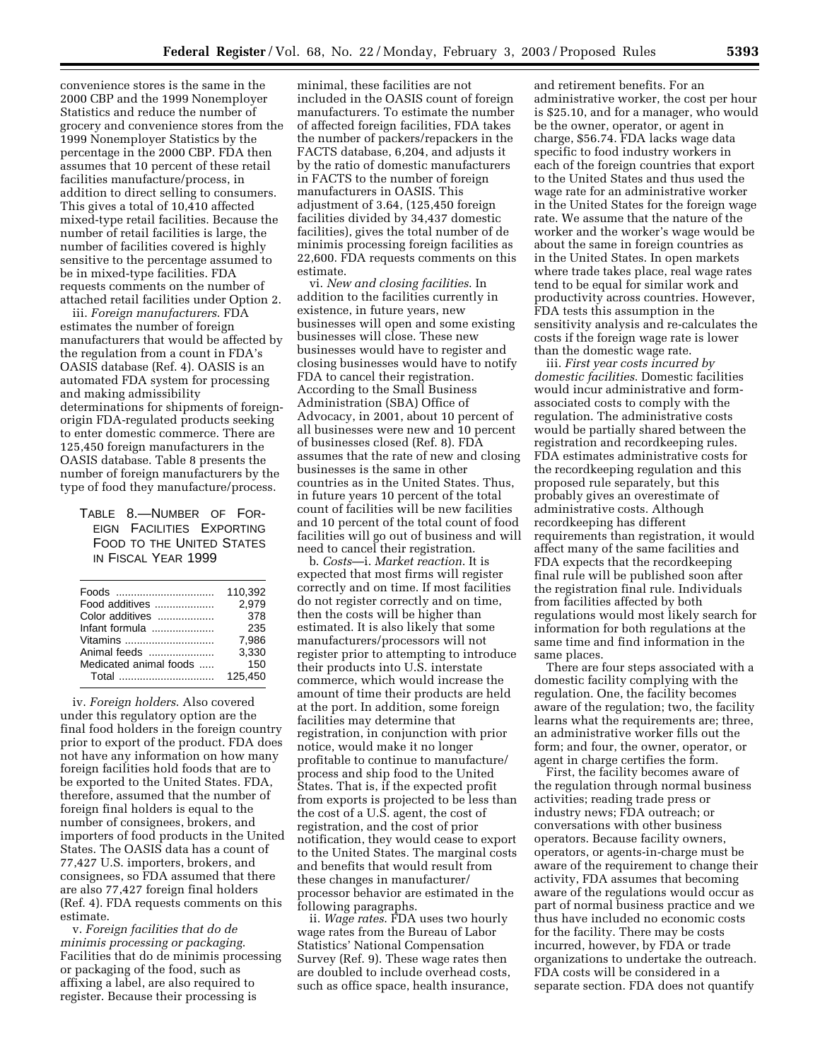convenience stores is the same in the 2000 CBP and the 1999 Nonemployer Statistics and reduce the number of grocery and convenience stores from the 1999 Nonemployer Statistics by the percentage in the 2000 CBP. FDA then assumes that 10 percent of these retail facilities manufacture/process, in addition to direct selling to consumers. This gives a total of 10,410 affected mixed-type retail facilities. Because the number of retail facilities is large, the number of facilities covered is highly sensitive to the percentage assumed to be in mixed-type facilities. FDA requests comments on the number of attached retail facilities under Option 2.

iii. *Foreign manufacturers*. FDA estimates the number of foreign manufacturers that would be affected by the regulation from a count in FDA's OASIS database (Ref. 4). OASIS is an automated FDA system for processing and making admissibility determinations for shipments of foreign-origin FDA-regulated products seeking to enter domestic commerce. There are 125,450 foreign manufacturers in the OASIS database. Table 8 presents the number of foreign manufacturers by the type of food they manufacture/process.

TABLE 8.—NUMBER OF FOREIGN FACILITIES EXPORTING FOOD TO THE UNITED STATES IN FISCAL YEAR 1999

| | |
|---|---|
| Foods | 110,392 |
| Food additives | 2,979 |
| Color additives | 378 |
| Infant formula | 235 |
| Vitamins | 7,986 |
| Animal feeds | 3,330 |
| Medicated animal foods | 150 |
| Total | 125,450 |

iv. *Foreign holders*. Also covered under this regulatory option are the final food holders in the foreign country prior to export of the product. FDA does not have any information on how many foreign facilities hold foods that are to be exported to the United States. FDA, therefore, assumed that the number of foreign final holders is equal to the number of consignees, brokers, and importers of food products in the United States. The OASIS data has a count of 77,427 U.S. importers, brokers, and consignees, so FDA assumed that there are also 77,427 foreign final holders (Ref. 4). FDA requests comments on this estimate.

v. *Foreign facilities that do de minimis processing or packaging*. Facilities that do de minimis processing or packaging of the food, such as affixing a label, are also required to register. Because their processing is minimal, these facilities are not included in the OASIS count of foreign manufacturers. To estimate the number of affected foreign facilities, FDA takes the number of packers/repackers in the FACTS database, 6,204, and adjusts it by the ratio of domestic manufacturers in FACTS to the number of foreign manufacturers in OASIS. This adjustment of 3.64, (125,450 foreign facilities divided by 34,437 domestic facilities), gives the total number of de minimis processing foreign facilities as 22,600. FDA requests comments on this estimate.

vi. *New and closing facilities*. In addition to the facilities currently in existence, in future years, new businesses will open and some existing businesses will close. These new businesses would have to register and closing businesses would have to notify FDA to cancel their registration. According to the Small Business Administration (SBA) Office of Advocacy, in 2001, about 10 percent of all businesses were new and 10 percent of businesses closed (Ref. 8). FDA assumes that the rate of new and closing businesses is the same in other countries as in the United States. Thus, in future years 10 percent of the total count of facilities will be new facilities and 10 percent of the total count of food facilities will go out of business and will need to cancel their registration.

b. *Costs*—i. *Market reaction*. It is expected that most firms will register correctly and on time. If most facilities do not register correctly and on time, then the costs will be higher than estimated. It is also likely that some manufacturers/processors will not register prior to attempting to introduce their products into U.S. interstate commerce, which would increase the amount of time their products are held at the port. In addition, some foreign facilities may determine that registration, in conjunction with prior notice, would make it no longer profitable to continue to manufacture/process and ship food to the United States. That is, if the expected profit from exports is projected to be less than the cost of a U.S. agent, the cost of registration, and the cost of prior notification, they would cease to export to the United States. The marginal costs and benefits that would result from these changes in manufacturer/processor behavior are estimated in the following paragraphs.

ii. *Wage rates*. FDA uses two hourly wage rates from the Bureau of Labor Statistics' National Compensation Survey (Ref. 9). These wage rates then are doubled to include overhead costs, such as office space, health insurance, and retirement benefits. For an administrative worker, the cost per hour is $25.10, and for a manager, who would be the owner, operator, or agent in charge, $56.74. FDA lacks wage data specific to food industry workers in each of the foreign countries that export to the United States and thus used the wage rate for an administrative worker in the United States for the foreign wage rate. We assume that the nature of the worker and the worker's wage would be about the same in foreign countries as in the United States. In open markets where trade takes place, real wage rates tend to be equal for similar work and productivity across countries. However, FDA tests this assumption in the sensitivity analysis and re-calculates the costs if the foreign wage rate is lower than the domestic wage rate.

iii. *First year costs incurred by domestic facilities*. Domestic facilities would incur administrative and form-associated costs to comply with the regulation. The administrative costs would be partially shared between the registration and recordkeeping rules. FDA estimates administrative costs for the recordkeeping regulation and this proposed rule separately, but this probably gives an overestimate of administrative costs. Although recordkeeping has different requirements than registration, it would affect many of the same facilities and FDA expects that the recordkeeping final rule will be published soon after the registration final rule. Individuals from facilities affected by both regulations would most likely search for information for both regulations at the same time and find information in the same places.

There are four steps associated with a domestic facility complying with the regulation. One, the facility becomes aware of the regulation; two, the facility learns what the requirements are; three, an administrative worker fills out the form; and four, the owner, operator, or agent in charge certifies the form.

First, the facility becomes aware of the regulation through normal business activities; reading trade press or industry news; FDA outreach; or conversations with other business operators. Because facility owners, operators, or agents-in-charge must be aware of the requirement to change their activity, FDA assumes that becoming aware of the regulations would occur as part of normal business practice and we thus have included no economic costs for the facility. There may be costs incurred, however, by FDA or trade organizations to undertake the outreach. FDA costs will be considered in a separate section. FDA does not quantify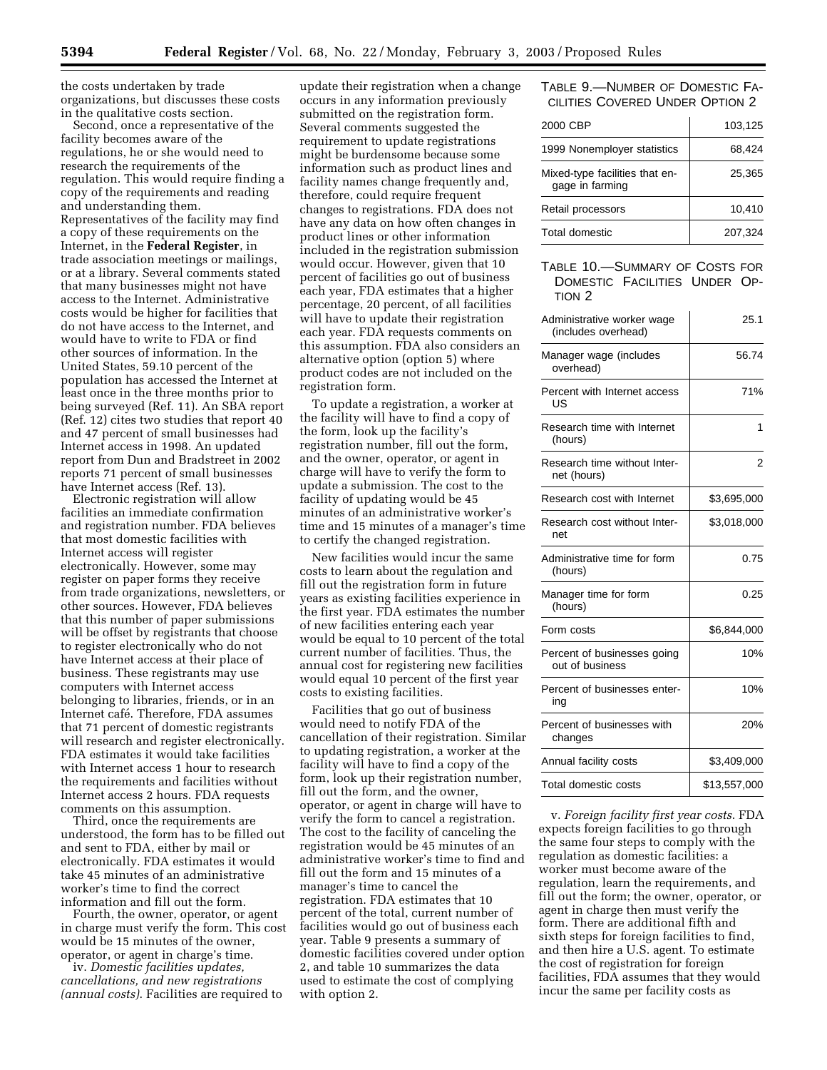the costs undertaken by trade organizations, but discusses these costs in the qualitative costs section.

Second, once a representative of the facility becomes aware of the regulations, he or she would need to research the requirements of the regulation. This would require finding a copy of the requirements and reading and understanding them. Representatives of the facility may find a copy of these requirements on the Internet, in the **Federal Register**, in trade association meetings or mailings, or at a library. Several comments stated that many businesses might not have access to the Internet. Administrative costs would be higher for facilities that do not have access to the Internet, and would have to write to FDA or find other sources of information. In the United States, 59.10 percent of the population has accessed the Internet at least once in the three months prior to being surveyed (Ref. 11). An SBA report (Ref. 12) cites two studies that report 40 and 47 percent of small businesses had Internet access in 1998. An updated report from Dun and Bradstreet in 2002 reports 71 percent of small businesses have Internet access (Ref. 13).

Electronic registration will allow facilities an immediate confirmation and registration number. FDA believes that most domestic facilities with Internet access will register electronically. However, some may register on paper forms they receive from trade organizations, newsletters, or other sources. However, FDA believes that this number of paper submissions will be offset by registrants that choose to register electronically who do not have Internet access at their place of business. These registrants may use computers with Internet access belonging to libraries, friends, or in an Internet café. Therefore, FDA assumes that 71 percent of domestic registrants will research and register electronically. FDA estimates it would take facilities with Internet access 1 hour to research the requirements and facilities without Internet access 2 hours. FDA requests comments on this assumption.

Third, once the requirements are understood, the form has to be filled out and sent to FDA, either by mail or electronically. FDA estimates it would take 45 minutes of an administrative worker's time to find the correct information and fill out the form.

Fourth, the owner, operator, or agent in charge must verify the form. This cost would be 15 minutes of the owner, operator, or agent in charge's time.

iv. *Domestic facilities updates, cancellations, and new registrations (annual costs)*. Facilities are required to update their registration when a change occurs in any information previously submitted on the registration form. Several comments suggested the requirement to update registrations might be burdensome because some information such as product lines and facility names change frequently and, therefore, could require frequent changes to registrations. FDA does not have any data on how often changes in product lines or other information included in the registration submission would occur. However, given that 10 percent of facilities go out of business each year, FDA estimates that a higher percentage, 20 percent, of all facilities will have to update their registration each year. FDA requests comments on this assumption. FDA also considers an alternative option (option 5) where product codes are not included on the registration form.

To update a registration, a worker at the facility will have to find a copy of the form, look up the facility's registration number, fill out the form, and the owner, operator, or agent in charge will have to verify the form to update a submission. The cost to the facility of updating would be 45 minutes of an administrative worker's time and 15 minutes of a manager's time to certify the changed registration.

New facilities would incur the same costs to learn about the regulation and fill out the registration form in future years as existing facilities experience in the first year. FDA estimates the number of new facilities entering each year would be equal to 10 percent of the total current number of facilities. Thus, the annual cost for registering new facilities would equal 10 percent of the first year costs to existing facilities.

Facilities that go out of business would need to notify FDA of the cancellation of their registration. Similar to updating registration, a worker at the facility will have to find a copy of the form, look up their registration number, fill out the form, and the owner, operator, or agent in charge will have to verify the form to cancel a registration. The cost to the facility of canceling the registration would be 45 minutes of an administrative worker's time to find and fill out the form and 15 minutes of a manager's time to cancel the registration. FDA estimates that 10 percent of the total, current number of facilities would go out of business each year. Table 9 presents a summary of domestic facilities covered under option 2, and table 10 summarizes the data used to estimate the cost of complying with option 2.

TABLE 9.—NUMBER OF DOMESTIC FACILITIES COVERED UNDER OPTION 2

| | |
|---|---|
| 2000 CBP | 103,125 |
| 1999 Nonemployer statistics | 68,424 |
| Mixed-type facilities that engage in farming | 25,365 |
| Retail processors | 10,410 |
| Total domestic | 207,324 |

TABLE 10.—SUMMARY OF COSTS FOR DOMESTIC FACILITIES UNDER OPTION 2

| | |
|---|---|
| Administrative worker wage (includes overhead) | 25.1 |
| Manager wage (includes overhead) | 56.74 |
| Percent with Internet access US | 71% |
| Research time with Internet (hours) | 1 |
| Research time without Internet (hours) | 2 |
| Research cost with Internet | $3,695,000 |
| Research cost without Internet | $3,018,000 |
| Administrative time for form (hours) | 0.75 |
| Manager time for form (hours) | 0.25 |
| Form costs | $6,844,000 |
| Percent of businesses going out of business | 10% |
| Percent of businesses entering | 10% |
| Percent of businesses with changes | 20% |
| Annual facility costs | $3,409,000 |
| Total domestic costs | $13,557,000 |

v. *Foreign facility first year costs*. FDA expects foreign facilities to go through the same four steps to comply with the regulation as domestic facilities: a worker must become aware of the regulation, learn the requirements, and fill out the form; the owner, operator, or agent in charge then must verify the form. There are additional fifth and sixth steps for foreign facilities to find, and then hire a U.S. agent. To estimate the cost of registration for foreign facilities, FDA assumes that they would incur the same per facility costs as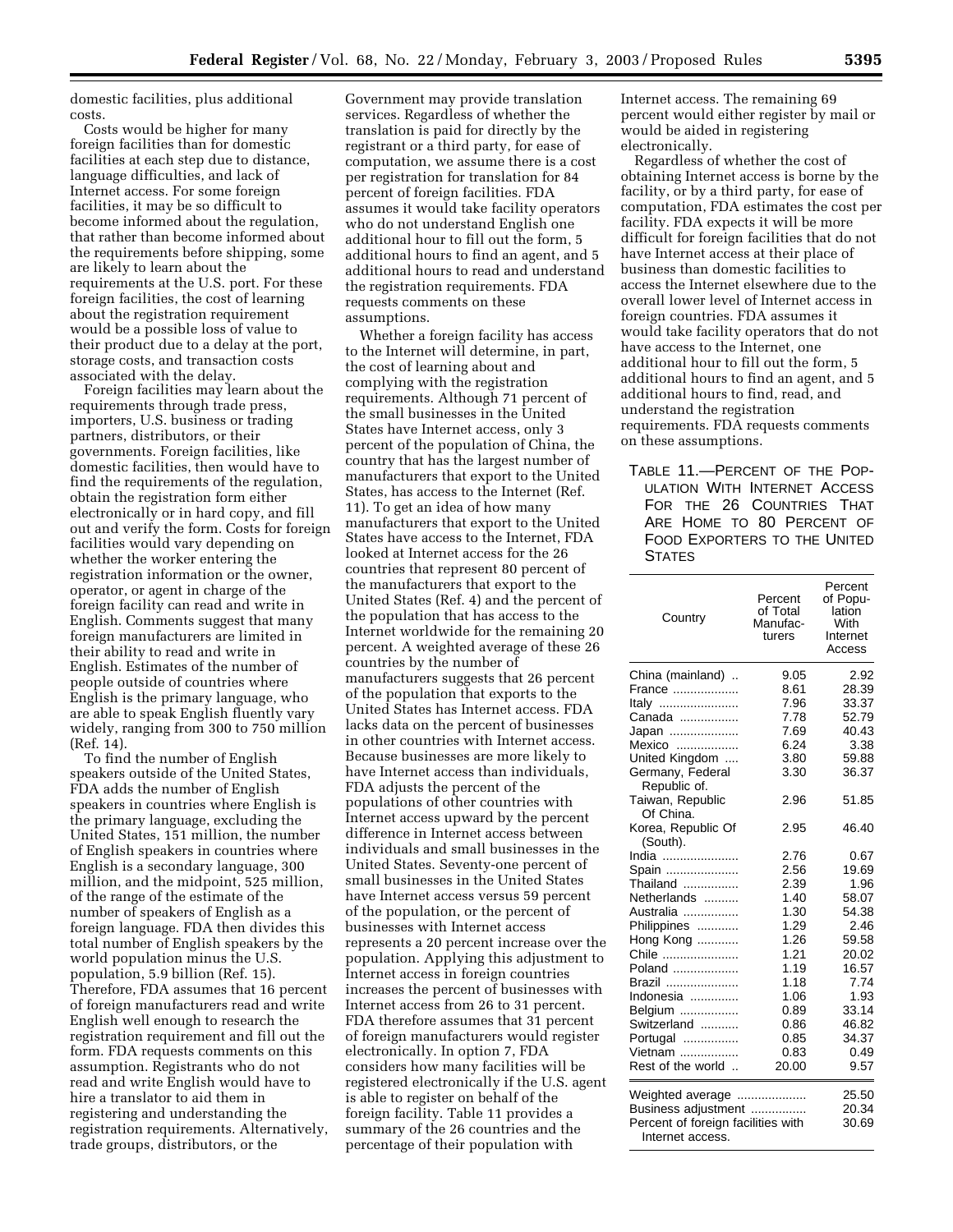domestic facilities, plus additional costs.

Costs would be higher for many foreign facilities than for domestic facilities at each step due to distance, language difficulties, and lack of Internet access. For some foreign facilities, it may be so difficult to become informed about the regulation, that rather than become informed about the requirements before shipping, some are likely to learn about the requirements at the U.S. port. For these foreign facilities, the cost of learning about the registration requirement would be a possible loss of value to their product due to a delay at the port, storage costs, and transaction costs associated with the delay.

Foreign facilities may learn about the requirements through trade press, importers, U.S. business or trading partners, distributors, or their governments. Foreign facilities, like domestic facilities, then would have to find the requirements of the regulation, obtain the registration form either electronically or in hard copy, and fill out and verify the form. Costs for foreign facilities would vary depending on whether the worker entering the registration information or the owner, operator, or agent in charge of the foreign facility can read and write in English. Comments suggest that many foreign manufacturers are limited in their ability to read and write in English. Estimates of the number of people outside of countries where English is the primary language, who are able to speak English fluently vary widely, ranging from 300 to 750 million (Ref. 14).

To find the number of English speakers outside of the United States, FDA adds the number of English speakers in countries where English is the primary language, excluding the United States, 151 million, the number of English speakers in countries where English is a secondary language, 300 million, and the midpoint, 525 million, of the range of the estimate of the number of speakers of English as a foreign language. FDA then divides this total number of English speakers by the world population minus the U.S. population, 5.9 billion (Ref. 15). Therefore, FDA assumes that 16 percent of foreign manufacturers read and write English well enough to research the registration requirement and fill out the form. FDA requests comments on this assumption. Registrants who do not read and write English would have to hire a translator to aid them in registering and understanding the registration requirements. Alternatively, trade groups, distributors, or the Government may provide translation services. Regardless of whether the translation is paid for directly by the registrant or a third party, for ease of computation, we assume there is a cost per registration for translation for 84 percent of foreign facilities. FDA assumes it would take facility operators who do not understand English one additional hour to fill out the form, 5 additional hours to find an agent, and 5 additional hours to read and understand the registration requirements. FDA requests comments on these assumptions.

Whether a foreign facility has access to the Internet will determine, in part, the cost of learning about and complying with the registration requirements. Although 71 percent of the small businesses in the United States have Internet access, only 3 percent of the population of China, the country that has the largest number of manufacturers that export to the United States, has access to the Internet (Ref. 11). To get an idea of how many manufacturers that export to the United States have access to the Internet, FDA looked at Internet access for the 26 countries that represent 80 percent of the manufacturers that export to the United States (Ref. 4) and the percent of the population that has access to the Internet worldwide for the remaining 20 percent. A weighted average of these 26 countries by the number of manufacturers suggests that 26 percent of the population that exports to the United States has Internet access. FDA lacks data on the percent of businesses in other countries with Internet access. Because businesses are more likely to have Internet access than individuals, FDA adjusts the percent of the populations of other countries with Internet access upward by the percent difference in Internet access between individuals and small businesses in the United States. Seventy-one percent of small businesses in the United States have Internet access versus 59 percent of the population, or the percent of businesses with Internet access represents a 20 percent increase over the population. Applying this adjustment to Internet access in foreign countries increases the percent of businesses with Internet access from 26 to 31 percent. FDA therefore assumes that 31 percent of foreign manufacturers would register electronically. In option 7, FDA considers how many facilities will be registered electronically if the U.S. agent is able to register on behalf of the foreign facility. Table 11 provides a summary of the 26 countries and the percentage of their population with Internet access. The remaining 69 percent would either register by mail or would be aided in registering electronically.

Regardless of whether the cost of obtaining Internet access is borne by the facility, or by a third party, for ease of computation, FDA estimates the cost per facility. FDA expects it will be more difficult for foreign facilities that do not have Internet access at their place of business than domestic facilities to access the Internet elsewhere due to the overall lower level of Internet access in foreign countries. FDA assumes it would take facility operators that do not have access to the Internet, one additional hour to fill out the form, 5 additional hours to find an agent, and 5 additional hours to find, read, and understand the registration requirements. FDA requests comments on these assumptions.

TABLE 11.—PERCENT OF THE POPULATION WITH INTERNET ACCESS FOR THE 26 COUNTRIES THAT ARE HOME TO 80 PERCENT OF FOOD EXPORTERS TO THE UNITED STATES

| Country | Percent of Total Manufacturers | Percent of Population With Internet Access |
|---|---|---|
| China (mainland) | 9.05 | 2.92 |
| France | 8.61 | 28.39 |
| Italy | 7.96 | 33.37 |
| Canada | 7.78 | 52.79 |
| Japan | 7.69 | 40.43 |
| Mexico | 6.24 | 3.38 |
| United Kingdom | 3.80 | 59.88 |
| Germany, Federal Republic of. | 3.30 | 36.37 |
| Taiwan, Republic Of China. | 2.96 | 51.85 |
| Korea, Republic Of (South). | 2.95 | 46.40 |
| India | 2.76 | 0.67 |
| Spain | 2.56 | 19.69 |
| Thailand | 2.39 | 1.96 |
| Netherlands | 1.40 | 58.07 |
| Australia | 1.30 | 54.38 |
| Philippines | 1.29 | 2.46 |
| Hong Kong | 1.26 | 59.58 |
| Chile | 1.21 | 20.02 |
| Poland | 1.19 | 16.57 |
| Brazil | 1.18 | 7.74 |
| Indonesia | 1.06 | 1.93 |
| Belgium | 0.89 | 33.14 |
| Switzerland | 0.86 | 46.82 |
| Portugal | 0.85 | 34.37 |
| Vietnam | 0.83 | 0.49 |
| Rest of the world | 20.00 | 9.57 |
| Weighted average | | 25.50 |
| Business adjustment | | 20.34 |
| Percent of foreign facilities with Internet access. | | 30.69 |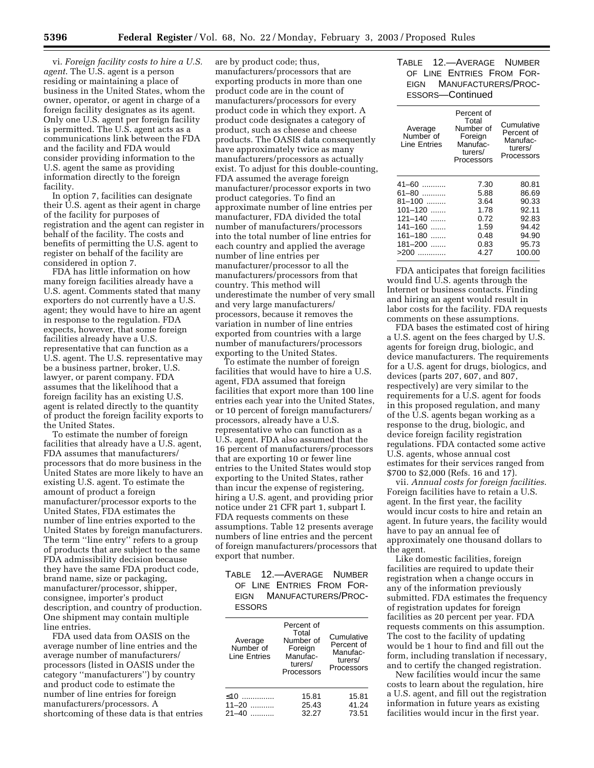vi. *Foreign facility costs to hire a U.S. agent*. The U.S. agent is a person residing or maintaining a place of business in the United States, whom the owner, operator, or agent in charge of a foreign facility designates as its agent. Only one U.S. agent per foreign facility is permitted. The U.S. agent acts as a communications link between the FDA and the facility and FDA would consider providing information to the U.S. agent the same as providing information directly to the foreign facility.

In option 7, facilities can designate their U.S. agent as their agent in charge of the facility for purposes of registration and the agent can register in behalf of the facility. The costs and benefits of permitting the U.S. agent to register on behalf of the facility are considered in option 7.

FDA has little information on how many foreign facilities already have a U.S. agent. Comments stated that many exporters do not currently have a U.S. agent; they would have to hire an agent in response to the regulation. FDA expects, however, that some foreign facilities already have a U.S. representative that can function as a U.S. agent. The U.S. representative may be a business partner, broker, U.S. lawyer, or parent company. FDA assumes that the likelihood that a foreign facility has an existing U.S. agent is related directly to the quantity of product the foreign facility exports to the United States.

To estimate the number of foreign facilities that already have a U.S. agent, FDA assumes that manufacturers/processors that do more business in the United States are more likely to have an existing U.S. agent. To estimate the amount of product a foreign manufacturer/processor exports to the United States, FDA estimates the number of line entries exported to the United States by foreign manufacturers. The term ''line entry'' refers to a group of products that are subject to the same FDA admissibility decision because they have the same FDA product code, brand name, size or packaging, manufacturer/processor, shipper, consignee, importer's product description, and country of production. One shipment may contain multiple line entries.

FDA used data from OASIS on the average number of line entries and the average number of manufacturers/processors (listed in OASIS under the category ''manufacturers'') by country and product code to estimate the number of line entries for foreign manufacturers/processors. A shortcoming of these data is that entries are by product code; thus, manufacturers/processors that are exporting products in more than one product code are in the count of manufacturers/processors for every product code in which they export. A product code designates a category of product, such as cheese and cheese products. The OASIS data consequently have approximately twice as many manufacturers/processors as actually exist. To adjust for this double-counting, FDA assumed the average foreign manufacturer/processor exports in two product categories. To find an approximate number of line entries per manufacturer, FDA divided the total number of manufacturers/processors into the total number of line entries for each country and applied the average number of line entries per manufacturer/processor to all the manufacturers/processors from that country. This method will underestimate the number of very small and very large manufacturers/processors, because it removes the variation in number of line entries exported from countries with a large number of manufacturers/processors exporting to the United States.

To estimate the number of foreign facilities that would have to hire a U.S. agent, FDA assumed that foreign facilities that export more than 100 line entries each year into the United States, or 10 percent of foreign manufacturers/processors, already have a U.S. representative who can function as a U.S. agent. FDA also assumed that the 16 percent of manufacturers/processors that are exporting 10 or fewer line entries to the United States would stop exporting to the United States, rather than incur the expense of registering, hiring a U.S. agent, and providing prior notice under 21 CFR part 1, subpart I. FDA requests comments on these assumptions. Table 12 presents average numbers of line entries and the percent of foreign manufacturers/processors that export that number.

TABLE 12.—AVERAGE NUMBER OF LINE ENTRIES FROM FOREIGN MANUFACTURERS/PROCESSORS

| Average Number of Line Entries | Percent of Total Number of Foreign Manufacturers/Processors | Cumulative Percent of Manufacturers/Processors |
|---|---|---|
| ≤10 | 15.81 | 15.81 |
| 11–20 | 25.43 | 41.24 |
| 21–40 | 32.27 | 73.51 |
| 41–60 | 7.30 | 80.81 |
| 61–80 | 5.88 | 86.69 |
| 81–100 | 3.64 | 90.33 |
| 101–120 | 1.78 | 92.11 |
| 121–140 | 0.72 | 92.83 |
| 141–160 | 1.59 | 94.42 |
| 161–180 | 0.48 | 94.90 |
| 181–200 | 0.83 | 95.73 |
| >200 | 4.27 | 100.00 |

FDA anticipates that foreign facilities would find U.S. agents through the Internet or business contacts. Finding and hiring an agent would result in labor costs for the facility. FDA requests comments on these assumptions.

FDA bases the estimated cost of hiring a U.S. agent on the fees charged by U.S. agents for foreign drug, biologic, and device manufacturers. The requirements for a U.S. agent for drugs, biologics, and devices (parts 207, 607, and 807, respectively) are very similar to the requirements for a U.S. agent for foods in this proposed regulation, and many of the U.S. agents began working as a response to the drug, biologic, and device foreign facility registration regulations. FDA contacted some active U.S. agents, whose annual cost estimates for their services ranged from $700 to $2,000 (Refs. 16 and 17).

vii. *Annual costs for foreign facilities*. Foreign facilities have to retain a U.S. agent. In the first year, the facility would incur costs to hire and retain an agent. In future years, the facility would have to pay an annual fee of approximately one thousand dollars to the agent.

Like domestic facilities, foreign facilities are required to update their registration when a change occurs in any of the information previously submitted. FDA estimates the frequency of registration updates for foreign facilities as 20 percent per year. FDA requests comments on this assumption. The cost to the facility of updating would be 1 hour to find and fill out the form, including translation if necessary, and to certify the changed registration.

New facilities would incur the same costs to learn about the regulation, hire a U.S. agent, and fill out the registration information in future years as existing facilities would incur in the first year.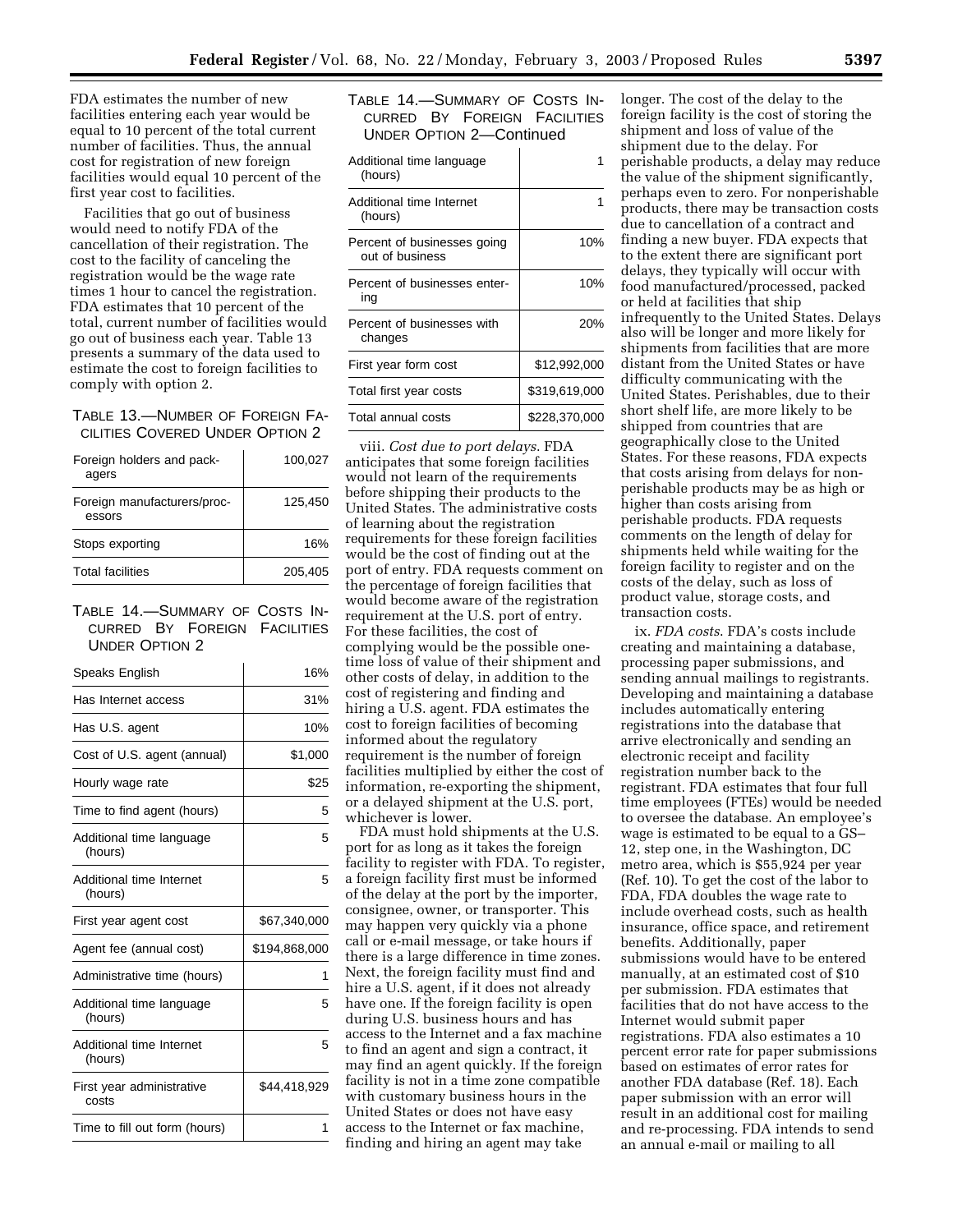FDA estimates the number of new facilities entering each year would be equal to 10 percent of the total current number of facilities. Thus, the annual cost for registration of new foreign facilities would equal 10 percent of the first year cost to facilities.

Facilities that go out of business would need to notify FDA of the cancellation of their registration. The cost to the facility of canceling the registration would be the wage rate times 1 hour to cancel the registration. FDA estimates that 10 percent of the total, current number of facilities would go out of business each year. Table 13 presents a summary of the data used to estimate the cost to foreign facilities to comply with option 2.

TABLE 13.—NUMBER OF FOREIGN FACILITIES COVERED UNDER OPTION 2

| | |
|---|---|
| Foreign holders and packagers | 100,027 |
| Foreign manufacturers/processors | 125,450 |
| Stops exporting | 16% |
| Total facilities | 205,405 |

TABLE 14.—SUMMARY OF COSTS INCURRED BY FOREIGN FACILITIES UNDER OPTION 2

| | |
|---|---|
| Speaks English | 16% |
| Has Internet access | 31% |
| Has U.S. agent | 10% |
| Cost of U.S. agent (annual) | $1,000 |
| Hourly wage rate | $25 |
| Time to find agent (hours) | 5 |
| Additional time language (hours) | 5 |
| Additional time Internet (hours) | 5 |
| First year agent cost | $67,340,000 |
| Agent fee (annual cost) | $194,868,000 |
| Administrative time (hours) | 1 |
| Additional time language (hours) | 5 |
| Additional time Internet (hours) | 5 |
| First year administrative costs | $44,418,929 |
| Time to fill out form (hours) | 1 |
| Additional time language (hours) | 1 |
| Additional time Internet (hours) | 1 |
| Percent of businesses going out of business | 10% |
| Percent of businesses entering | 10% |
| Percent of businesses with changes | 20% |
| First year form cost | $12,992,000 |
| Total first year costs | $319,619,000 |
| Total annual costs | $228,370,000 |

viii. *Cost due to port delays*. FDA anticipates that some foreign facilities would not learn of the requirements before shipping their products to the United States. The administrative costs of learning about the registration requirements for these foreign facilities would be the cost of finding out at the port of entry. FDA requests comment on the percentage of foreign facilities that would become aware of the registration requirement at the U.S. port of entry. For these facilities, the cost of complying would be the possible one-time loss of value of their shipment and other costs of delay, in addition to the cost of registering and finding and hiring a U.S. agent. FDA estimates the cost to foreign facilities of becoming informed about the regulatory requirement is the number of foreign facilities multiplied by either the cost of information, re-exporting the shipment, or a delayed shipment at the U.S. port, whichever is lower.

FDA must hold shipments at the U.S. port for as long as it takes the foreign facility to register with FDA. To register, a foreign facility first must be informed of the delay at the port by the importer, consignee, owner, or transporter. This may happen very quickly via a phone call or e-mail message, or take hours if there is a large difference in time zones. Next, the foreign facility must find and hire a U.S. agent, if it does not already have one. If the foreign facility is open during U.S. business hours and has access to the Internet and a fax machine to find an agent and sign a contract, it may find an agent quickly. If the foreign facility is not in a time zone compatible with customary business hours in the United States or does not have easy access to the Internet or fax machine, finding and hiring an agent may take longer. The cost of the delay to the foreign facility is the cost of storing the shipment and loss of value of the shipment due to the delay. For perishable products, a delay may reduce the value of the shipment significantly, perhaps even to zero. For nonperishable products, there may be transaction costs due to cancellation of a contract and finding a new buyer. FDA expects that to the extent there are significant port delays, they typically will occur with food manufactured/processed, packed or held at facilities that ship infrequently to the United States. Delays also will be longer and more likely for shipments from facilities that are more distant from the United States or have difficulty communicating with the United States. Perishables, due to their short shelf life, are more likely to be shipped from countries that are geographically close to the United States. For these reasons, FDA expects that costs arising from delays for nonperishable products may be as high or higher than costs arising from perishable products. FDA requests comments on the length of delay for shipments held while waiting for the foreign facility to register and on the costs of the delay, such as loss of product value, storage costs, and transaction costs.

ix. *FDA costs*. FDA's costs include creating and maintaining a database, processing paper submissions, and sending annual mailings to registrants. Developing and maintaining a database includes automatically entering registrations into the database that arrive electronically and sending an electronic receipt and facility registration number back to the registrant. FDA estimates that four full time employees (FTEs) would be needed to oversee the database. An employee's wage is estimated to be equal to a GS–12, step one, in the Washington, DC metro area, which is $55,924 per year (Ref. 10). To get the cost of the labor to FDA, FDA doubles the wage rate to include overhead costs, such as health insurance, office space, and retirement benefits. Additionally, paper submissions would have to be entered manually, at an estimated cost of $10 per submission. FDA estimates that facilities that do not have access to the Internet would submit paper registrations. FDA also estimates a 10 percent error rate for paper submissions based on estimates of error rates for another FDA database (Ref. 18). Each paper submission with an error will result in an additional cost for mailing and re-processing. FDA intends to send an annual e-mail or mailing to all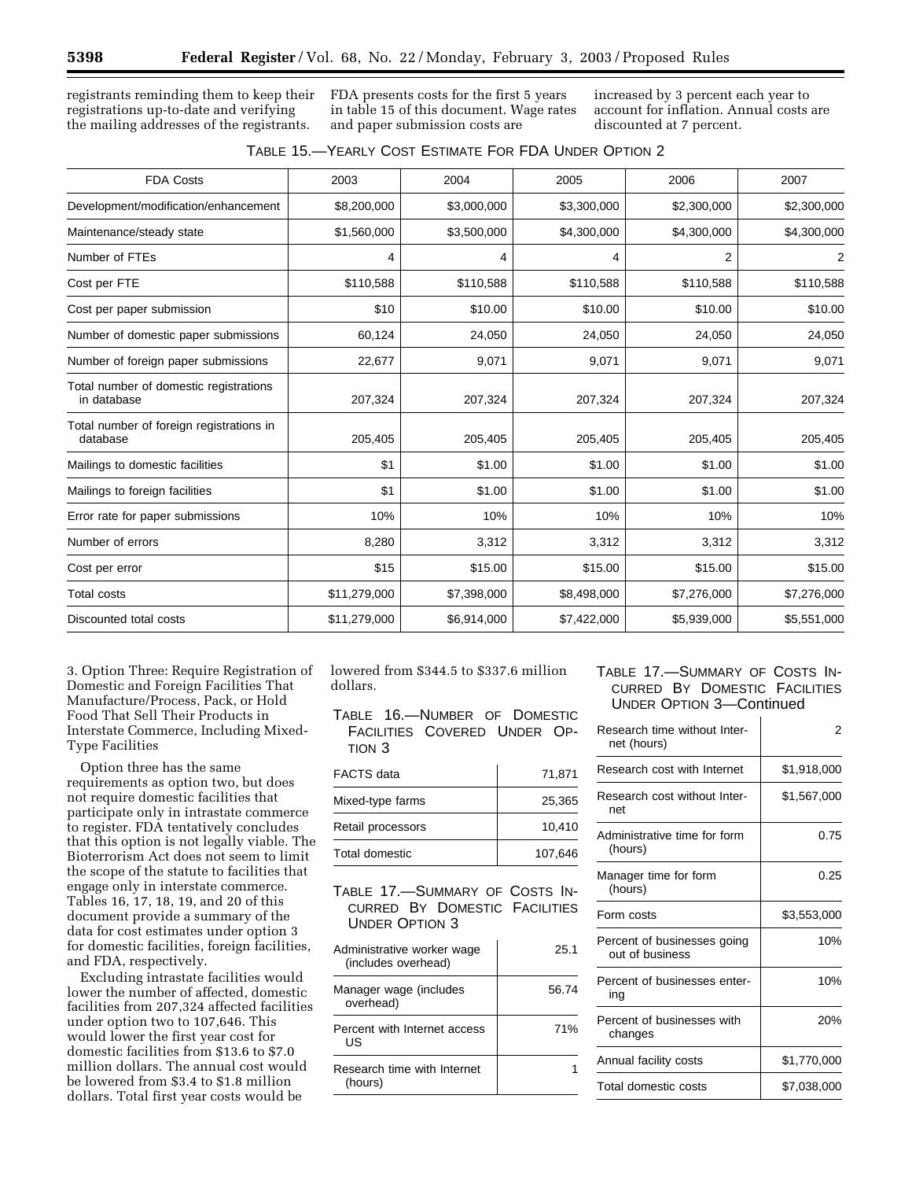registrants reminding them to keep their registrations up-to-date and verifying the mailing addresses of the registrants. FDA presents costs for the first 5 years in table 15 of this document. Wage rates and paper submission costs are increased by 3 percent each year to account for inflation. Annual costs are discounted at 7 percent.

TABLE 15.—YEARLY COST ESTIMATE FOR FDA UNDER OPTION 2

| FDA Costs | 2003 | 2004 | 2005 | 2006 | 2007 |
|---|---|---|---|---|---|
| Development/modification/enhancement | $8,200,000 | $3,000,000 | $3,300,000 | $2,300,000 | $2,300,000 |
| Maintenance/steady state | $1,560,000 | $3,500,000 | $4,300,000 | $4,300,000 | $4,300,000 |
| Number of FTEs | 4 | 4 | 4 | 2 | 2 |
| Cost per FTE | $110,588 | $110,588 | $110,588 | $110,588 | $110,588 |
| Cost per paper submission | $10 | $10.00 | $10.00 | $10.00 | $10.00 |
| Number of domestic paper submissions | 60,124 | 24,050 | 24,050 | 24,050 | 24,050 |
| Number of foreign paper submissions | 22,677 | 9,071 | 9,071 | 9,071 | 9,071 |
| Total number of domestic registrations in database | 207,324 | 207,324 | 207,324 | 207,324 | 207,324 |
| Total number of foreign registrations in database | 205,405 | 205,405 | 205,405 | 205,405 | 205,405 |
| Mailings to domestic facilities | $1 | $1.00 | $1.00 | $1.00 | $1.00 |
| Mailings to foreign facilities | $1 | $1.00 | $1.00 | $1.00 | $1.00 |
| Error rate for paper submissions | 10% | 10% | 10% | 10% | 10% |
| Number of errors | 8,280 | 3,312 | 3,312 | 3,312 | 3,312 |
| Cost per error | $15 | $15.00 | $15.00 | $15.00 | $15.00 |
| Total costs | $11,279,000 | $7,398,000 | $8,498,000 | $7,276,000 | $7,276,000 |
| Discounted total costs | $11,279,000 | $6,914,000 | $7,422,000 | $5,939,000 | $5,551,000 |

3. Option Three: Require Registration of Domestic and Foreign Facilities That Manufacture/Process, Pack, or Hold Food That Sell Their Products in Interstate Commerce, Including Mixed-Type Facilities

Option three has the same requirements as option two, but does not require domestic facilities that participate only in intrastate commerce to register. FDA tentatively concludes that this option is not legally viable. The Bioterrorism Act does not seem to limit the scope of the statute to facilities that engage only in interstate commerce. Tables 16, 17, 18, 19, and 20 of this document provide a summary of the data for cost estimates under option 3 for domestic facilities, foreign facilities, and FDA, respectively.

Excluding intrastate facilities would lower the number of affected, domestic facilities from 207,324 affected facilities under option two to 107,646. This would lower the first year cost for domestic facilities from $13.6 to $7.0 million dollars. The annual cost would be lowered from $3.4 to $1.8 million dollars. Total first year costs would be lowered from $344.5 to $337.6 million dollars.

TABLE 16.—NUMBER OF DOMESTIC FACILITIES COVERED UNDER OPTION 3

| | |
|---|---|
| FACTS data | 71,871 |
| Mixed-type farms | 25,365 |
| Retail processors | 10,410 |
| Total domestic | 107,646 |

TABLE 17.—SUMMARY OF COSTS INCURRED BY DOMESTIC FACILITIES UNDER OPTION 3

| | |
|---|---|
| Administrative worker wage (includes overhead) | 25.1 |
| Manager wage (includes overhead) | 56.74 |
| Percent with Internet access US | 71% |
| Research time with Internet (hours) | 1 |
| Research time without Internet (hours) | 2 |
| Research cost with Internet | $1,918,000 |
| Research cost without Internet | $1,567,000 |
| Administrative time for form (hours) | 0.75 |
| Manager time for form (hours) | 0.25 |
| Form costs | $3,553,000 |
| Percent of businesses going out of business | 10% |
| Percent of businesses entering | 10% |
| Percent of businesses with changes | 20% |
| Annual facility costs | $1,770,000 |
| Total domestic costs | $7,038,000 |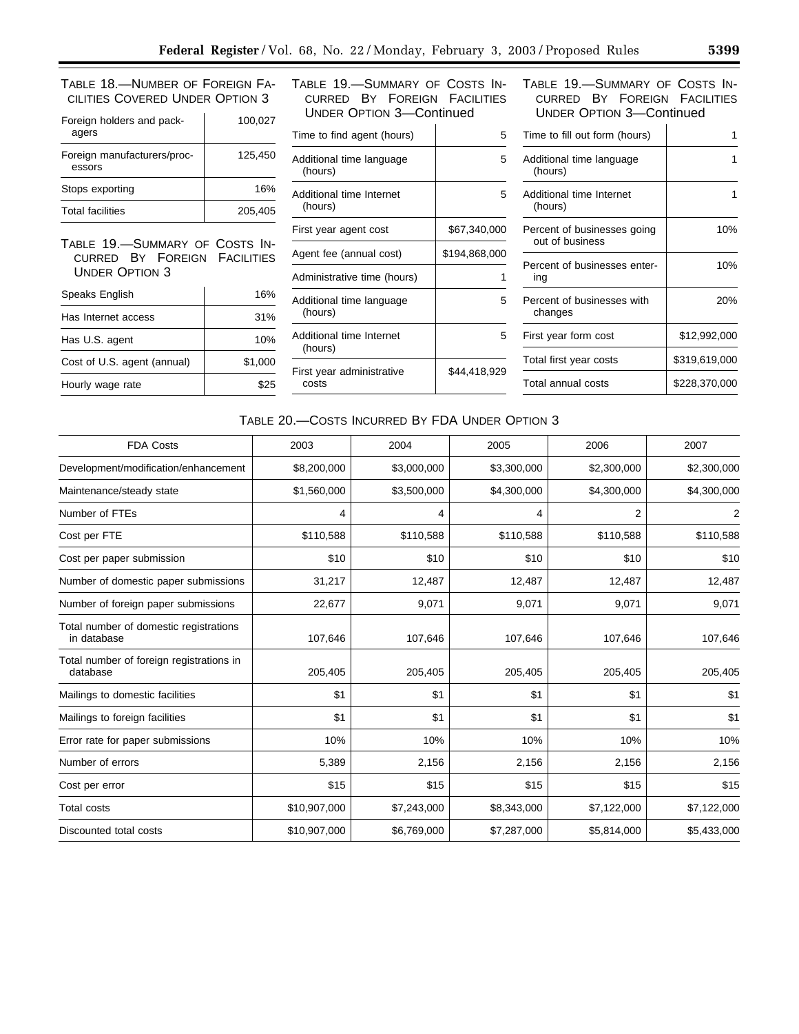TABLE 18.—NUMBER OF FOREIGN FACILITIES COVERED UNDER OPTION 3

| | |
|---|---|
| Foreign holders and packagers | 100,027 |
| Foreign manufacturers/processors | 125,450 |
| Stops exporting | 16% |
| Total facilities | 205,405 |

TABLE 19.—SUMMARY OF COSTS INCURRED BY FOREIGN FACILITIES UNDER OPTION 3

| | |
|---|---|
| Speaks English | 16% |
| Has Internet access | 31% |
| Has U.S. agent | 10% |
| Cost of U.S. agent (annual) | $1,000 |
| Hourly wage rate | $25 |
| Time to find agent (hours) | 5 |
| Additional time language (hours) | 5 |
| Additional time Internet (hours) | 5 |
| First year agent cost | $67,340,000 |
| Agent fee (annual cost) | $194,868,000 |
| Administrative time (hours) | 1 |
| Additional time language (hours) | 5 |
| Additional time Internet (hours) | 5 |
| First year administrative costs | $44,418,929 |
| Time to fill out form (hours) | 1 |
| Additional time language (hours) | 1 |
| Additional time Internet (hours) | 1 |
| Percent of businesses going out of business | 10% |
| Percent of businesses entering | 10% |
| Percent of businesses with changes | 20% |
| First year form cost | $12,992,000 |
| Total first year costs | $319,619,000 |
| Total annual costs | $228,370,000 |

TABLE 20.—COSTS INCURRED BY FDA UNDER OPTION 3

| FDA Costs | 2003 | 2004 | 2005 | 2006 | 2007 |
|---|---|---|---|---|---|
| Development/modification/enhancement | $8,200,000 | $3,000,000 | $3,300,000 | $2,300,000 | $2,300,000 |
| Maintenance/steady state | $1,560,000 | $3,500,000 | $4,300,000 | $4,300,000 | $4,300,000 |
| Number of FTEs | 4 | 4 | 4 | 2 | 2 |
| Cost per FTE | $110,588 | $110,588 | $110,588 | $110,588 | $110,588 |
| Cost per paper submission | $10 | $10 | $10 | $10 | $10 |
| Number of domestic paper submissions | 31,217 | 12,487 | 12,487 | 12,487 | 12,487 |
| Number of foreign paper submissions | 22,677 | 9,071 | 9,071 | 9,071 | 9,071 |
| Total number of domestic registrations in database | 107,646 | 107,646 | 107,646 | 107,646 | 107,646 |
| Total number of foreign registrations in database | 205,405 | 205,405 | 205,405 | 205,405 | 205,405 |
| Mailings to domestic facilities | $1 | $1 | $1 | $1 | $1 |
| Mailings to foreign facilities | $1 | $1 | $1 | $1 | $1 |
| Error rate for paper submissions | 10% | 10% | 10% | 10% | 10% |
| Number of errors | 5,389 | 2,156 | 2,156 | 2,156 | 2,156 |
| Cost per error | $15 | $15 | $15 | $15 | $15 |
| Total costs | $10,907,000 | $7,243,000 | $8,343,000 | $7,122,000 | $7,122,000 |
| Discounted total costs | $10,907,000 | $6,769,000 | $7,287,000 | $5,814,000 | $5,433,000 |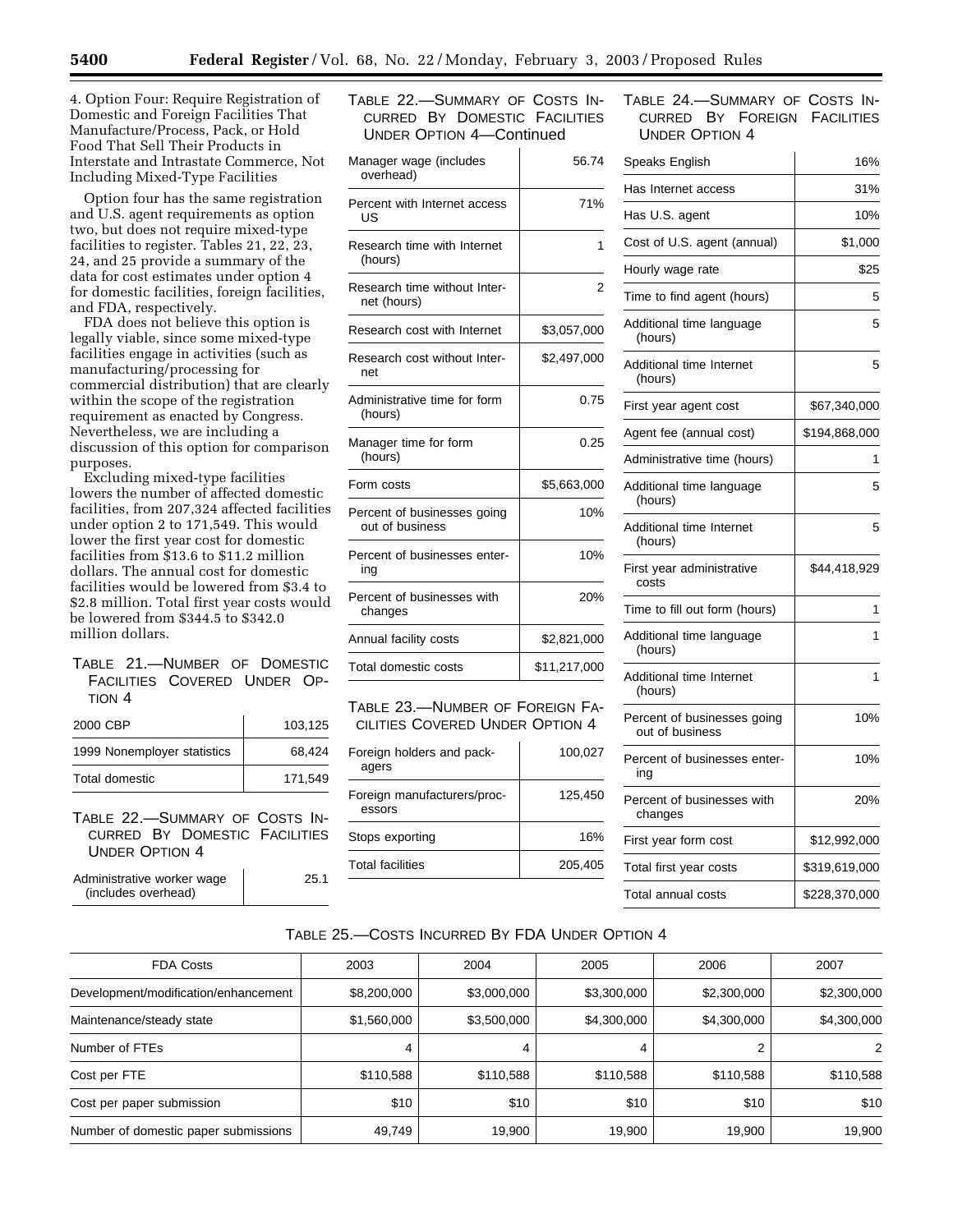4. Option Four: Require Registration of Domestic and Foreign Facilities That Manufacture/Process, Pack, or Hold Food That Sell Their Products in Interstate and Intrastate Commerce, Not Including Mixed-Type Facilities

Option four has the same registration and U.S. agent requirements as option two, but does not require mixed-type facilities to register. Tables 21, 22, 23, 24, and 25 provide a summary of the data for cost estimates under option 4 for domestic facilities, foreign facilities, and FDA, respectively.

FDA does not believe this option is legally viable, since some mixed-type facilities engage in activities (such as manufacturing/processing for commercial distribution) that are clearly within the scope of the registration requirement as enacted by Congress. Nevertheless, we are including a discussion of this option for comparison purposes.

Excluding mixed-type facilities lowers the number of affected domestic facilities, from 207,324 affected facilities under option 2 to 171,549. This would lower the first year cost for domestic facilities from $13.6 to $11.2 million dollars. The annual cost for domestic facilities would be lowered from $3.4 to $2.8 million. Total first year costs would be lowered from $344.5 to $342.0 million dollars.

TABLE 21.—NUMBER OF DOMESTIC FACILITIES COVERED UNDER OPTION 4

| | |
|---|---|
| 2000 CBP | 103,125 |
| 1999 Nonemployer statistics | 68,424 |
| Total domestic | 171,549 |

TABLE 22.—SUMMARY OF COSTS INCURRED BY DOMESTIC FACILITIES UNDER OPTION 4

| | |
|---|---|
| Administrative worker wage (includes overhead) | 25.1 |
| Manager wage (includes overhead) | 56.74 |
| Percent with Internet access US | 71% |
| Research time with Internet (hours) | 1 |
| Research time without Internet (hours) | 2 |
| Research cost with Internet | $3,057,000 |
| Research cost without Internet | $2,497,000 |
| Administrative time for form (hours) | 0.75 |
| Manager time for form (hours) | 0.25 |
| Form costs | $5,663,000 |
| Percent of businesses going out of business | 10% |
| Percent of businesses entering | 10% |
| Percent of businesses with changes | 20% |
| Annual facility costs | $2,821,000 |
| Total domestic costs | $11,217,000 |

TABLE 23.—NUMBER OF FOREIGN FACILITIES COVERED UNDER OPTION 4

| | |
|---|---|
| Foreign holders and packagers | 100,027 |
| Foreign manufacturers/processors | 125,450 |
| Stops exporting | 16% |
| Total facilities | 205,405 |

TABLE 24.—SUMMARY OF COSTS INCURRED BY FOREIGN FACILITIES UNDER OPTION 4

| | |
|---|---|
| Speaks English | 16% |
| Has Internet access | 31% |
| Has U.S. agent | 10% |
| Cost of U.S. agent (annual) | $1,000 |
| Hourly wage rate | $25 |
| Time to find agent (hours) | 5 |
| Additional time language (hours) | 5 |
| Additional time Internet (hours) | 5 |
| First year agent cost | $67,340,000 |
| Agent fee (annual cost) | $194,868,000 |
| Administrative time (hours) | 1 |
| Additional time language (hours) | 5 |
| Additional time Internet (hours) | 5 |
| First year administrative costs | $44,418,929 |
| Time to fill out form (hours) | 1 |
| Additional time language (hours) | 1 |
| Additional time Internet (hours) | 1 |
| Percent of businesses going out of business | 10% |
| Percent of businesses entering | 10% |
| Percent of businesses with changes | 20% |
| First year form cost | $12,992,000 |
| Total first year costs | $319,619,000 |
| Total annual costs | $228,370,000 |

TABLE 25.—COSTS INCURRED BY FDA UNDER OPTION 4

| FDA Costs | 2003 | 2004 | 2005 | 2006 | 2007 |
|---|---|---|---|---|---|
| Development/modification/enhancement | $8,200,000 | $3,000,000 | $3,300,000 | $2,300,000 | $2,300,000 |
| Maintenance/steady state | $1,560,000 | $3,500,000 | $4,300,000 | $4,300,000 | $4,300,000 |
| Number of FTEs | 4 | 4 | 4 | 2 | 2 |
| Cost per FTE | $110,588 | $110,588 | $110,588 | $110,588 | $110,588 |
| Cost per paper submission | $10 | $10 | $10 | $10 | $10 |
| Number of domestic paper submissions | 49,749 | 19,900 | 19,900 | 19,900 | 19,900 |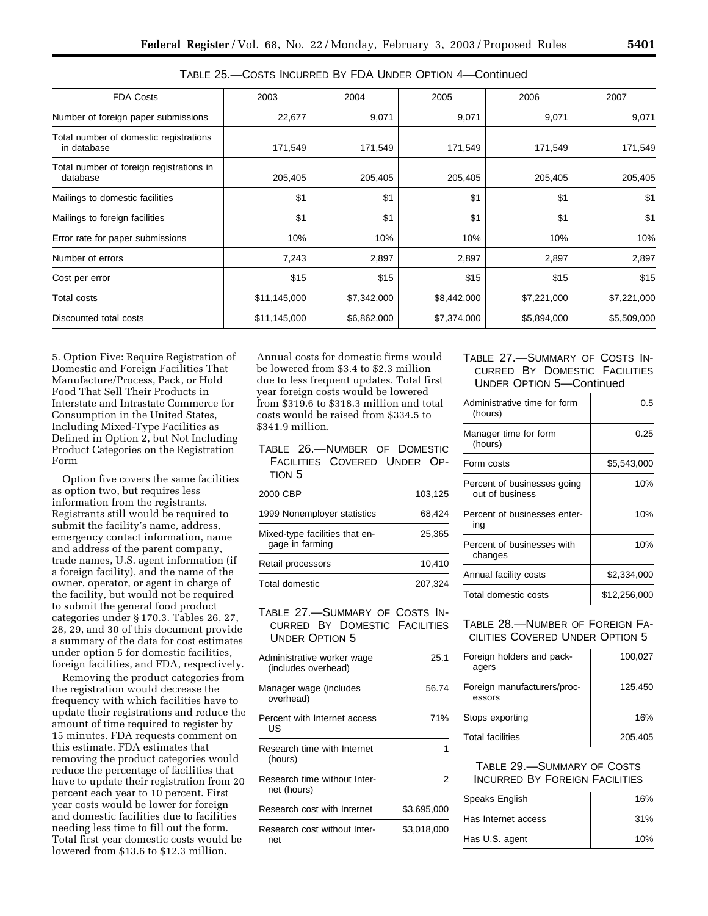TABLE 25.—COSTS INCURRED BY FDA UNDER OPTION 4—Continued

| FDA Costs | 2003 | 2004 | 2005 | 2006 | 2007 |
|---|---|---|---|---|---|
| Number of foreign paper submissions | 22,677 | 9,071 | 9,071 | 9,071 | 9,071 |
| Total number of domestic registrations in database | 171,549 | 171,549 | 171,549 | 171,549 | 171,549 |
| Total number of foreign registrations in database | 205,405 | 205,405 | 205,405 | 205,405 | 205,405 |
| Mailings to domestic facilities | $1 | $1 | $1 | $1 | $1 |
| Mailings to foreign facilities | $1 | $1 | $1 | $1 | $1 |
| Error rate for paper submissions | 10% | 10% | 10% | 10% | 10% |
| Number of errors | 7,243 | 2,897 | 2,897 | 2,897 | 2,897 |
| Cost per error | $15 | $15 | $15 | $15 | $15 |
| Total costs | $11,145,000 | $7,342,000 | $8,442,000 | $7,221,000 | $7,221,000 |
| Discounted total costs | $11,145,000 | $6,862,000 | $7,374,000 | $5,894,000 | $5,509,000 |

5. Option Five: Require Registration of Domestic and Foreign Facilities That Manufacture/Process, Pack, or Hold Food That Sell Their Products in Interstate and Intrastate Commerce for Consumption in the United States, Including Mixed-Type Facilities as Defined in Option 2, but Not Including Product Categories on the Registration Form

Option five covers the same facilities as option two, but requires less information from the registrants. Registrants still would be required to submit the facility's name, address, emergency contact information, name and address of the parent company, trade names, U.S. agent information (if a foreign facility), and the name of the owner, operator, or agent in charge of the facility, but would not be required to submit the general food product categories under § 170.3. Tables 26, 27, 28, 29, and 30 of this document provide a summary of the data for cost estimates under option 5 for domestic facilities, foreign facilities, and FDA, respectively.

Removing the product categories from the registration would decrease the frequency with which facilities have to update their registrations and reduce the amount of time required to register by 15 minutes. FDA requests comment on this estimate. FDA estimates that removing the product categories would reduce the percentage of facilities that have to update their registration from 20 percent each year to 10 percent. First year costs would be lower for foreign and domestic facilities due to facilities needing less time to fill out the form. Total first year domestic costs would be lowered from $13.6 to $12.3 million. Annual costs for domestic firms would be lowered from $3.4 to $2.3 million due to less frequent updates. Total first year foreign costs would be lowered from $319.6 to $318.3 million and total costs would be raised from $334.5 to $341.9 million.

TABLE 26.—NUMBER OF DOMESTIC FACILITIES COVERED UNDER OPTION 5

| | |
|---|---|
| 2000 CBP | 103,125 |
| 1999 Nonemployer statistics | 68,424 |
| Mixed-type facilities that engage in farming | 25,365 |
| Retail processors | 10,410 |
| Total domestic | 207,324 |

TABLE 27.—SUMMARY OF COSTS INCURRED BY DOMESTIC FACILITIES UNDER OPTION 5

| | |
|---|---|
| Administrative worker wage (includes overhead) | 25.1 |
| Manager wage (includes overhead) | 56.74 |
| Percent with Internet access US | 71% |
| Research time with Internet (hours) | 1 |
| Research time without Internet (hours) | 2 |
| Research cost with Internet | $3,695,000 |
| Research cost without Internet | $3,018,000 |
| Administrative time for form (hours) | 0.5 |
| Manager time for form (hours) | 0.25 |
| Form costs | $5,543,000 |
| Percent of businesses going out of business | 10% |
| Percent of businesses entering | 10% |
| Percent of businesses with changes | 10% |
| Annual facility costs | $2,334,000 |
| Total domestic costs | $12,256,000 |

TABLE 28.—NUMBER OF FOREIGN FACILITIES COVERED UNDER OPTION 5

| | |
|---|---|
| Foreign holders and packagers | 100,027 |
| Foreign manufacturers/processors | 125,450 |
| Stops exporting | 16% |
| Total facilities | 205,405 |

TABLE 29.—SUMMARY OF COSTS INCURRED BY FOREIGN FACILITIES

| | |
|---|---|
| Speaks English | 16% |
| Has Internet access | 31% |
| Has U.S. agent | 10% |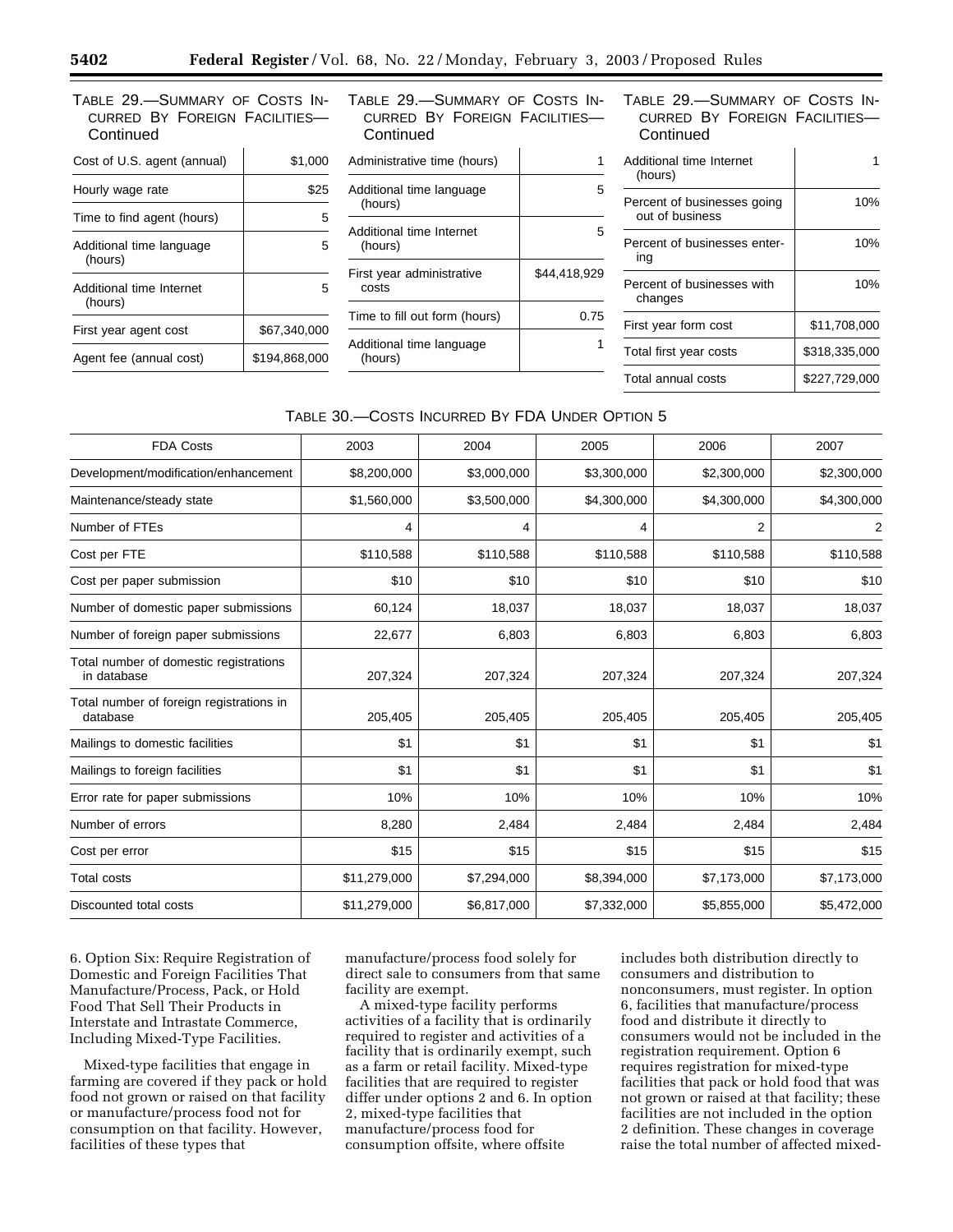TABLE 29.—SUMMARY OF COSTS INCURRED BY FOREIGN FACILITIES—Continued

| | |
|---|---|
| Cost of U.S. agent (annual) | $1,000 |
| Hourly wage rate | $25 |
| Time to find agent (hours) | 5 |
| Additional time language (hours) | 5 |
| Additional time Internet (hours) | 5 |
| First year agent cost | $67,340,000 |
| Agent fee (annual cost) | $194,868,000 |
| Administrative time (hours) | 1 |
| Additional time language (hours) | 5 |
| Additional time Internet (hours) | 5 |
| First year administrative costs | $44,418,929 |
| Time to fill out form (hours) | 0.75 |
| Additional time language (hours) | 1 |
| Additional time Internet (hours) | 1 |
| Percent of businesses going out of business | 10% |
| Percent of businesses entering | 10% |
| Percent of businesses with changes | 10% |
| First year form cost | $11,708,000 |
| Total first year costs | $318,335,000 |
| Total annual costs | $227,729,000 |

TABLE 30.—COSTS INCURRED BY FDA UNDER OPTION 5

| FDA Costs | 2003 | 2004 | 2005 | 2006 | 2007 |
|---|---|---|---|---|---|
| Development/modification/enhancement | $8,200,000 | $3,000,000 | $3,300,000 | $2,300,000 | $2,300,000 |
| Maintenance/steady state | $1,560,000 | $3,500,000 | $4,300,000 | $4,300,000 | $4,300,000 |
| Number of FTEs | 4 | 4 | 4 | 2 | 2 |
| Cost per FTE | $110,588 | $110,588 | $110,588 | $110,588 | $110,588 |
| Cost per paper submission | $10 | $10 | $10 | $10 | $10 |
| Number of domestic paper submissions | 60,124 | 18,037 | 18,037 | 18,037 | 18,037 |
| Number of foreign paper submissions | 22,677 | 6,803 | 6,803 | 6,803 | 6,803 |
| Total number of domestic registrations in database | 207,324 | 207,324 | 207,324 | 207,324 | 207,324 |
| Total number of foreign registrations in database | 205,405 | 205,405 | 205,405 | 205,405 | 205,405 |
| Mailings to domestic facilities | $1 | $1 | $1 | $1 | $1 |
| Mailings to foreign facilities | $1 | $1 | $1 | $1 | $1 |
| Error rate for paper submissions | 10% | 10% | 10% | 10% | 10% |
| Number of errors | 8,280 | 2,484 | 2,484 | 2,484 | 2,484 |
| Cost per error | $15 | $15 | $15 | $15 | $15 |
| Total costs | $11,279,000 | $7,294,000 | $8,394,000 | $7,173,000 | $7,173,000 |
| Discounted total costs | $11,279,000 | $6,817,000 | $7,332,000 | $5,855,000 | $5,472,000 |

6. Option Six: Require Registration of Domestic and Foreign Facilities That Manufacture/Process, Pack, or Hold Food That Sell Their Products in Interstate and Intrastate Commerce, Including Mixed-Type Facilities.

Mixed-type facilities that engage in farming are covered if they pack or hold food not grown or raised on that facility or manufacture/process food not for consumption on that facility. However, facilities of these types that manufacture/process food solely for direct sale to consumers from that same facility are exempt.

A mixed-type facility performs activities of a facility that is ordinarily required to register and activities of a facility that is ordinarily exempt, such as a farm or retail facility. Mixed-type facilities that are required to register differ under options 2 and 6. In option 2, mixed-type facilities that manufacture/process food for consumption offsite, where offsite includes both distribution directly to consumers and distribution to nonconsumers, must register. In option 6, facilities that manufacture/process food and distribute it directly to consumers would not be included in the registration requirement. Option 6 requires registration for mixed-type facilities that pack or hold food that was not grown or raised at that facility; these facilities are not included in the option 2 definition. These changes in coverage raise the total number of affected mixed-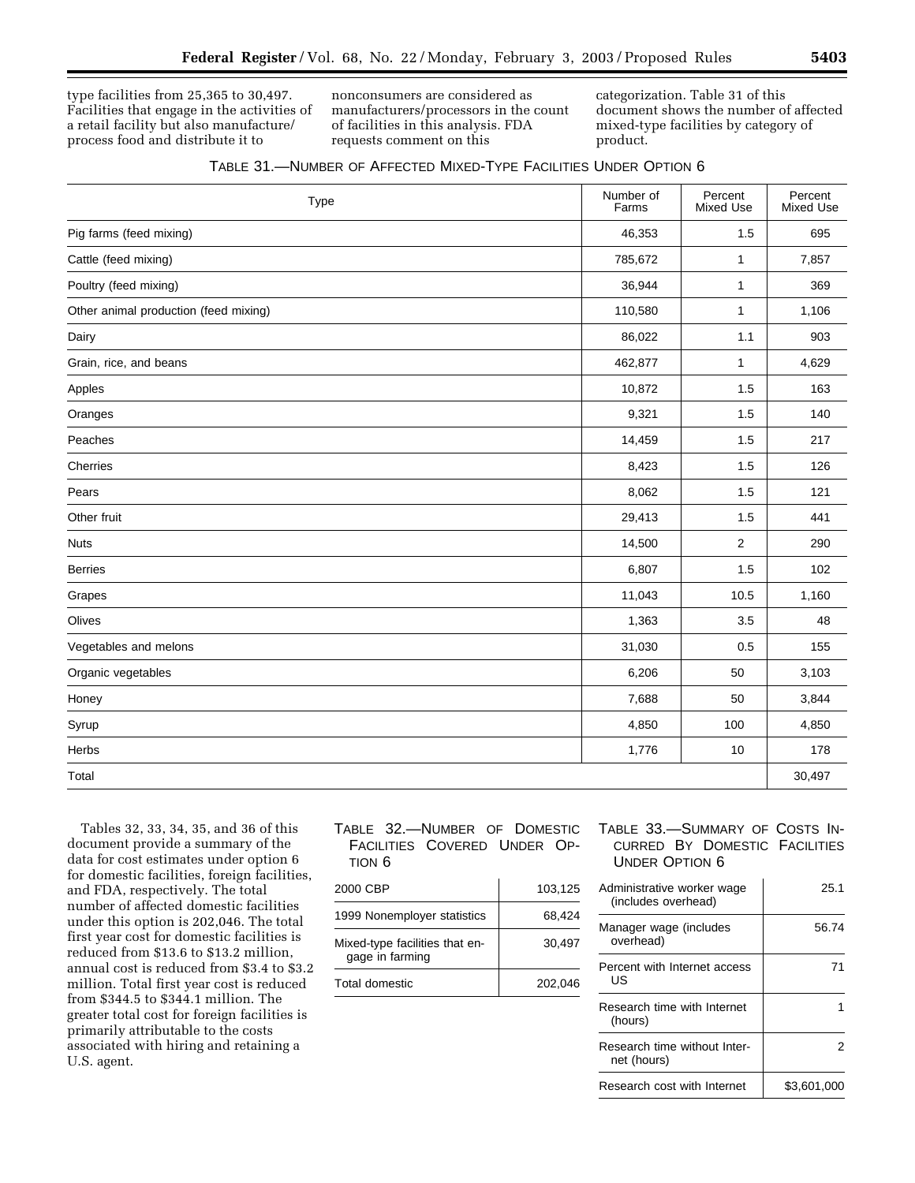type facilities from 25,365 to 30,497. Facilities that engage in the activities of a retail facility but also manufacture/ process food and distribute it to nonconsumers are considered as manufacturers/processors in the count of facilities in this analysis. FDA requests comment on this categorization. Table 31 of this document shows the number of affected mixed-type facilities by category of product.

TABLE 31.—NUMBER OF AFFECTED MIXED-TYPE FACILITIES UNDER OPTION 6

| Type | Number of Farms | Percent Mixed Use | Percent Mixed Use |
|---|---|---|---|
| Pig farms (feed mixing) | 46,353 | 1.5 | 695 |
| Cattle (feed mixing) | 785,672 | 1 | 7,857 |
| Poultry (feed mixing) | 36,944 | 1 | 369 |
| Other animal production (feed mixing) | 110,580 | 1 | 1,106 |
| Dairy | 86,022 | 1.1 | 903 |
| Grain, rice, and beans | 462,877 | 1 | 4,629 |
| Apples | 10,872 | 1.5 | 163 |
| Oranges | 9,321 | 1.5 | 140 |
| Peaches | 14,459 | 1.5 | 217 |
| Cherries | 8,423 | 1.5 | 126 |
| Pears | 8,062 | 1.5 | 121 |
| Other fruit | 29,413 | 1.5 | 441 |
| Nuts | 14,500 | 2 | 290 |
| Berries | 6,807 | 1.5 | 102 |
| Grapes | 11,043 | 10.5 | 1,160 |
| Olives | 1,363 | 3.5 | 48 |
| Vegetables and melons | 31,030 | 0.5 | 155 |
| Organic vegetables | 6,206 | 50 | 3,103 |
| Honey | 7,688 | 50 | 3,844 |
| Syrup | 4,850 | 100 | 4,850 |
| Herbs | 1,776 | 10 | 178 |
| Total | | | 30,497 |

Tables 32, 33, 34, 35, and 36 of this document provide a summary of the data for cost estimates under option 6 for domestic facilities, foreign facilities, and FDA, respectively. The total number of affected domestic facilities under this option is 202,046. The total first year cost for domestic facilities is reduced from $13.6 to $13.2 million, annual cost is reduced from $3.4 to $3.2 million. Total first year cost is reduced from $344.5 to $344.1 million. The greater total cost for foreign facilities is primarily attributable to the costs associated with hiring and retaining a U.S. agent.

TABLE 32.—NUMBER OF DOMESTIC FACILITIES COVERED UNDER OPTION 6

| | |
|---|---|
| 2000 CBP | 103,125 |
| 1999 Nonemployer statistics | 68,424 |
| Mixed-type facilities that engage in farming | 30,497 |
| Total domestic | 202,046 |

TABLE 33.—SUMMARY OF COSTS INCURRED BY DOMESTIC FACILITIES UNDER OPTION 6

| | |
|---|---|
| Administrative worker wage (includes overhead) | 25.1 |
| Manager wage (includes overhead) | 56.74 |
| Percent with Internet access US | 71 |
| Research time with Internet (hours) | 1 |
| Research time without Internet (hours) | 2 |
| Research cost with Internet | $3,601,000 |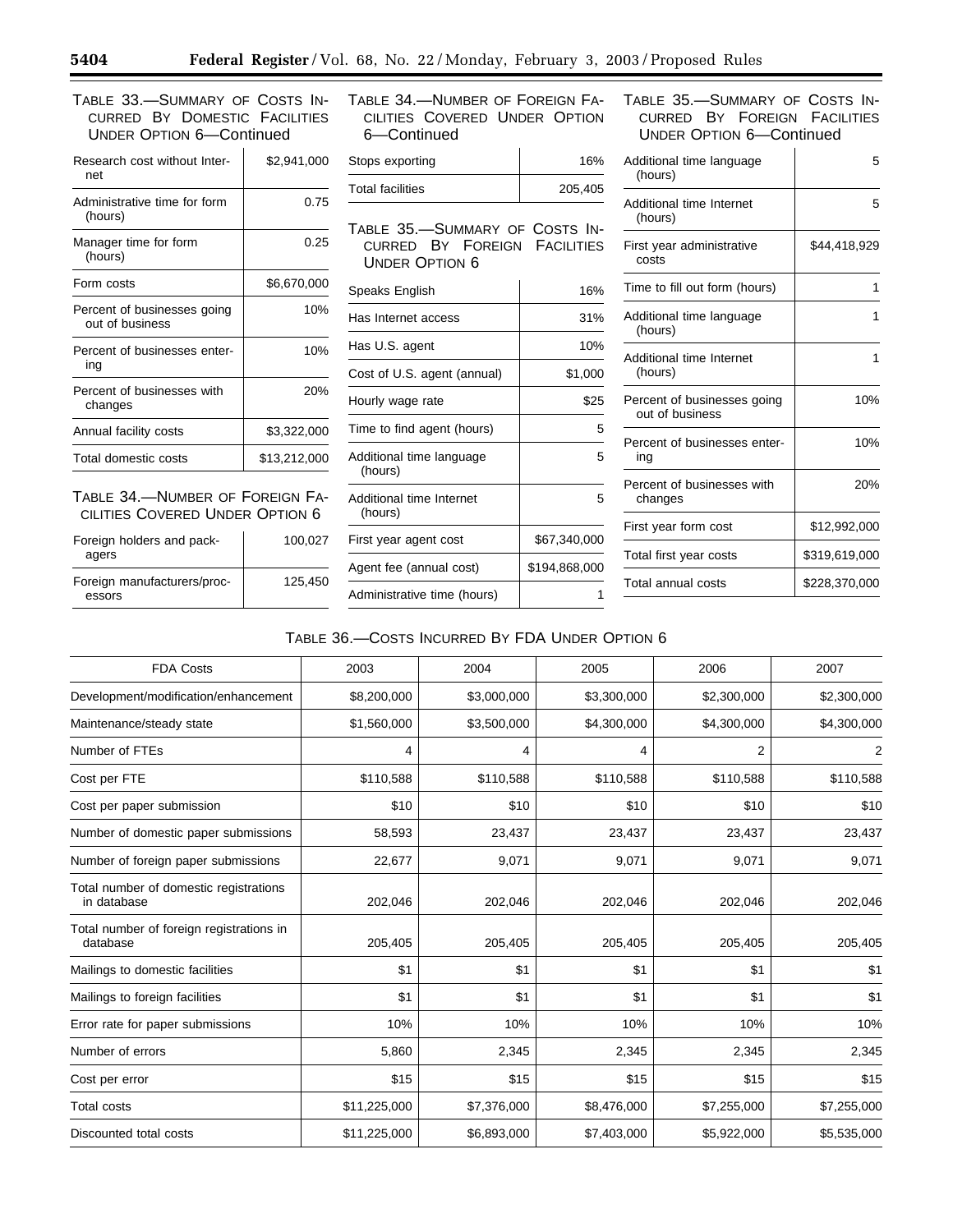TABLE 33.—SUMMARY OF COSTS INCURRED BY DOMESTIC FACILITIES UNDER OPTION 6—Continued

| | |
|---|---|
| Research cost without Internet | $2,941,000 |
| Administrative time for form (hours) | 0.75 |
| Manager time for form (hours) | 0.25 |
| Form costs | $6,670,000 |
| Percent of businesses going out of business | 10% |
| Percent of businesses entering | 10% |
| Percent of businesses with changes | 20% |
| Annual facility costs | $3,322,000 |
| Total domestic costs | $13,212,000 |

TABLE 34.—NUMBER OF FOREIGN FACILITIES COVERED UNDER OPTION 6

| | |
|---|---|
| Foreign holders and packagers | 100,027 |
| Foreign manufacturers/processors | 125,450 |
| Stops exporting | 16% |
| Total facilities | 205,405 |

TABLE 35.—SUMMARY OF COSTS INCURRED BY FOREIGN FACILITIES UNDER OPTION 6

| | |
|---|---|
| Speaks English | 16% |
| Has Internet access | 31% |
| Has U.S. agent | 10% |
| Cost of U.S. agent (annual) | $1,000 |
| Hourly wage rate | $25 |
| Time to find agent (hours) | 5 |
| Additional time language (hours) | 5 |
| Additional time Internet (hours) | 5 |
| First year agent cost | $67,340,000 |
| Agent fee (annual cost) | $194,868,000 |
| Administrative time (hours) | 1 |
| Additional time language (hours) | 5 |
| Additional time Internet (hours) | 5 |
| First year administrative costs | $44,418,929 |
| Time to fill out form (hours) | 1 |
| Additional time language (hours) | 1 |
| Additional time Internet (hours) | 1 |
| Percent of businesses going out of business | 10% |
| Percent of businesses entering | 10% |
| Percent of businesses with changes | 20% |
| First year form cost | $12,992,000 |
| Total first year costs | $319,619,000 |
| Total annual costs | $228,370,000 |

TABLE 36.—COSTS INCURRED BY FDA UNDER OPTION 6

| FDA Costs | 2003 | 2004 | 2005 | 2006 | 2007 |
|---|---|---|---|---|---|
| Development/modification/enhancement | $8,200,000 | $3,000,000 | $3,300,000 | $2,300,000 | $2,300,000 |
| Maintenance/steady state | $1,560,000 | $3,500,000 | $4,300,000 | $4,300,000 | $4,300,000 |
| Number of FTEs | 4 | 4 | 4 | 2 | 2 |
| Cost per FTE | $110,588 | $110,588 | $110,588 | $110,588 | $110,588 |
| Cost per paper submission | $10 | $10 | $10 | $10 | $10 |
| Number of domestic paper submissions | 58,593 | 23,437 | 23,437 | 23,437 | 23,437 |
| Number of foreign paper submissions | 22,677 | 9,071 | 9,071 | 9,071 | 9,071 |
| Total number of domestic registrations in database | 202,046 | 202,046 | 202,046 | 202,046 | 202,046 |
| Total number of foreign registrations in database | 205,405 | 205,405 | 205,405 | 205,405 | 205,405 |
| Mailings to domestic facilities | $1 | $1 | $1 | $1 | $1 |
| Mailings to foreign facilities | $1 | $1 | $1 | $1 | $1 |
| Error rate for paper submissions | 10% | 10% | 10% | 10% | 10% |
| Number of errors | 5,860 | 2,345 | 2,345 | 2,345 | 2,345 |
| Cost per error | $15 | $15 | $15 | $15 | $15 |
| Total costs | $11,225,000 | $7,376,000 | $8,476,000 | $7,255,000 | $7,255,000 |
| Discounted total costs | $11,225,000 | $6,893,000 | $7,403,000 | $5,922,000 | $5,535,000 |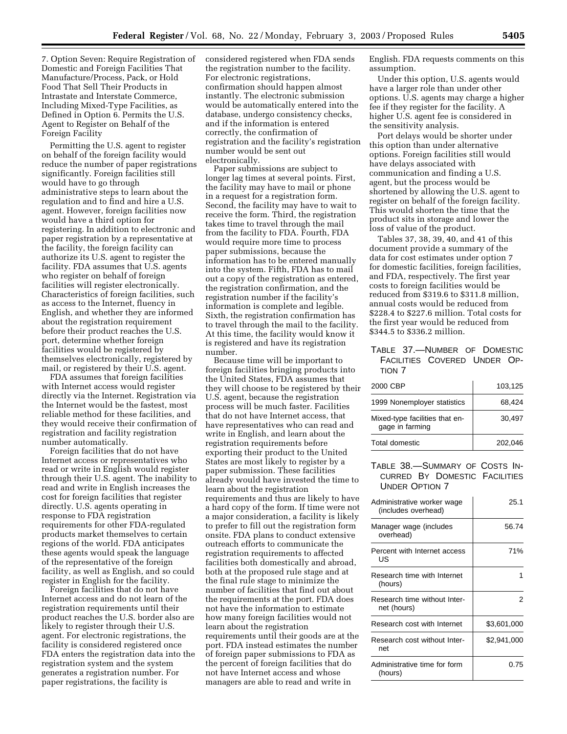7. Option Seven: Require Registration of Domestic and Foreign Facilities That Manufacture/Process, Pack, or Hold Food That Sell Their Products in Intrastate and Interstate Commerce, Including Mixed-Type Facilities, as Defined in Option 6. Permits the U.S. Agent to Register on Behalf of the Foreign Facility

Permitting the U.S. agent to register on behalf of the foreign facility would reduce the number of paper registrations significantly. Foreign facilities still would have to go through administrative steps to learn about the regulation and to find and hire a U.S. agent. However, foreign facilities now would have a third option for registering. In addition to electronic and paper registration by a representative at the facility, the foreign facility can authorize its U.S. agent to register the facility. FDA assumes that U.S. agents who register on behalf of foreign facilities will register electronically. Characteristics of foreign facilities, such as access to the Internet, fluency in English, and whether they are informed about the registration requirement before their product reaches the U.S. port, determine whether foreign facilities would be registered by themselves electronically, registered by mail, or registered by their U.S. agent.

FDA assumes that foreign facilities with Internet access would register directly via the Internet. Registration via the Internet would be the fastest, most reliable method for these facilities, and they would receive their confirmation of registration and facility registration number automatically.

Foreign facilities that do not have Internet access or representatives who read or write in English would register through their U.S. agent. The inability to read and write in English increases the cost for foreign facilities that register directly. U.S. agents operating in response to FDA registration requirements for other FDA-regulated products market themselves to certain regions of the world. FDA anticipates these agents would speak the language of the representative of the foreign facility, as well as English, and so could register in English for the facility.

Foreign facilities that do not have Internet access and do not learn of the registration requirements until their product reaches the U.S. border also are likely to register through their U.S. agent. For electronic registrations, the facility is considered registered once FDA enters the registration data into the registration system and the system generates a registration number. For paper registrations, the facility is considered registered when FDA sends the registration number to the facility. For electronic registrations, confirmation should happen almost instantly. The electronic submission would be automatically entered into the database, undergo consistency checks, and if the information is entered correctly, the confirmation of registration and the facility's registration number would be sent out electronically.

Paper submissions are subject to longer lag times at several points. First, the facility may have to mail or phone in a request for a registration form. Second, the facility may have to wait to receive the form. Third, the registration takes time to travel through the mail from the facility to FDA. Fourth, FDA would require more time to process paper submissions, because the information has to be entered manually into the system. Fifth, FDA has to mail out a copy of the registration as entered, the registration confirmation, and the registration number if the facility's information is complete and legible. Sixth, the registration confirmation has to travel through the mail to the facility. At this time, the facility would know it is registered and have its registration number.

Because time will be important to foreign facilities bringing products into the United States, FDA assumes that they will choose to be registered by their U.S. agent, because the registration process will be much faster. Facilities that do not have Internet access, that have representatives who can read and write in English, and learn about the registration requirements before exporting their product to the United States are most likely to register by a paper submission. These facilities already would have invested the time to learn about the registration requirements and thus are likely to have a hard copy of the form. If time were not a major consideration, a facility is likely to prefer to fill out the registration form onsite. FDA plans to conduct extensive outreach efforts to communicate the registration requirements to affected facilities both domestically and abroad, both at the proposed rule stage and at the final rule stage to minimize the number of facilities that find out about the requirements at the port. FDA does not have the information to estimate how many foreign facilities would not learn about the registration requirements until their goods are at the port. FDA instead estimates the number of foreign paper submissions to FDA as the percent of foreign facilities that do not have Internet access and whose managers are able to read and write in English. FDA requests comments on this assumption.

Under this option, U.S. agents would have a larger role than under other options. U.S. agents may charge a higher fee if they register for the facility. A higher U.S. agent fee is considered in the sensitivity analysis.

Port delays would be shorter under this option than under alternative options. Foreign facilities still would have delays associated with communication and finding a U.S. agent, but the process would be shortened by allowing the U.S. agent to register on behalf of the foreign facility. This would shorten the time that the product sits in storage and lower the loss of value of the product.

Tables 37, 38, 39, 40, and 41 of this document provide a summary of the data for cost estimates under option 7 for domestic facilities, foreign facilities, and FDA, respectively. The first year costs to foreign facilities would be reduced from $319.6 to $311.8 million, annual costs would be reduced from $228.4 to $227.6 million. Total costs for the first year would be reduced from $344.5 to $336.2 million.

TABLE 37.—NUMBER OF DOMESTIC FACILITIES COVERED UNDER OPTION 7

| | |
|---|---|
| 2000 CBP | 103,125 |
| 1999 Nonemployer statistics | 68,424 |
| Mixed-type facilities that engage in farming | 30,497 |
| Total domestic | 202,046 |

TABLE 38.—SUMMARY OF COSTS INCURRED BY DOMESTIC FACILITIES UNDER OPTION 7

| | |
|---|---|
| Administrative worker wage (includes overhead) | 25.1 |
| Manager wage (includes overhead) | 56.74 |
| Percent with Internet access US | 71% |
| Research time with Internet (hours) | 1 |
| Research time without Internet (hours) | 2 |
| Research cost with Internet | $3,601,000 |
| Research cost without Internet | $2,941,000 |
| Administrative time for form (hours) | 0.75 |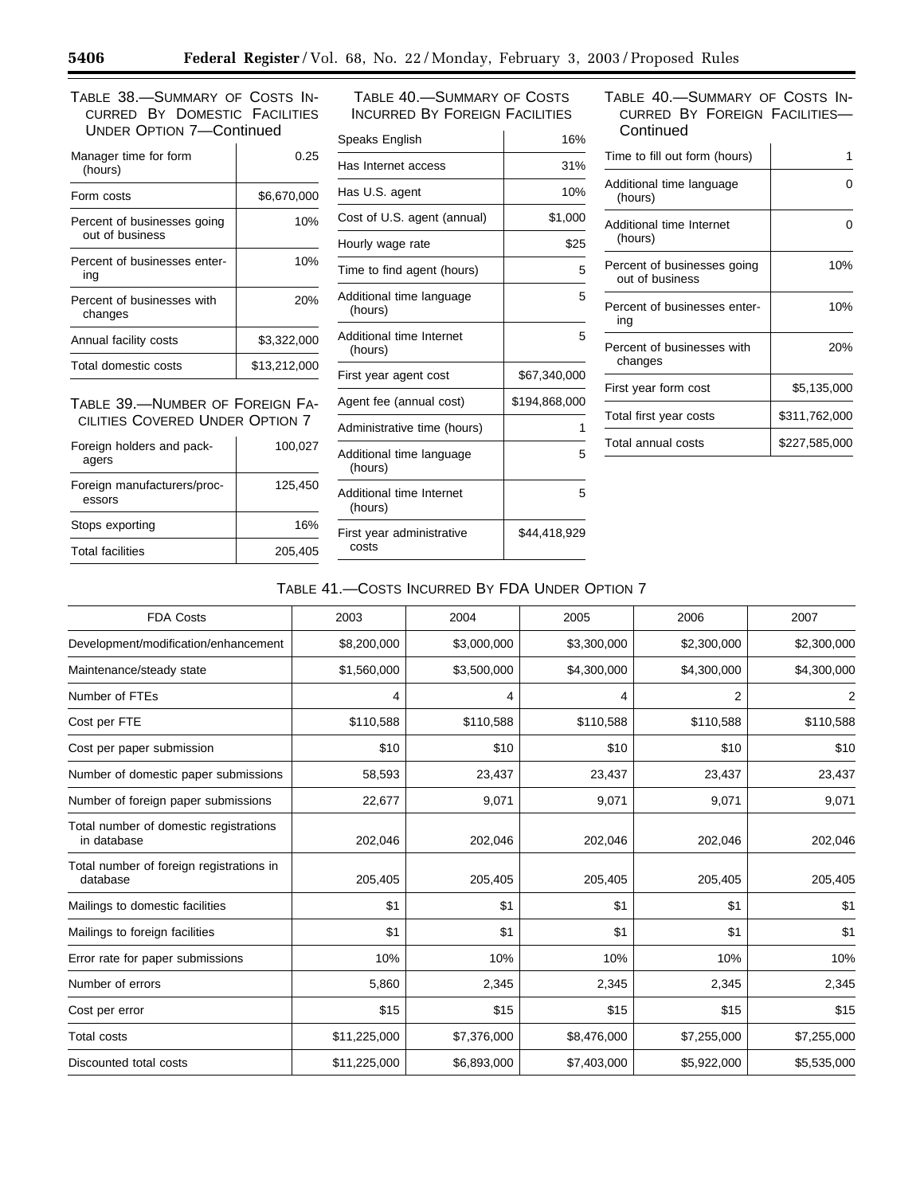TABLE 38.—SUMMARY OF COSTS INCURRED BY DOMESTIC FACILITIES UNDER OPTION 7—Continued

| | |
|---|---|
| Manager time for form (hours) | 0.25 |
| Form costs | $6,670,000 |
| Percent of businesses going out of business | 10% |
| Percent of businesses entering | 10% |
| Percent of businesses with changes | 20% |
| Annual facility costs | $3,322,000 |
| Total domestic costs | $13,212,000 |

TABLE 39.—NUMBER OF FOREIGN FACILITIES COVERED UNDER OPTION 7

| | |
|---|---|
| Foreign holders and packagers | 100,027 |
| Foreign manufacturers/processors | 125,450 |
| Stops exporting | 16% |
| Total facilities | 205,405 |

TABLE 40.—SUMMARY OF COSTS INCURRED BY FOREIGN FACILITIES

| | |
|---|---|
| Speaks English | 16% |
| Has Internet access | 31% |
| Has U.S. agent | 10% |
| Cost of U.S. agent (annual) | $1,000 |
| Hourly wage rate | $25 |
| Time to find agent (hours) | 5 |
| Additional time language (hours) | 5 |
| Additional time Internet (hours) | 5 |
| First year agent cost | $67,340,000 |
| Agent fee (annual cost) | $194,868,000 |
| Administrative time (hours) | 1 |
| Additional time language (hours) | 5 |
| Additional time Internet (hours) | 5 |
| First year administrative costs | $44,418,929 |
| Time to fill out form (hours) | 1 |
| Additional time language (hours) | 0 |
| Additional time Internet (hours) | 0 |
| Percent of businesses going out of business | 10% |
| Percent of businesses entering | 10% |
| Percent of businesses with changes | 20% |
| First year form cost | $5,135,000 |
| Total first year costs | $311,762,000 |
| Total annual costs | $227,585,000 |

TABLE 41.—COSTS INCURRED BY FDA UNDER OPTION 7

| FDA Costs | 2003 | 2004 | 2005 | 2006 | 2007 |
|---|---|---|---|---|---|
| Development/modification/enhancement | $8,200,000 | $3,000,000 | $3,300,000 | $2,300,000 | $2,300,000 |
| Maintenance/steady state | $1,560,000 | $3,500,000 | $4,300,000 | $4,300,000 | $4,300,000 |
| Number of FTEs | 4 | 4 | 4 | 2 | 2 |
| Cost per FTE | $110,588 | $110,588 | $110,588 | $110,588 | $110,588 |
| Cost per paper submission | $10 | $10 | $10 | $10 | $10 |
| Number of domestic paper submissions | 58,593 | 23,437 | 23,437 | 23,437 | 23,437 |
| Number of foreign paper submissions | 22,677 | 9,071 | 9,071 | 9,071 | 9,071 |
| Total number of domestic registrations in database | 202,046 | 202,046 | 202,046 | 202,046 | 202,046 |
| Total number of foreign registrations in database | 205,405 | 205,405 | 205,405 | 205,405 | 205,405 |
| Mailings to domestic facilities | $1 | $1 | $1 | $1 | $1 |
| Mailings to foreign facilities | $1 | $1 | $1 | $1 | $1 |
| Error rate for paper submissions | 10% | 10% | 10% | 10% | 10% |
| Number of errors | 5,860 | 2,345 | 2,345 | 2,345 | 2,345 |
| Cost per error | $15 | $15 | $15 | $15 | $15 |
| Total costs | $11,225,000 | $7,376,000 | $8,476,000 | $7,255,000 | $7,255,000 |
| Discounted total costs | $11,225,000 | $6,893,000 | $7,403,000 | $5,922,000 | $5,535,000 |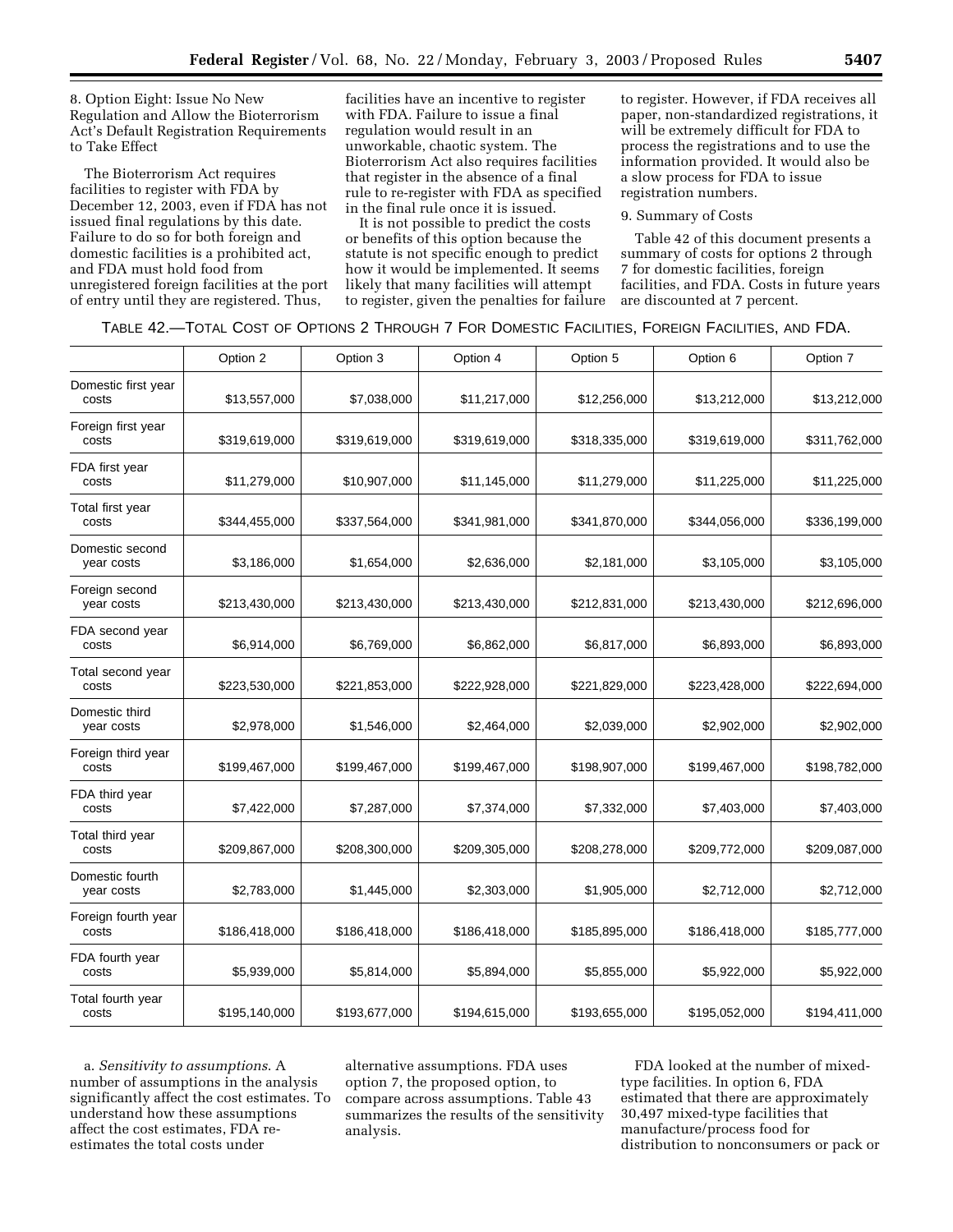8. Option Eight: Issue No New Regulation and Allow the Bioterrorism Act's Default Registration Requirements to Take Effect

The Bioterrorism Act requires facilities to register with FDA by December 12, 2003, even if FDA has not issued final regulations by this date. Failure to do so for both foreign and domestic facilities is a prohibited act, and FDA must hold food from unregistered foreign facilities at the port of entry until they are registered. Thus, facilities have an incentive to register with FDA. Failure to issue a final regulation would result in an unworkable, chaotic system. The Bioterrorism Act also requires facilities that register in the absence of a final rule to re-register with FDA as specified in the final rule once it is issued.

It is not possible to predict the costs or benefits of this option because the statute is not specific enough to predict how it would be implemented. It seems likely that many facilities will attempt to register, given the penalties for failure to register. However, if FDA receives all paper, non-standardized registrations, it will be extremely difficult for FDA to process the registrations and to use the information provided. It would also be a slow process for FDA to issue registration numbers.

9. Summary of Costs

Table 42 of this document presents a summary of costs for options 2 through 7 for domestic facilities, foreign facilities, and FDA. Costs in future years are discounted at 7 percent.

TABLE 42.—TOTAL COST OF OPTIONS 2 THROUGH 7 FOR DOMESTIC FACILITIES, FOREIGN FACILITIES, AND FDA.

| | Option 2 | Option 3 | Option 4 | Option 5 | Option 6 | Option 7 |
|---|---|---|---|---|---|---|
| Domestic first year costs | $13,557,000 | $7,038,000 | $11,217,000 | $12,256,000 | $13,212,000 | $13,212,000 |
| Foreign first year costs | $319,619,000 | $319,619,000 | $319,619,000 | $318,335,000 | $319,619,000 | $311,762,000 |
| FDA first year costs | $11,279,000 | $10,907,000 | $11,145,000 | $11,279,000 | $11,225,000 | $11,225,000 |
| Total first year costs | $344,455,000 | $337,564,000 | $341,981,000 | $341,870,000 | $344,056,000 | $336,199,000 |
| Domestic second year costs | $3,186,000 | $1,654,000 | $2,636,000 | $2,181,000 | $3,105,000 | $3,105,000 |
| Foreign second year costs | $213,430,000 | $213,430,000 | $213,430,000 | $212,831,000 | $213,430,000 | $212,696,000 |
| FDA second year costs | $6,914,000 | $6,769,000 | $6,862,000 | $6,817,000 | $6,893,000 | $6,893,000 |
| Total second year costs | $223,530,000 | $221,853,000 | $222,928,000 | $221,829,000 | $223,428,000 | $222,694,000 |
| Domestic third year costs | $2,978,000 | $1,546,000 | $2,464,000 | $2,039,000 | $2,902,000 | $2,902,000 |
| Foreign third year costs | $199,467,000 | $199,467,000 | $199,467,000 | $198,907,000 | $199,467,000 | $198,782,000 |
| FDA third year costs | $7,422,000 | $7,287,000 | $7,374,000 | $7,332,000 | $7,403,000 | $7,403,000 |
| Total third year costs | $209,867,000 | $208,300,000 | $209,305,000 | $208,278,000 | $209,772,000 | $209,087,000 |
| Domestic fourth year costs | $2,783,000 | $1,445,000 | $2,303,000 | $1,905,000 | $2,712,000 | $2,712,000 |
| Foreign fourth year costs | $186,418,000 | $186,418,000 | $186,418,000 | $185,895,000 | $186,418,000 | $185,777,000 |
| FDA fourth year costs | $5,939,000 | $5,814,000 | $5,894,000 | $5,855,000 | $5,922,000 | $5,922,000 |
| Total fourth year costs | $195,140,000 | $193,677,000 | $194,615,000 | $193,655,000 | $195,052,000 | $194,411,000 |

a. *Sensitivity to assumptions*. A number of assumptions in the analysis significantly affect the cost estimates. To understand how these assumptions affect the cost estimates, FDA re-estimates the total costs under alternative assumptions. FDA uses option 7, the proposed option, to compare across assumptions. Table 43 summarizes the results of the sensitivity analysis.

FDA looked at the number of mixed-type facilities. In option 6, FDA estimated that there are approximately 30,497 mixed-type facilities that manufacture/process food for distribution to nonconsumers or pack or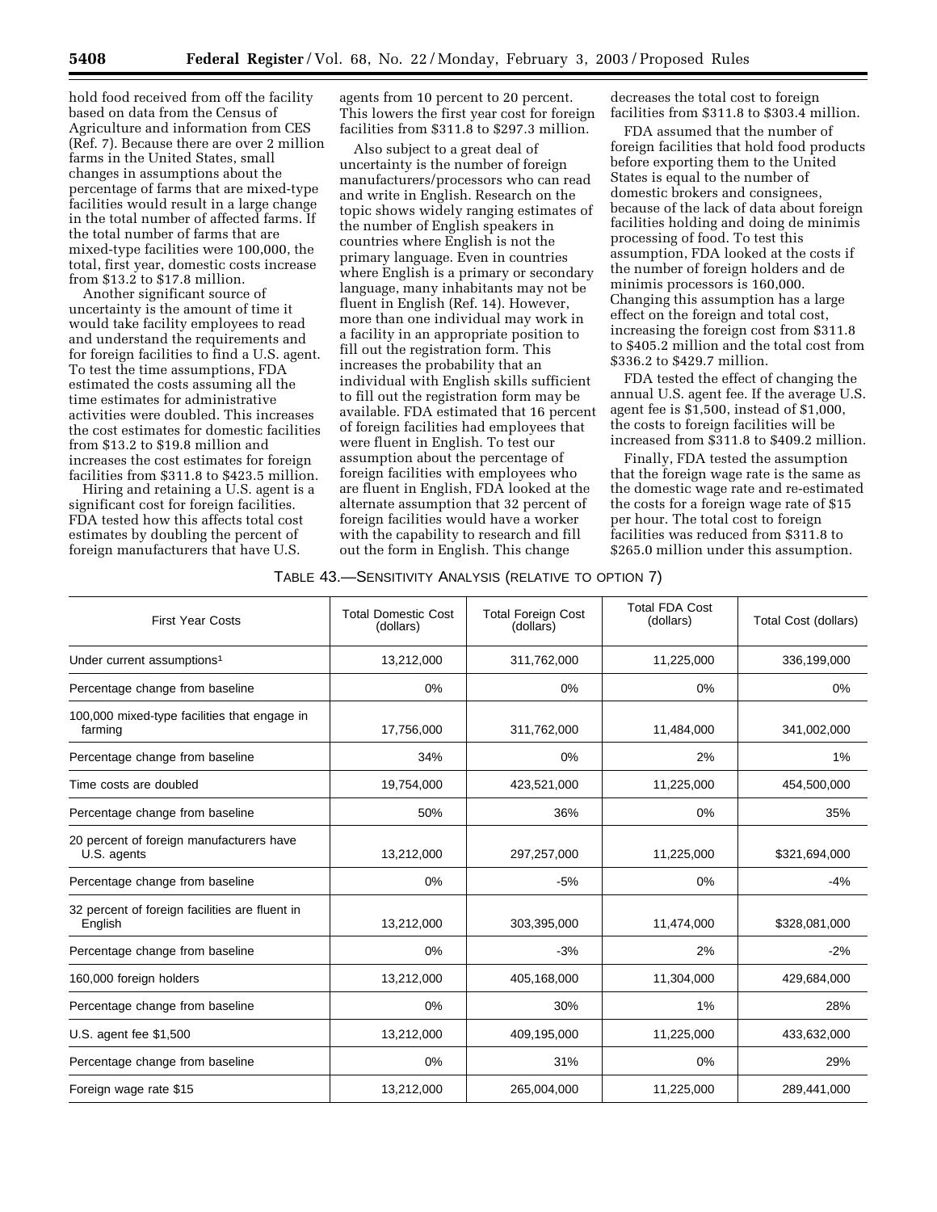hold food received from off the facility based on data from the Census of Agriculture and information from CES (Ref. 7). Because there are over 2 million farms in the United States, small changes in assumptions about the percentage of farms that are mixed-type facilities would result in a large change in the total number of affected farms. If the total number of farms that are mixed-type facilities were 100,000, the total, first year, domestic costs increase from $13.2 to $17.8 million.

Another significant source of uncertainty is the amount of time it would take facility employees to read and understand the requirements and for foreign facilities to find a U.S. agent. To test the time assumptions, FDA estimated the costs assuming all the time estimates for administrative activities were doubled. This increases the cost estimates for domestic facilities from $13.2 to $19.8 million and increases the cost estimates for foreign facilities from $311.8 to $423.5 million.

Hiring and retaining a U.S. agent is a significant cost for foreign facilities. FDA tested how this affects total cost estimates by doubling the percent of foreign manufacturers that have U.S. agents from 10 percent to 20 percent. This lowers the first year cost for foreign facilities from $311.8 to $297.3 million.

Also subject to a great deal of uncertainty is the number of foreign manufacturers/processors who can read and write in English. Research on the topic shows widely ranging estimates of the number of English speakers in countries where English is not the primary language. Even in countries where English is a primary or secondary language, many inhabitants may not be fluent in English (Ref. 14). However, more than one individual may work in a facility in an appropriate position to fill out the registration form. This increases the probability that an individual with English skills sufficient to fill out the registration form may be available. FDA estimated that 16 percent of foreign facilities had employees that were fluent in English. To test our assumption about the percentage of foreign facilities with employees who are fluent in English, FDA looked at the alternate assumption that 32 percent of foreign facilities would have a worker with the capability to research and fill out the form in English. This change decreases the total cost to foreign facilities from $311.8 to $303.4 million.

FDA assumed that the number of foreign facilities that hold food products before exporting them to the United States is equal to the number of domestic brokers and consignees, because of the lack of data about foreign facilities holding and doing de minimis processing of food. To test this assumption, FDA looked at the costs if the number of foreign holders and de minimis processors is 160,000. Changing this assumption has a large effect on the foreign and total cost, increasing the foreign cost from $311.8 to $405.2 million and the total cost from $336.2 to $429.7 million.

FDA tested the effect of changing the annual U.S. agent fee. If the average U.S. agent fee is $1,500, instead of $1,000, the costs to foreign facilities will be increased from $311.8 to $409.2 million.

Finally, FDA tested the assumption that the foreign wage rate is the same as the domestic wage rate and re-estimated the costs for a foreign wage rate of $15 per hour. The total cost to foreign facilities was reduced from $311.8 to $265.0 million under this assumption.

TABLE 43.—SENSITIVITY ANALYSIS (RELATIVE TO OPTION 7)

| First Year Costs | Total Domestic Cost (dollars) | Total Foreign Cost (dollars) | Total FDA Cost (dollars) | Total Cost (dollars) |
|---|---|---|---|---|
| Under current assumptions[1] | 13,212,000 | 311,762,000 | 11,225,000 | 336,199,000 |
| Percentage change from baseline | 0% | 0% | 0% | 0% |
| 100,000 mixed-type facilities that engage in farming | 17,756,000 | 311,762,000 | 11,484,000 | 341,002,000 |
| Percentage change from baseline | 34% | 0% | 2% | 1% |
| Time costs are doubled | 19,754,000 | 423,521,000 | 11,225,000 | 454,500,000 |
| Percentage change from baseline | 50% | 36% | 0% | 35% |
| 20 percent of foreign manufacturers have U.S. agents | 13,212,000 | 297,257,000 | 11,225,000 | $321,694,000 |
| Percentage change from baseline | 0% | -5% | 0% | -4% |
| 32 percent of foreign facilities are fluent in English | 13,212,000 | 303,395,000 | 11,474,000 | $328,081,000 |
| Percentage change from baseline | 0% | -3% | 2% | -2% |
| 160,000 foreign holders | 13,212,000 | 405,168,000 | 11,304,000 | 429,684,000 |
| Percentage change from baseline | 0% | 30% | 1% | 28% |
| U.S. agent fee $1,500 | 13,212,000 | 409,195,000 | 11,225,000 | 433,632,000 |
| Percentage change from baseline | 0% | 31% | 0% | 29% |
| Foreign wage rate $15 | 13,212,000 | 265,004,000 | 11,225,000 | 289,441,000 |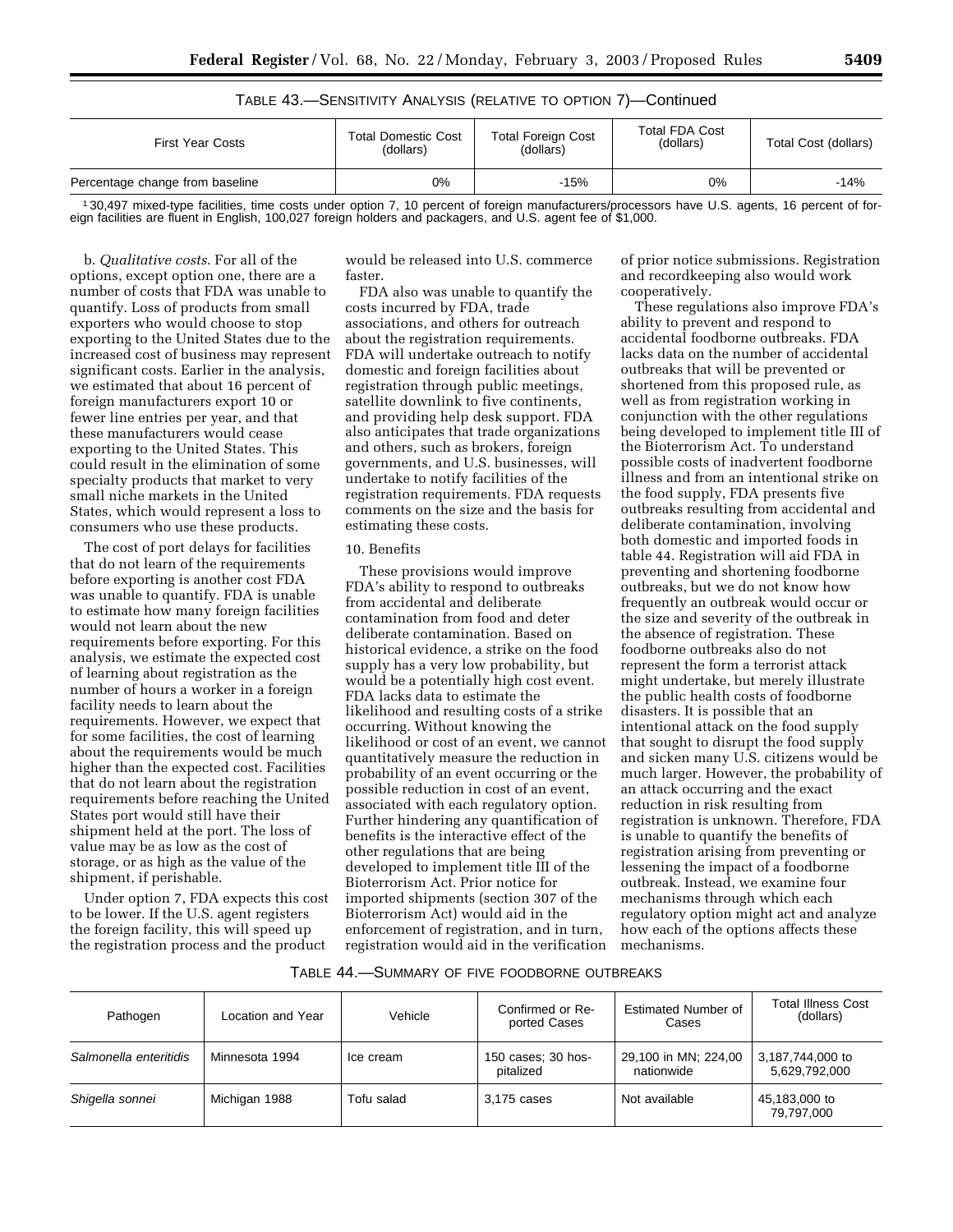TABLE 43.—SENSITIVITY ANALYSIS (RELATIVE TO OPTION 7)—Continued

| First Year Costs | Total Domestic Cost (dollars) | Total Foreign Cost (dollars) | Total FDA Cost (dollars) | Total Cost (dollars) |
|---|---|---|---|---|
| Percentage change from baseline | 0% | -15% | 0% | -14% |

[1] 30,497 mixed-type facilities, time costs under option 7, 10 percent of foreign manufacturers/processors have U.S. agents, 16 percent of foreign facilities are fluent in English, 100,027 foreign holders and packagers, and U.S. agent fee of $1,000.

b. *Qualitative costs*. For all of the options, except option one, there are a number of costs that FDA was unable to quantify. Loss of products from small exporters who would choose to stop exporting to the United States due to the increased cost of business may represent significant costs. Earlier in the analysis, we estimated that about 16 percent of foreign manufacturers export 10 or fewer line entries per year, and that these manufacturers would cease exporting to the United States. This could result in the elimination of some specialty products that market to very small niche markets in the United States, which would represent a loss to consumers who use these products.

The cost of port delays for facilities that do not learn of the requirements before exporting is another cost FDA was unable to quantify. FDA is unable to estimate how many foreign facilities would not learn about the new requirements before exporting. For this analysis, we estimate the expected cost of learning about registration as the number of hours a worker in a foreign facility needs to learn about the requirements. However, we expect that for some facilities, the cost of learning about the requirements would be much higher than the expected cost. Facilities that do not learn about the registration requirements before reaching the United States port would still have their shipment held at the port. The loss of value may be as low as the cost of storage, or as high as the value of the shipment, if perishable.

Under option 7, FDA expects this cost to be lower. If the U.S. agent registers the foreign facility, this will speed up the registration process and the product would be released into U.S. commerce faster.

FDA also was unable to quantify the costs incurred by FDA, trade associations, and others for outreach about the registration requirements. FDA will undertake outreach to notify domestic and foreign facilities about registration through public meetings, satellite downlink to five continents, and providing help desk support. FDA also anticipates that trade organizations and others, such as brokers, foreign governments, and U.S. businesses, will undertake to notify facilities of the registration requirements. FDA requests comments on the size and the basis for estimating these costs.

10. Benefits

These provisions would improve FDA's ability to respond to outbreaks from accidental and deliberate contamination from food and deter deliberate contamination. Based on historical evidence, a strike on the food supply has a very low probability, but would be a potentially high cost event. FDA lacks data to estimate the likelihood and resulting costs of a strike occurring. Without knowing the likelihood or cost of an event, we cannot quantitatively measure the reduction in probability of an event occurring or the possible reduction in cost of an event, associated with each regulatory option. Further hindering any quantification of benefits is the interactive effect of the other regulations that are being developed to implement title III of the Bioterrorism Act. Prior notice for imported shipments (section 307 of the Bioterrorism Act) would aid in the enforcement of registration, and in turn, registration would aid in the verification of prior notice submissions. Registration and recordkeeping also would work cooperatively.

These regulations also improve FDA's ability to prevent and respond to accidental foodborne outbreaks. FDA lacks data on the number of accidental outbreaks that will be prevented or shortened from this proposed rule, as well as from registration working in conjunction with the other regulations being developed to implement title III of the Bioterrorism Act. To understand possible costs of inadvertent foodborne illness and from an intentional strike on the food supply, FDA presents five outbreaks resulting from accidental and deliberate contamination, involving both domestic and imported foods in table 44. Registration will aid FDA in preventing and shortening foodborne outbreaks, but we do not know how frequently an outbreak would occur or the size and severity of the outbreak in the absence of registration. These foodborne outbreaks also do not represent the form a terrorist attack might undertake, but merely illustrate the public health costs of foodborne disasters. It is possible that an intentional attack on the food supply that sought to disrupt the food supply and sicken many U.S. citizens would be much larger. However, the probability of an attack occurring and the exact reduction in risk resulting from registration is unknown. Therefore, FDA is unable to quantify the benefits of registration arising from preventing or lessening the impact of a foodborne outbreak. Instead, we examine four mechanisms through which each regulatory option might act and analyze how each of the options affects these mechanisms.

TABLE 44.—SUMMARY OF FIVE FOODBORNE OUTBREAKS

| Pathogen | Location and Year | Vehicle | Confirmed or Reported Cases | Estimated Number of Cases | Total Illness Cost (dollars) |
|---|---|---|---|---|---|
| *Salmonella enteritidis* | Minnesota 1994 | Ice cream | 150 cases; 30 hospitalized | 29,100 in MN; 224,00 nationwide | 3,187,744,000 to 5,629,792,000 |
| *Shigella sonnei* | Michigan 1988 | Tofu salad | 3,175 cases | Not available | 45,183,000 to 79,797,000 |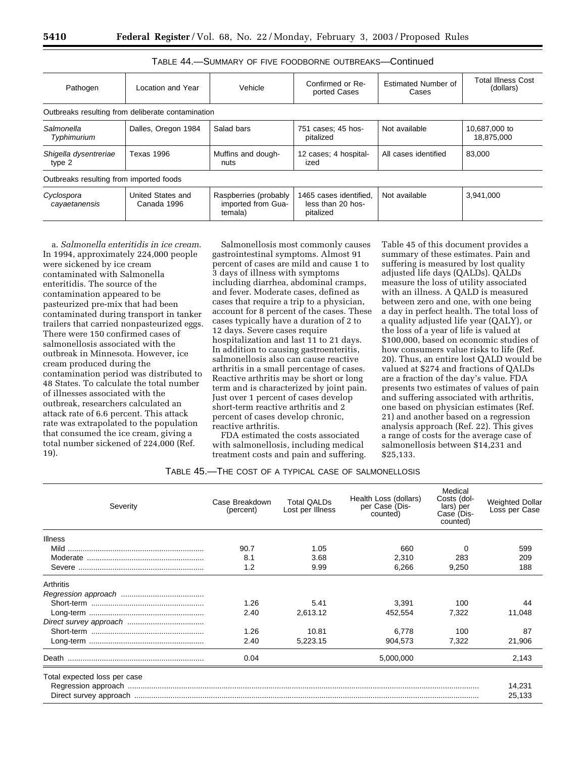TABLE 44.—SUMMARY OF FIVE FOODBORNE OUTBREAKS—Continued

| Pathogen | Location and Year | Vehicle | Confirmed or Reported Cases | Estimated Number of Cases | Total Illness Cost (dollars) |
|---|---|---|---|---|---|
| Outbreaks resulting from deliberate contamination | | | | | |
| *Salmonella Typhimurium* | Dalles, Oregon 1984 | Salad bars | 751 cases; 45 hospitalized | Not available | 10,687,000 to 18,875,000 |
| *Shigella dysentreriae* type 2 | Texas 1996 | Muffins and doughnuts | 12 cases; 4 hospitalized | All cases identified | 83,000 |
| Outbreaks resulting from imported foods | | | | | |
| *Cyclospora cayaetanensis* | United States and Canada 1996 | Raspberries (probably imported from Guatemala) | 1465 cases identified, less than 20 hospitalized | Not available | 3,941,000 |

a. *Salmonella enteritidis in ice cream*. In 1994, approximately 224,000 people were sickened by ice cream contaminated with Salmonella enteritidis. The source of the contamination appeared to be pasteurized pre-mix that had been contaminated during transport in tanker trailers that carried nonpasteurized eggs. There were 150 confirmed cases of salmonellosis associated with the outbreak in Minnesota. However, ice cream produced during the contamination period was distributed to 48 States. To calculate the total number of illnesses associated with the outbreak, researchers calculated an attack rate of 6.6 percent. This attack rate was extrapolated to the population that consumed the ice cream, giving a total number sickened of 224,000 (Ref. 19).

Salmonellosis most commonly causes gastrointestinal symptoms. Almost 91 percent of cases are mild and cause 1 to 3 days of illness with symptoms including diarrhea, abdominal cramps, and fever. Moderate cases, defined as cases that require a trip to a physician, account for 8 percent of the cases. These cases typically have a duration of 2 to 12 days. Severe cases require hospitalization and last 11 to 21 days. In addition to causing gastroenteritis, salmonellosis also can cause reactive arthritis in a small percentage of cases. Reactive arthritis may be short or long term and is characterized by joint pain. Just over 1 percent of cases develop short-term reactive arthritis and 2 percent of cases develop chronic, reactive arthritis.

FDA estimated the costs associated with salmonellosis, including medical treatment costs and pain and suffering. Table 45 of this document provides a summary of these estimates. Pain and suffering is measured by lost quality adjusted life days (QALDs). QALDs measure the loss of utility associated with an illness. A QALD is measured between zero and one, with one being a day in perfect health. The total loss of a quality adjusted life year (QALY), or the loss of a year of life is valued at $100,000, based on economic studies of how consumers value risks to life (Ref. 20). Thus, an entire lost QALD would be valued at $274 and fractions of QALDs are a fraction of the day's value. FDA presents two estimates of values of pain and suffering associated with arthritis, one based on physician estimates (Ref. 21) and another based on a regression analysis approach (Ref. 22). This gives a range of costs for the average case of salmonellosis between $14,231 and $25,133.

TABLE 45.—THE COST OF A TYPICAL CASE OF SALMONELLOSIS

| Severity | Case Breakdown (percent) | Total QALDs Lost per Illness | Health Loss (dollars) per Case (Discounted) | Medical Costs (dollars) per Case (Discounted) | Weighted Dollar Loss per Case |
|---|---|---|---|---|---|
| Illness | | | | | |
| Mild | 90.7 | 1.05 | 660 | 0 | 599 |
| Moderate | 8.1 | 3.68 | 2,310 | 283 | 209 |
| Severe | 1.2 | 9.99 | 6,266 | 9,250 | 188 |
| Arthritis | | | | | |
| *Regression approach* | | | | | |
| Short-term | 1.26 | 5.41 | 3,391 | 100 | 44 |
| Long-term | 2.40 | 2,613.12 | 452,554 | 7,322 | 11,048 |
| *Direct survey approach* | | | | | |
| Short-term | 1.26 | 10.81 | 6,778 | 100 | 87 |
| Long-term | 2.40 | 5,223.15 | 904,573 | 7,322 | 21,906 |
| Death | 0.04 | | 5,000,000 | | 2,143 |
| Total expected loss per case | | | | | |
| Regression approach | | | | | 14,231 |
| Direct survey approach | | | | | 25,133 |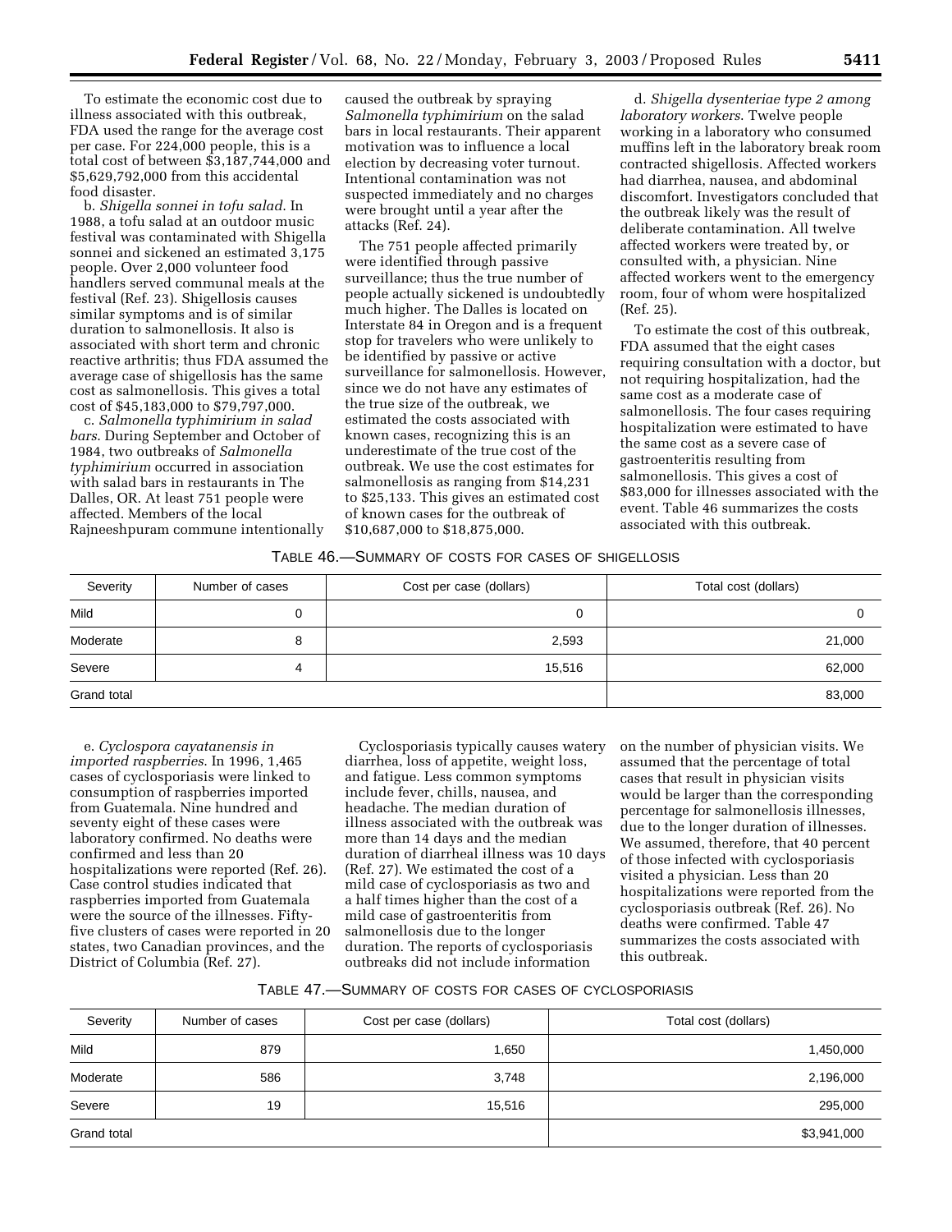To estimate the economic cost due to illness associated with this outbreak, FDA used the range for the average cost per case. For 224,000 people, this is a total cost of between $3,187,744,000 and $5,629,792,000 from this accidental food disaster.

b. *Shigella sonnei in tofu salad*. In 1988, a tofu salad at an outdoor music festival was contaminated with Shigella sonnei and sickened an estimated 3,175 people. Over 2,000 volunteer food handlers served communal meals at the festival (Ref. 23). Shigellosis causes similar symptoms and is of similar duration to salmonellosis. It also is associated with short term and chronic reactive arthritis; thus FDA assumed the average case of shigellosis has the same cost as salmonellosis. This gives a total cost of $45,183,000 to $79,797,000.

c. *Salmonella typhimirium in salad bars*. During September and October of 1984, two outbreaks of *Salmonella typhimirium* occurred in association with salad bars in restaurants in The Dalles, OR. At least 751 people were affected. Members of the local Rajneeshpuram commune intentionally caused the outbreak by spraying *Salmonella typhimirium* on the salad bars in local restaurants. Their apparent motivation was to influence a local election by decreasing voter turnout. Intentional contamination was not suspected immediately and no charges were brought until a year after the attacks (Ref. 24).

The 751 people affected primarily were identified through passive surveillance; thus the true number of people actually sickened is undoubtedly much higher. The Dalles is located on Interstate 84 in Oregon and is a frequent stop for travelers who were unlikely to be identified by passive or active surveillance for salmonellosis. However, since we do not have any estimates of the true size of the outbreak, we estimated the costs associated with known cases, recognizing this is an underestimate of the true cost of the outbreak. We use the cost estimates for salmonellosis as ranging from $14,231 to $25,133. This gives an estimated cost of known cases for the outbreak of $10,687,000 to $18,875,000.

d. *Shigella dysenteriae type 2 among laboratory workers*. Twelve people working in a laboratory who consumed muffins left in the laboratory break room contracted shigellosis. Affected workers had diarrhea, nausea, and abdominal discomfort. Investigators concluded that the outbreak likely was the result of deliberate contamination. All twelve affected workers were treated by, or consulted with, a physician. Nine affected workers went to the emergency room, four of whom were hospitalized (Ref. 25).

To estimate the cost of this outbreak, FDA assumed that the eight cases requiring consultation with a doctor, but not requiring hospitalization, had the same cost as a moderate case of salmonellosis. The four cases requiring hospitalization were estimated to have the same cost as a severe case of gastroenteritis resulting from salmonellosis. This gives a cost of $83,000 for illnesses associated with the event. Table 46 summarizes the costs associated with this outbreak.

TABLE 46.—SUMMARY OF COSTS FOR CASES OF SHIGELLOSIS

| Severity | Number of cases | Cost per case (dollars) | Total cost (dollars) |
|---|---|---|---|
| Mild | 0 | 0 | 0 |
| Moderate | 8 | 2,593 | 21,000 |
| Severe | 4 | 15,516 | 62,000 |
| Grand total | | | 83,000 |

e. *Cyclospora cayatanensis in imported raspberries*. In 1996, 1,465 cases of cyclosporiasis were linked to consumption of raspberries imported from Guatemala. Nine hundred and seventy eight of these cases were laboratory confirmed. No deaths were confirmed and less than 20 hospitalizations were reported (Ref. 26). Case control studies indicated that raspberries imported from Guatemala were the source of the illnesses. Fifty-five clusters of cases were reported in 20 states, two Canadian provinces, and the District of Columbia (Ref. 27).

Cyclosporiasis typically causes watery diarrhea, loss of appetite, weight loss, and fatigue. Less common symptoms include fever, chills, nausea, and headache. The median duration of illness associated with the outbreak was more than 14 days and the median duration of diarrheal illness was 10 days (Ref. 27). We estimated the cost of a mild case of cyclosporiasis as two and a half times higher than the cost of a mild case of gastroenteritis from salmonellosis due to the longer duration. The reports of cyclosporiasis outbreaks did not include information on the number of physician visits. We assumed that the percentage of total cases that result in physician visits would be larger than the corresponding percentage for salmonellosis illnesses, due to the longer duration of illnesses. We assumed, therefore, that 40 percent of those infected with cyclosporiasis visited a physician. Less than 20 hospitalizations were reported from the cyclosporiasis outbreak (Ref. 26). No deaths were confirmed. Table 47 summarizes the costs associated with this outbreak.

TABLE 47.—SUMMARY OF COSTS FOR CASES OF CYCLOSPORIASIS

| Severity | Number of cases | Cost per case (dollars) | Total cost (dollars) |
|---|---|---|---|
| Mild | 879 | 1,650 | 1,450,000 |
| Moderate | 586 | 3,748 | 2,196,000 |
| Severe | 19 | 15,516 | 295,000 |
| Grand total | | | $3,941,000 |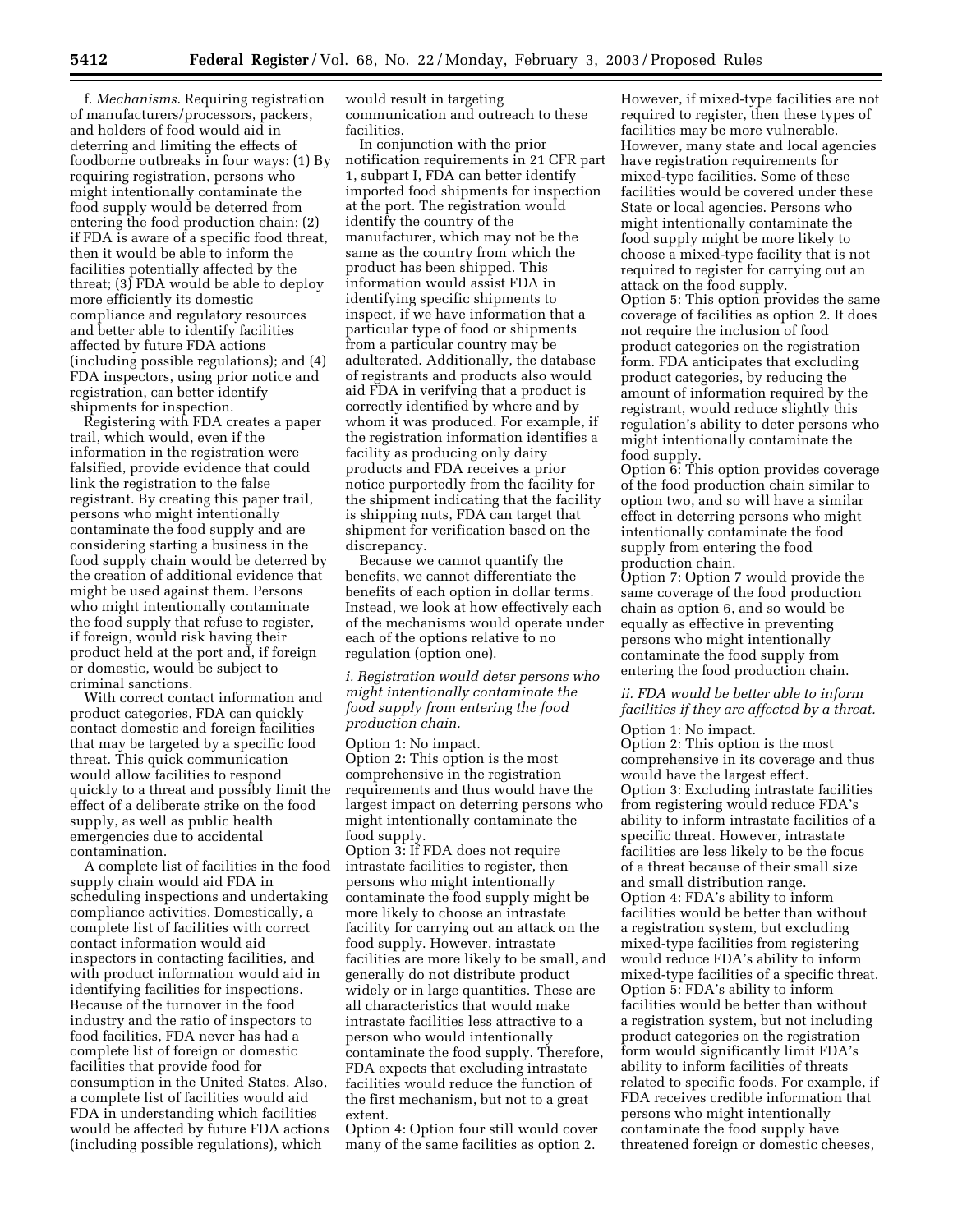f. *Mechanisms.* Requiring registration of manufacturers/processors, packers, and holders of food would aid in deterring and limiting the effects of foodborne outbreaks in four ways: (1) By requiring registration, persons who might intentionally contaminate the food supply would be deterred from entering the food production chain; (2) if FDA is aware of a specific food threat, then it would be able to inform the facilities potentially affected by the threat; (3) FDA would be able to deploy more efficiently its domestic compliance and regulatory resources and better able to identify facilities affected by future FDA actions (including possible regulations); and (4) FDA inspectors, using prior notice and registration, can better identify shipments for inspection.

Registering with FDA creates a paper trail, which would, even if the information in the registration were falsified, provide evidence that could link the registration to the false registrant. By creating this paper trail, persons who might intentionally contaminate the food supply and are considering starting a business in the food supply chain would be deterred by the creation of additional evidence that might be used against them. Persons who might intentionally contaminate the food supply that refuse to register, if foreign, would risk having their product held at the port and, if foreign or domestic, would be subject to criminal sanctions.

With correct contact information and product categories, FDA can quickly contact domestic and foreign facilities that may be targeted by a specific food threat. This quick communication would allow facilities to respond quickly to a threat and possibly limit the effect of a deliberate strike on the food supply, as well as public health emergencies due to accidental contamination.

A complete list of facilities in the food supply chain would aid FDA in scheduling inspections and undertaking compliance activities. Domestically, a complete list of facilities with correct contact information would aid inspectors in contacting facilities, and with product information would aid in identifying facilities for inspections. Because of the turnover in the food industry and the ratio of inspectors to food facilities, FDA never has had a complete list of foreign or domestic facilities that provide food for consumption in the United States. Also, a complete list of facilities would aid FDA in understanding which facilities would be affected by future FDA actions (including possible regulations), which would result in targeting communication and outreach to these facilities.

In conjunction with the prior notification requirements in 21 CFR part 1, subpart I, FDA can better identify imported food shipments for inspection at the port. The registration would identify the country of the manufacturer, which may not be the same as the country from which the product has been shipped. This information would assist FDA in identifying specific shipments to inspect, if we have information that a particular type of food or shipments from a particular country may be adulterated. Additionally, the database of registrants and products also would aid FDA in verifying that a product is correctly identified by where and by whom it was produced. For example, if the registration information identifies a facility as producing only dairy products and FDA receives a prior notice purportedly from the facility for the shipment indicating that the facility is shipping nuts, FDA can target that shipment for verification based on the discrepancy.

Because we cannot quantify the benefits, we cannot differentiate the benefits of each option in dollar terms. Instead, we look at how effectively each of the mechanisms would operate under each of the options relative to no regulation (option one).

*i. Registration would deter persons who might intentionally contaminate the food supply from entering the food production chain.*

Option 1: No impact.

Option 2: This option is the most comprehensive in the registration requirements and thus would have the largest impact on deterring persons who might intentionally contaminate the food supply.

Option 3: If FDA does not require intrastate facilities to register, then persons who might intentionally contaminate the food supply might be more likely to choose an intrastate facility for carrying out an attack on the food supply. However, intrastate facilities are more likely to be small, and generally do not distribute product widely or in large quantities. These are all characteristics that would make intrastate facilities less attractive to a person who would intentionally contaminate the food supply. Therefore, FDA expects that excluding intrastate facilities would reduce the function of the first mechanism, but not to a great extent.

Option 4: Option four still would cover many of the same facilities as option 2. However, if mixed-type facilities are not required to register, then these types of facilities may be more vulnerable. However, many state and local agencies have registration requirements for mixed-type facilities. Some of these facilities would be covered under these State or local agencies. Persons who might intentionally contaminate the food supply might be more likely to choose a mixed-type facility that is not required to register for carrying out an attack on the food supply.

Option 5: This option provides the same coverage of facilities as option 2. It does not require the inclusion of food product categories on the registration form. FDA anticipates that excluding product categories, by reducing the amount of information required by the registrant, would reduce slightly this regulation's ability to deter persons who might intentionally contaminate the food supply.

Option 6: This option provides coverage of the food production chain similar to option two, and so will have a similar effect in deterring persons who might intentionally contaminate the food supply from entering the food production chain.

Option 7: Option 7 would provide the same coverage of the food production chain as option 6, and so would be equally as effective in preventing persons who might intentionally contaminate the food supply from entering the food production chain.

*ii. FDA would be better able to inform facilities if they are affected by a threat.*

Option 1: No impact.

Option 2: This option is the most comprehensive in its coverage and thus would have the largest effect.

Option 3: Excluding intrastate facilities from registering would reduce FDA's ability to inform intrastate facilities of a specific threat. However, intrastate facilities are less likely to be the focus of a threat because of their small size and small distribution range.

Option 4: FDA's ability to inform facilities would be better than without a registration system, but excluding mixed-type facilities from registering would reduce FDA's ability to inform mixed-type facilities of a specific threat.

Option 5: FDA's ability to inform facilities would be better than without a registration system, but not including product categories on the registration form would significantly limit FDA's ability to inform facilities of threats related to specific foods. For example, if FDA receives credible information that persons who might intentionally contaminate the food supply have threatened foreign or domestic cheeses,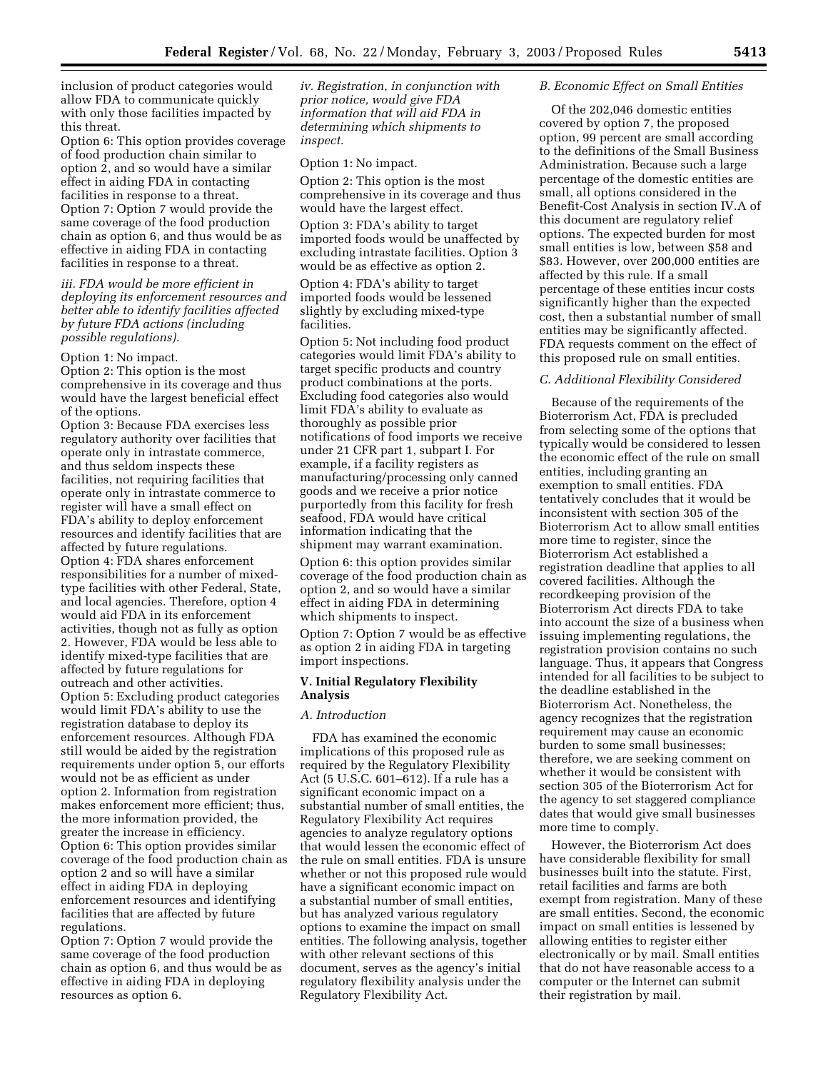inclusion of product categories would allow FDA to communicate quickly with only those facilities impacted by this threat.

Option 6: This option provides coverage of food production chain similar to option 2, and so would have a similar effect in aiding FDA in contacting facilities in response to a threat.

Option 7: Option 7 would provide the same coverage of the food production chain as option 6, and thus would be as effective in aiding FDA in contacting facilities in response to a threat.

*iii. FDA would be more efficient in deploying its enforcement resources and better able to identify facilities affected by future FDA actions (including possible regulations).*

Option 1: No impact.

Option 2: This option is the most comprehensive in its coverage and thus would have the largest beneficial effect of the options.

Option 3: Because FDA exercises less regulatory authority over facilities that operate only in intrastate commerce, and thus seldom inspects these facilities, not requiring facilities that operate only in intrastate commerce to register will have a small effect on FDA's ability to deploy enforcement resources and identify facilities that are affected by future regulations.

Option 4: FDA shares enforcement responsibilities for a number of mixed-type facilities with other Federal, State, and local agencies. Therefore, option 4 would aid FDA in its enforcement activities, though not as fully as option 2. However, FDA would be less able to identify mixed-type facilities that are affected by future regulations for outreach and other activities.

Option 5: Excluding product categories would limit FDA's ability to use the registration database to deploy its enforcement resources. Although FDA still would be aided by the registration requirements under option 5, our efforts would not be as efficient as under option 2. Information from registration makes enforcement more efficient; thus, the more information provided, the greater the increase in efficiency.

Option 6: This option provides similar coverage of the food production chain as option 2 and so will have a similar effect in aiding FDA in deploying enforcement resources and identifying facilities that are affected by future regulations.

Option 7: Option 7 would provide the same coverage of the food production chain as option 6, and thus would be as effective in aiding FDA in deploying resources as option 6.

*iv. Registration, in conjunction with prior notice, would give FDA information that will aid FDA in determining which shipments to inspect.*

Option 1: No impact.

Option 2: This option is the most comprehensive in its coverage and thus would have the largest effect.

Option 3: FDA's ability to target imported foods would be unaffected by excluding intrastate facilities. Option 3 would be as effective as option 2.

Option 4: FDA's ability to target imported foods would be lessened slightly by excluding mixed-type facilities.

Option 5: Not including food product categories would limit FDA's ability to target specific products and country product combinations at the ports. Excluding food categories also would limit FDA's ability to evaluate as thoroughly as possible prior notifications of food imports we receive under 21 CFR part 1, subpart I. For example, if a facility registers as manufacturing/processing only canned goods and we receive a prior notice purportedly from this facility for fresh seafood, FDA would have critical information indicating that the shipment may warrant examination.

Option 6: this option provides similar coverage of the food production chain as option 2, and so would have a similar effect in aiding FDA in determining which shipments to inspect.

Option 7: Option 7 would be as effective as option 2 in aiding FDA in targeting import inspections.

## V. Initial Regulatory Flexibility Analysis

### *A. Introduction*

FDA has examined the economic implications of this proposed rule as required by the Regulatory Flexibility Act (5 U.S.C. 601–612). If a rule has a significant economic impact on a substantial number of small entities, the Regulatory Flexibility Act requires agencies to analyze regulatory options that would lessen the economic effect of the rule on small entities. FDA is unsure whether or not this proposed rule would have a significant economic impact on a substantial number of small entities, but has analyzed various regulatory options to examine the impact on small entities. The following analysis, together with other relevant sections of this document, serves as the agency's initial regulatory flexibility analysis under the Regulatory Flexibility Act.

### *B. Economic Effect on Small Entities*

Of the 202,046 domestic entities covered by option 7, the proposed option, 99 percent are small according to the definitions of the Small Business Administration. Because such a large percentage of the domestic entities are small, all options considered in the Benefit-Cost Analysis in section IV.A of this document are regulatory relief options. The expected burden for most small entities is low, between $58 and $83. However, over 200,000 entities are affected by this rule. If a small percentage of these entities incur costs significantly higher than the expected cost, then a substantial number of small entities may be significantly affected. FDA requests comment on the effect of this proposed rule on small entities.

### *C. Additional Flexibility Considered*

Because of the requirements of the Bioterrorism Act, FDA is precluded from selecting some of the options that typically would be considered to lessen the economic effect of the rule on small entities, including granting an exemption to small entities. FDA tentatively concludes that it would be inconsistent with section 305 of the Bioterrorism Act to allow small entities more time to register, since the Bioterrorism Act established a registration deadline that applies to all covered facilities. Although the recordkeeping provision of the Bioterrorism Act directs FDA to take into account the size of a business when issuing implementing regulations, the registration provision contains no such language. Thus, it appears that Congress intended for all facilities to be subject to the deadline established in the Bioterrorism Act. Nonetheless, the agency recognizes that the registration requirement may cause an economic burden to some small businesses; therefore, we are seeking comment on whether it would be consistent with section 305 of the Bioterrorism Act for the agency to set staggered compliance dates that would give small businesses more time to comply.

However, the Bioterrorism Act does have considerable flexibility for small businesses built into the statute. First, retail facilities and farms are both exempt from registration. Many of these are small entities. Second, the economic impact on small entities is lessened by allowing entities to register either electronically or by mail. Small entities that do not have reasonable access to a computer or the Internet can submit their registration by mail.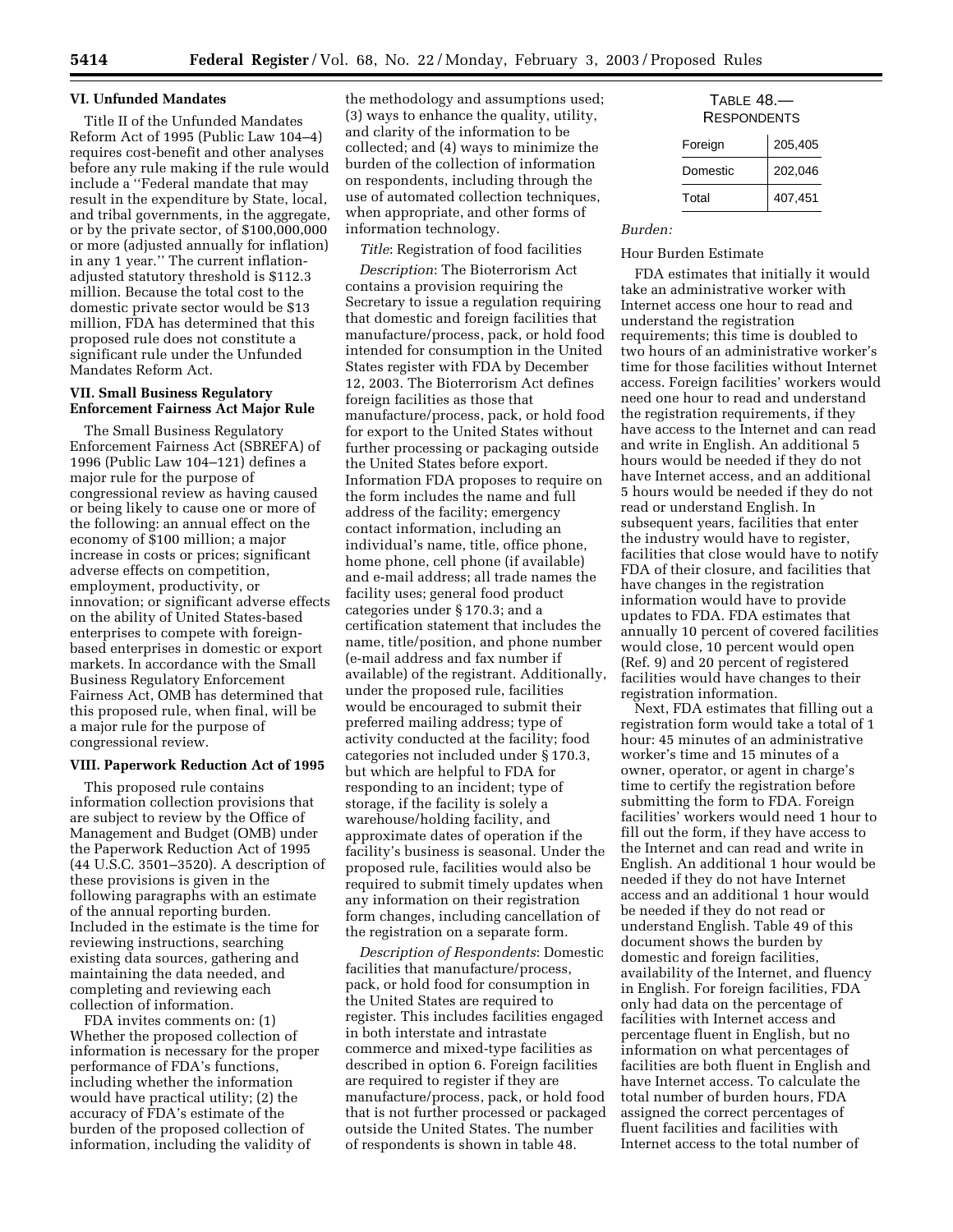### VI. Unfunded Mandates

Title II of the Unfunded Mandates Reform Act of 1995 (Public Law 104–4) requires cost-benefit and other analyses before any rule making if the rule would include a ''Federal mandate that may result in the expenditure by State, local, and tribal governments, in the aggregate, or by the private sector, of $100,000,000 or more (adjusted annually for inflation) in any 1 year.'' The current inflation-adjusted statutory threshold is $112.3 million. Because the total cost to the domestic private sector would be $13 million, FDA has determined that this proposed rule does not constitute a significant rule under the Unfunded Mandates Reform Act.

### VII. Small Business Regulatory Enforcement Fairness Act Major Rule

The Small Business Regulatory Enforcement Fairness Act (SBREFA) of 1996 (Public Law 104–121) defines a major rule for the purpose of congressional review as having caused or being likely to cause one or more of the following: an annual effect on the economy of $100 million; a major increase in costs or prices; significant adverse effects on competition, employment, productivity, or innovation; or significant adverse effects on the ability of United States-based enterprises to compete with foreign-based enterprises in domestic or export markets. In accordance with the Small Business Regulatory Enforcement Fairness Act, OMB has determined that this proposed rule, when final, will be a major rule for the purpose of congressional review.

### VIII. Paperwork Reduction Act of 1995

This proposed rule contains information collection provisions that are subject to review by the Office of Management and Budget (OMB) under the Paperwork Reduction Act of 1995 (44 U.S.C. 3501–3520). A description of these provisions is given in the following paragraphs with an estimate of the annual reporting burden. Included in the estimate is the time for reviewing instructions, searching existing data sources, gathering and maintaining the data needed, and completing and reviewing each collection of information.

FDA invites comments on: (1) Whether the proposed collection of information is necessary for the proper performance of FDA's functions, including whether the information would have practical utility; (2) the accuracy of FDA's estimate of the burden of the proposed collection of information, including the validity of the methodology and assumptions used; (3) ways to enhance the quality, utility, and clarity of the information to be collected; and (4) ways to minimize the burden of the collection of information on respondents, including through the use of automated collection techniques, when appropriate, and other forms of information technology.

*Title*: Registration of food facilities

*Description*: The Bioterrorism Act contains a provision requiring the Secretary to issue a regulation requiring that domestic and foreign facilities that manufacture/process, pack, or hold food intended for consumption in the United States register with FDA by December 12, 2003. The Bioterrorism Act defines foreign facilities as those that manufacture/process, pack, or hold food for export to the United States without further processing or packaging outside the United States before export. Information FDA proposes to require on the form includes the name and full address of the facility; emergency contact information, including an individual's name, title, office phone, home phone, cell phone (if available) and e-mail address; all trade names the facility uses; general food product categories under § 170.3; and a certification statement that includes the name, title/position, and phone number (e-mail address and fax number if available) of the registrant. Additionally, under the proposed rule, facilities would be encouraged to submit their preferred mailing address; type of activity conducted at the facility; food categories not included under § 170.3, but which are helpful to FDA for responding to an incident; type of storage, if the facility is solely a warehouse/holding facility, and approximate dates of operation if the facility's business is seasonal. Under the proposed rule, facilities would also be required to submit timely updates when any information on their registration form changes, including cancellation of the registration on a separate form.

*Description of Respondents*: Domestic facilities that manufacture/process, pack, or hold food for consumption in the United States are required to register. This includes facilities engaged in both interstate and intrastate commerce and mixed-type facilities as described in option 6. Foreign facilities are required to register if they are manufacture/process, pack, or hold food that is not further processed or packaged outside the United States. The number of respondents is shown in table 48.

TABLE 48.—RESPONDENTS

| | |
|---|---|
| Foreign | 205,405 |
| Domestic | 202,046 |
| Total | 407,451 |

*Burden:*

Hour Burden Estimate

FDA estimates that initially it would take an administrative worker with Internet access one hour to read and understand the registration requirements; this time is doubled to two hours of an administrative worker's time for those facilities without Internet access. Foreign facilities' workers would need one hour to read and understand the registration requirements, if they have access to the Internet and can read and write in English. An additional 5 hours would be needed if they do not have Internet access, and an additional 5 hours would be needed if they do not read or understand English. In subsequent years, facilities that enter the industry would have to register, facilities that close would have to notify FDA of their closure, and facilities that have changes in the registration information would have to provide updates to FDA. FDA estimates that annually 10 percent of covered facilities would close, 10 percent would open (Ref. 9) and 20 percent of registered facilities would have changes to their registration information.

Next, FDA estimates that filling out a registration form would take a total of 1 hour: 45 minutes of an administrative worker's time and 15 minutes of a owner, operator, or agent in charge's time to certify the registration before submitting the form to FDA. Foreign facilities' workers would need 1 hour to fill out the form, if they have access to the Internet and can read and write in English. An additional 1 hour would be needed if they do not have Internet access and an additional 1 hour would be needed if they do not read or understand English. Table 49 of this document shows the burden by domestic and foreign facilities, availability of the Internet, and fluency in English. For foreign facilities, FDA only had data on the percentage of facilities with Internet access and percentage fluent in English, but no information on what percentages of facilities are both fluent in English and have Internet access. To calculate the total number of burden hours, FDA assigned the correct percentages of fluent facilities and facilities with Internet access to the total number of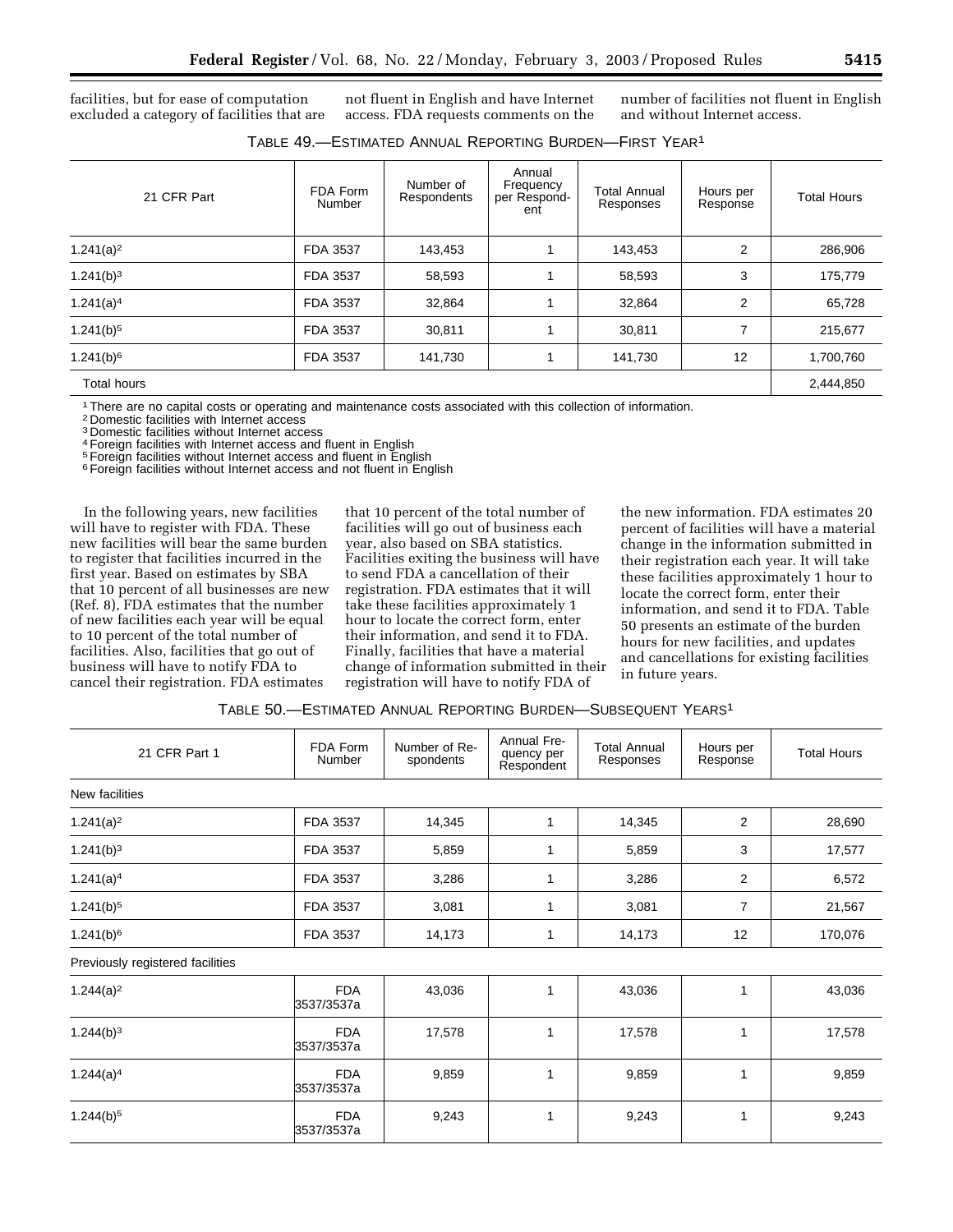facilities, but for ease of computation excluded a category of facilities that are not fluent in English and have Internet access. FDA requests comments on the number of facilities not fluent in English and without Internet access.

TABLE 49.—ESTIMATED ANNUAL REPORTING BURDEN—FIRST YEAR[1]

| 21 CFR Part | FDA Form Number | Number of Respondents | Annual Frequency per Respondent | Total Annual Responses | Hours per Response | Total Hours |
|---|---|---|---|---|---|---|
| 1.241(a)[2] | FDA 3537 | 143,453 | 1 | 143,453 | 2 | 286,906 |
| 1.241(b)[3] | FDA 3537 | 58,593 | 1 | 58,593 | 3 | 175,779 |
| 1.241(a)[4] | FDA 3537 | 32,864 | 1 | 32,864 | 2 | 65,728 |
| 1.241(b)[5] | FDA 3537 | 30,811 | 1 | 30,811 | 7 | 215,677 |
| 1.241(b)[6] | FDA 3537 | 141,730 | 1 | 141,730 | 12 | 1,700,760 |
| Total hours | | | | | | 2,444,850 |

[1] There are no capital costs or operating and maintenance costs associated with this collection of information.
[2] Domestic facilities with Internet access
[3] Domestic facilities without Internet access
[4] Foreign facilities with Internet access and fluent in English
[5] Foreign facilities without Internet access and fluent in English
[6] Foreign facilities without Internet access and not fluent in English

In the following years, new facilities will have to register with FDA. These new facilities will bear the same burden to register that facilities incurred in the first year. Based on estimates by SBA that 10 percent of all businesses are new (Ref. 8), FDA estimates that the number of new facilities each year will be equal to 10 percent of the total number of facilities. Also, facilities that go out of business will have to notify FDA to cancel their registration. FDA estimates that 10 percent of the total number of facilities will go out of business each year, also based on SBA statistics. Facilities exiting the business will have to send FDA a cancellation of their registration. FDA estimates that it will take these facilities approximately 1 hour to locate the correct form, enter their information, and send it to FDA. Finally, facilities that have a material change of information submitted in their registration will have to notify FDA of the new information. FDA estimates 20 percent of facilities will have a material change in the information submitted in their registration each year. It will take these facilities approximately 1 hour to locate the correct form, enter their information, and send it to FDA. Table 50 presents an estimate of the burden hours for new facilities, and updates and cancellations for existing facilities in future years.

TABLE 50.—ESTIMATED ANNUAL REPORTING BURDEN—SUBSEQUENT YEARS[1]

| 21 CFR Part 1 | FDA Form Number | Number of Respondents | Annual Frequency per Respondent | Total Annual Responses | Hours per Response | Total Hours |
|---|---|---|---|---|---|---|
| New facilities | | | | | | |
| 1.241(a)[2] | FDA 3537 | 14,345 | 1 | 14,345 | 2 | 28,690 |
| 1.241(b)[3] | FDA 3537 | 5,859 | 1 | 5,859 | 3 | 17,577 |
| 1.241(a)[4] | FDA 3537 | 3,286 | 1 | 3,286 | 2 | 6,572 |
| 1.241(b)[5] | FDA 3537 | 3,081 | 1 | 3,081 | 7 | 21,567 |
| 1.241(b)[6] | FDA 3537 | 14,173 | 1 | 14,173 | 12 | 170,076 |
| Previously registered facilities | | | | | | |
| 1.244(a)[2] | FDA 3537/3537a | 43,036 | 1 | 43,036 | 1 | 43,036 |
| 1.244(b)[3] | FDA 3537/3537a | 17,578 | 1 | 17,578 | 1 | 17,578 |
| 1.244(a)[4] | FDA 3537/3537a | 9,859 | 1 | 9,859 | 1 | 9,859 |
| 1.244(b)[5] | FDA 3537/3537a | 9,243 | 1 | 9,243 | 1 | 9,243 |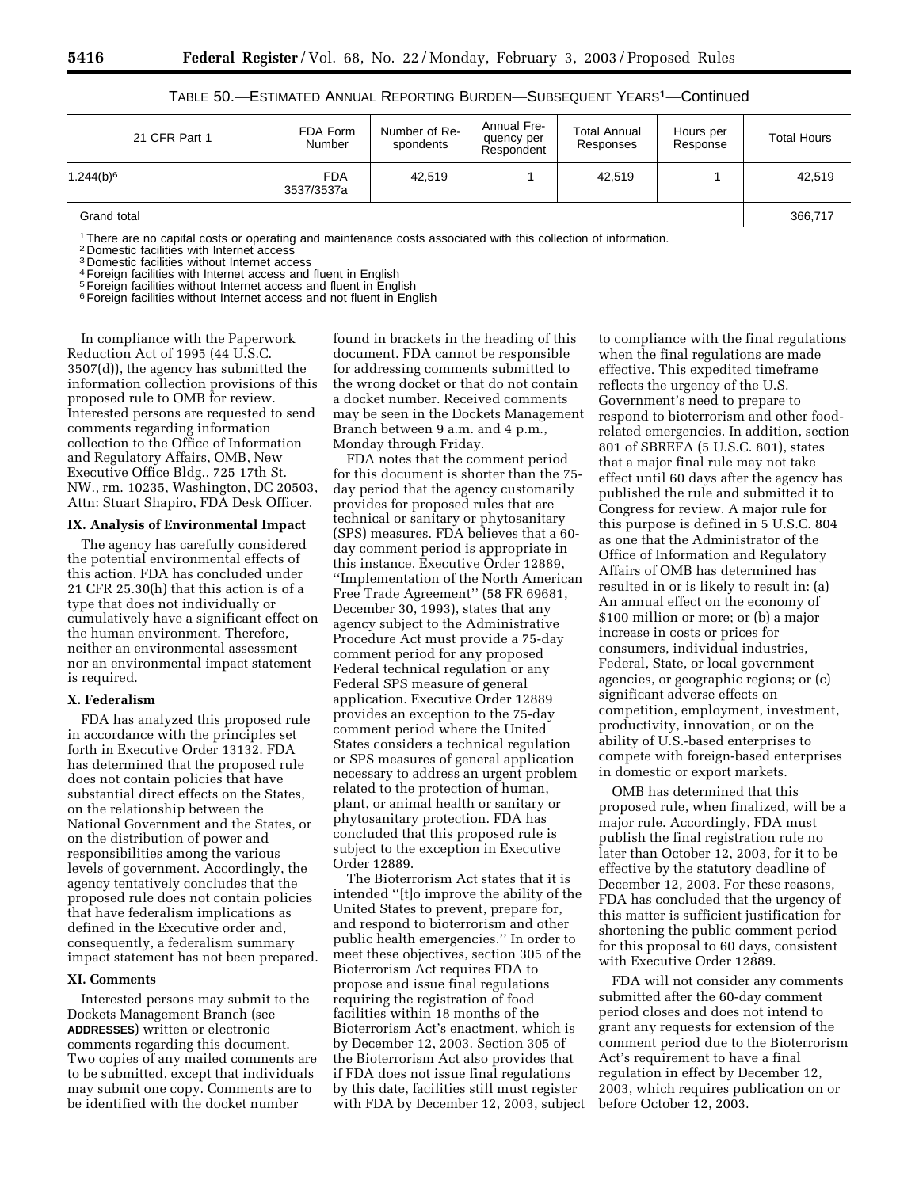TABLE 50.—ESTIMATED ANNUAL REPORTING BURDEN—SUBSEQUENT YEARS[1]—Continued

| 21 CFR Part 1 | FDA Form Number | Number of Respondents | Annual Frequency per Respondent | Total Annual Responses | Hours per Response | Total Hours |
|---|---|---|---|---|---|---|
| 1.244(b)[6] | FDA 3537/3537a | 42,519 | 1 | 42,519 | 1 | 42,519 |
| Grand total | | | | | | 366,717 |

[1] There are no capital costs or operating and maintenance costs associated with this collection of information.
[2] Domestic facilities with Internet access
[3] Domestic facilities without Internet access
[4] Foreign facilities with Internet access and fluent in English
[5] Foreign facilities without Internet access and fluent in English
[6] Foreign facilities without Internet access and not fluent in English

In compliance with the Paperwork Reduction Act of 1995 (44 U.S.C. 3507(d)), the agency has submitted the information collection provisions of this proposed rule to OMB for review. Interested persons are requested to send comments regarding information collection to the Office of Information and Regulatory Affairs, OMB, New Executive Office Bldg., 725 17th St. NW., rm. 10235, Washington, DC 20503, Attn: Stuart Shapiro, FDA Desk Officer.

### IX. Analysis of Environmental Impact

The agency has carefully considered the potential environmental effects of this action. FDA has concluded under 21 CFR 25.30(h) that this action is of a type that does not individually or cumulatively have a significant effect on the human environment. Therefore, neither an environmental assessment nor an environmental impact statement is required.

### X. Federalism

FDA has analyzed this proposed rule in accordance with the principles set forth in Executive Order 13132. FDA has determined that the proposed rule does not contain policies that have substantial direct effects on the States, on the relationship between the National Government and the States, or on the distribution of power and responsibilities among the various levels of government. Accordingly, the agency tentatively concludes that the proposed rule does not contain policies that have federalism implications as defined in the Executive order and, consequently, a federalism summary impact statement has not been prepared.

### XI. Comments

Interested persons may submit to the Dockets Management Branch (see **ADDRESSES**) written or electronic comments regarding this document. Two copies of any mailed comments are to be submitted, except that individuals may submit one copy. Comments are to be identified with the docket number found in brackets in the heading of this document. FDA cannot be responsible for addressing comments submitted to the wrong docket or that do not contain a docket number. Received comments may be seen in the Dockets Management Branch between 9 a.m. and 4 p.m., Monday through Friday.

FDA notes that the comment period for this document is shorter than the 75-day period that the agency customarily provides for proposed rules that are technical or sanitary or phytosanitary (SPS) measures. FDA believes that a 60-day comment period is appropriate in this instance. Executive Order 12889, ''Implementation of the North American Free Trade Agreement'' (58 FR 69681, December 30, 1993), states that any agency subject to the Administrative Procedure Act must provide a 75-day comment period for any proposed Federal technical regulation or any Federal SPS measure of general application. Executive Order 12889 provides an exception to the 75-day comment period where the United States considers a technical regulation or SPS measures of general application necessary to address an urgent problem related to the protection of human, plant, or animal health or sanitary or phytosanitary protection. FDA has concluded that this proposed rule is subject to the exception in Executive Order 12889.

The Bioterrorism Act states that it is intended ''[t]o improve the ability of the United States to prevent, prepare for, and respond to bioterrorism and other public health emergencies.'' In order to meet these objectives, section 305 of the Bioterrorism Act requires FDA to propose and issue final regulations requiring the registration of food facilities within 18 months of the Bioterrorism Act's enactment, which is by December 12, 2003. Section 305 of the Bioterrorism Act also provides that if FDA does not issue final regulations by this date, facilities still must register with FDA by December 12, 2003, subject to compliance with the final regulations when the final regulations are made effective. This expedited timeframe reflects the urgency of the U.S. Government's need to prepare to respond to bioterrorism and other food-related emergencies. In addition, section 801 of SBREFA (5 U.S.C. 801), states that a major final rule may not take effect until 60 days after the agency has published the rule and submitted it to Congress for review. A major rule for this purpose is defined in 5 U.S.C. 804 as one that the Administrator of the Office of Information and Regulatory Affairs of OMB has determined has resulted in or is likely to result in: (a) An annual effect on the economy of $100 million or more; or (b) a major increase in costs or prices for consumers, individual industries, Federal, State, or local government agencies, or geographic regions; or (c) significant adverse effects on competition, employment, investment, productivity, innovation, or on the ability of U.S.-based enterprises to compete with foreign-based enterprises in domestic or export markets.

OMB has determined that this proposed rule, when finalized, will be a major rule. Accordingly, FDA must publish the final registration rule no later than October 12, 2003, for it to be effective by the statutory deadline of December 12, 2003. For these reasons, FDA has concluded that the urgency of this matter is sufficient justification for shortening the public comment period for this proposal to 60 days, consistent with Executive Order 12889.

FDA will not consider any comments submitted after the 60-day comment period closes and does not intend to grant any requests for extension of the comment period due to the Bioterrorism Act's requirement to have a final regulation in effect by December 12, 2003, which requires publication on or before October 12, 2003.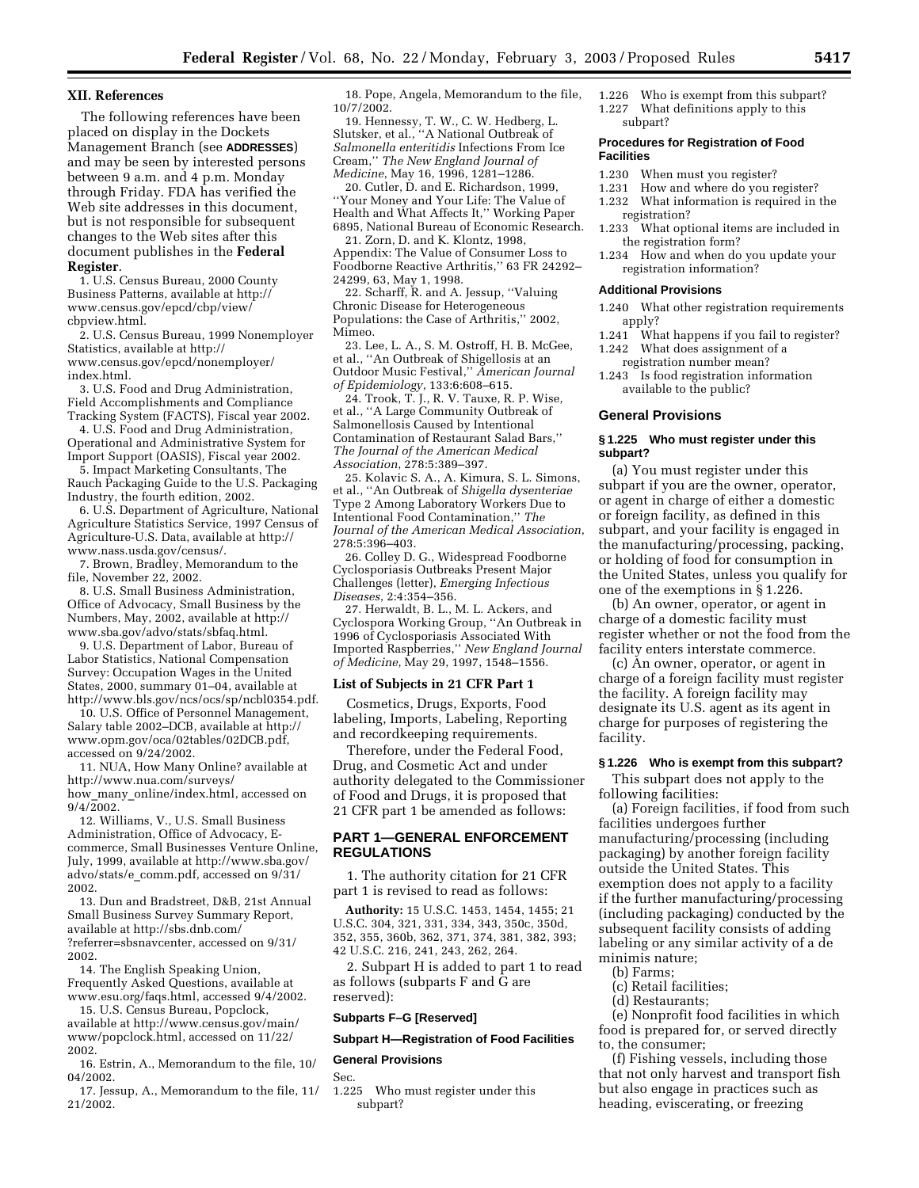## XII. References

The following references have been placed on display in the Dockets Management Branch (see **ADDRESSES**) and may be seen by interested persons between 9 a.m. and 4 p.m. Monday through Friday. FDA has verified the Web site addresses in this document, but is not responsible for subsequent changes to the Web sites after this document publishes in the **Federal Register**.

1. U.S. Census Bureau, 2000 County Business Patterns, available at http://www.census.gov/epcd/cbp/view/cbpview.html.

2. U.S. Census Bureau, 1999 Nonemployer Statistics, available at http://www.census.gov/epcd/nonemployer/index.html.

3. U.S. Food and Drug Administration, Field Accomplishments and Compliance Tracking System (FACTS), Fiscal year 2002.

4. U.S. Food and Drug Administration, Operational and Administrative System for Import Support (OASIS), Fiscal year 2002.

5. Impact Marketing Consultants, The Rauch Packaging Guide to the U.S. Packaging Industry, the fourth edition, 2002.

6. U.S. Department of Agriculture, National Agriculture Statistics Service, 1997 Census of Agriculture-U.S. Data, available at http://www.nass.usda.gov/census/.

7. Brown, Bradley, Memorandum to the file, November 22, 2002.

8. U.S. Small Business Administration, Office of Advocacy, Small Business by the Numbers, May, 2002, available at http://www.sba.gov/advo/stats/sbfaq.html.

9. U.S. Department of Labor, Bureau of Labor Statistics, National Compensation Survey: Occupation Wages in the United States, 2000, summary 01–04, available at http://www.bls.gov/ncs/ocs/sp/ncbl0354.pdf.

10. U.S. Office of Personnel Management, Salary table 2002–DCB, available at http://www.opm.gov/oca/02tables/02DCB.pdf, accessed on 9/24/2002.

11. NUA, How Many Online? available at http://www.nua.com/surveys/how_many_online/index.html, accessed on 9/4/2002.

12. Williams, V., U.S. Small Business Administration, Office of Advocacy, E-commerce, Small Businesses Venture Online, July, 1999, available at http://www.sba.gov/advo/stats/e_comm.pdf, accessed on 9/31/2002.

13. Dun and Bradstreet, D&B, 21st Annual Small Business Survey Summary Report, available at http://sbs.dnb.com/?referrer=sbsnavcenter, accessed on 9/31/2002.

14. The English Speaking Union, Frequently Asked Questions, available at www.esu.org/faqs.html, accessed 9/4/2002.

15. U.S. Census Bureau, Popclock, available at http://www.census.gov/main/www/popclock.html, accessed on 11/22/2002.

16. Estrin, A., Memorandum to the file, 10/04/2002.

17. Jessup, A., Memorandum to the file, 11/21/2002.

18. Pope, Angela, Memorandum to the file, 10/7/2002.

19. Hennessy, T. W., C. W. Hedberg, L. Slutsker, et al., ''A National Outbreak of *Salmonella enteritidis* Infections From Ice Cream,'' *The New England Journal of Medicine*, May 16, 1996, 1281–1286.

20. Cutler, D. and E. Richardson, 1999, ''Your Money and Your Life: The Value of Health and What Affects It,'' Working Paper 6895, National Bureau of Economic Research.

21. Zorn, D. and K. Klontz, 1998, Appendix: The Value of Consumer Loss to Foodborne Reactive Arthritis,'' 63 FR 24292–24299, 63, May 1, 1998.

22. Scharff, R. and A. Jessup, ''Valuing Chronic Disease for Heterogeneous Populations: the Case of Arthritis,'' 2002, Mimeo.

23. Lee, L. A., S. M. Ostroff, H. B. McGee, et al., ''An Outbreak of Shigellosis at an Outdoor Music Festival,'' *American Journal of Epidemiology*, 133:6:608–615.

24. Trook, T. J., R. V. Tauxe, R. P. Wise, et al., ''A Large Community Outbreak of Salmonellosis Caused by Intentional Contamination of Restaurant Salad Bars,'' *The Journal of the American Medical Association*, 278:5:389–397.

25. Kolavic S. A., A. Kimura, S. L. Simons, et al., ''An Outbreak of *Shigella dysenteriae* Type 2 Among Laboratory Workers Due to Intentional Food Contamination,'' *The Journal of the American Medical Association*, 278:5:396–403.

26. Colley D. G., Widespread Foodborne Cyclosporiasis Outbreaks Present Major Challenges (letter), *Emerging Infectious Diseases*, 2:4:354–356.

27. Herwaldt, B. L., M. L. Ackers, and Cyclospora Working Group, ''An Outbreak in 1996 of Cyclosporiasis Associated With Imported Raspberries,'' *New England Journal of Medicine*, May 29, 1997, 1548–1556.

### List of Subjects in 21 CFR Part 1

Cosmetics, Drugs, Exports, Food labeling, Imports, Labeling, Reporting and recordkeeping requirements.

Therefore, under the Federal Food, Drug, and Cosmetic Act and under authority delegated to the Commissioner of Food and Drugs, it is proposed that 21 CFR part 1 be amended as follows:

## PART 1—GENERAL ENFORCEMENT REGULATIONS

1. The authority citation for 21 CFR part 1 is revised to read as follows:

**Authority:** 15 U.S.C. 1453, 1454, 1455; 21 U.S.C. 304, 321, 331, 334, 343, 350c, 350d, 352, 355, 360b, 362, 371, 374, 381, 382, 393; 42 U.S.C. 216, 241, 243, 262, 264.

2. Subpart H is added to part 1 to read as follows (subparts F and G are reserved):

### Subparts F–G [Reserved]

### Subpart H—Registration of Food Facilities

#### General Provisions

Sec.
1.225 Who must register under this subpart?
1.226 Who is exempt from this subpart?
1.227 What definitions apply to this subpart?

#### Procedures for Registration of Food Facilities

1.230 When must you register?
1.231 How and where do you register?
1.232 What information is required in the registration?
1.233 What optional items are included in the registration form?
1.234 How and when do you update your registration information?

#### Additional Provisions

1.240 What other registration requirements apply?
1.241 What happens if you fail to register?
1.242 What does assignment of a registration number mean?
1.243 Is food registration information available to the public?

### General Provisions

#### § 1.225 Who must register under this subpart?

(a) You must register under this subpart if you are the owner, operator, or agent in charge of either a domestic or foreign facility, as defined in this subpart, and your facility is engaged in the manufacturing/processing, packing, or holding of food for consumption in the United States, unless you qualify for one of the exemptions in § 1.226.

(b) An owner, operator, or agent in charge of a domestic facility must register whether or not the food from the facility enters interstate commerce.

(c) An owner, operator, or agent in charge of a foreign facility must register the facility. A foreign facility may designate its U.S. agent as its agent in charge for purposes of registering the facility.

#### § 1.226 Who is exempt from this subpart?

This subpart does not apply to the following facilities:

(a) Foreign facilities, if food from such facilities undergoes further manufacturing/processing (including packaging) by another foreign facility outside the United States. This exemption does not apply to a facility if the further manufacturing/processing (including packaging) conducted by the subsequent facility consists of adding labeling or any similar activity of a de minimis nature;

(b) Farms;

(c) Retail facilities;

(d) Restaurants;

(e) Nonprofit food facilities in which food is prepared for, or served directly to, the consumer;

(f) Fishing vessels, including those that not only harvest and transport fish but also engage in practices such as heading, eviscerating, or freezing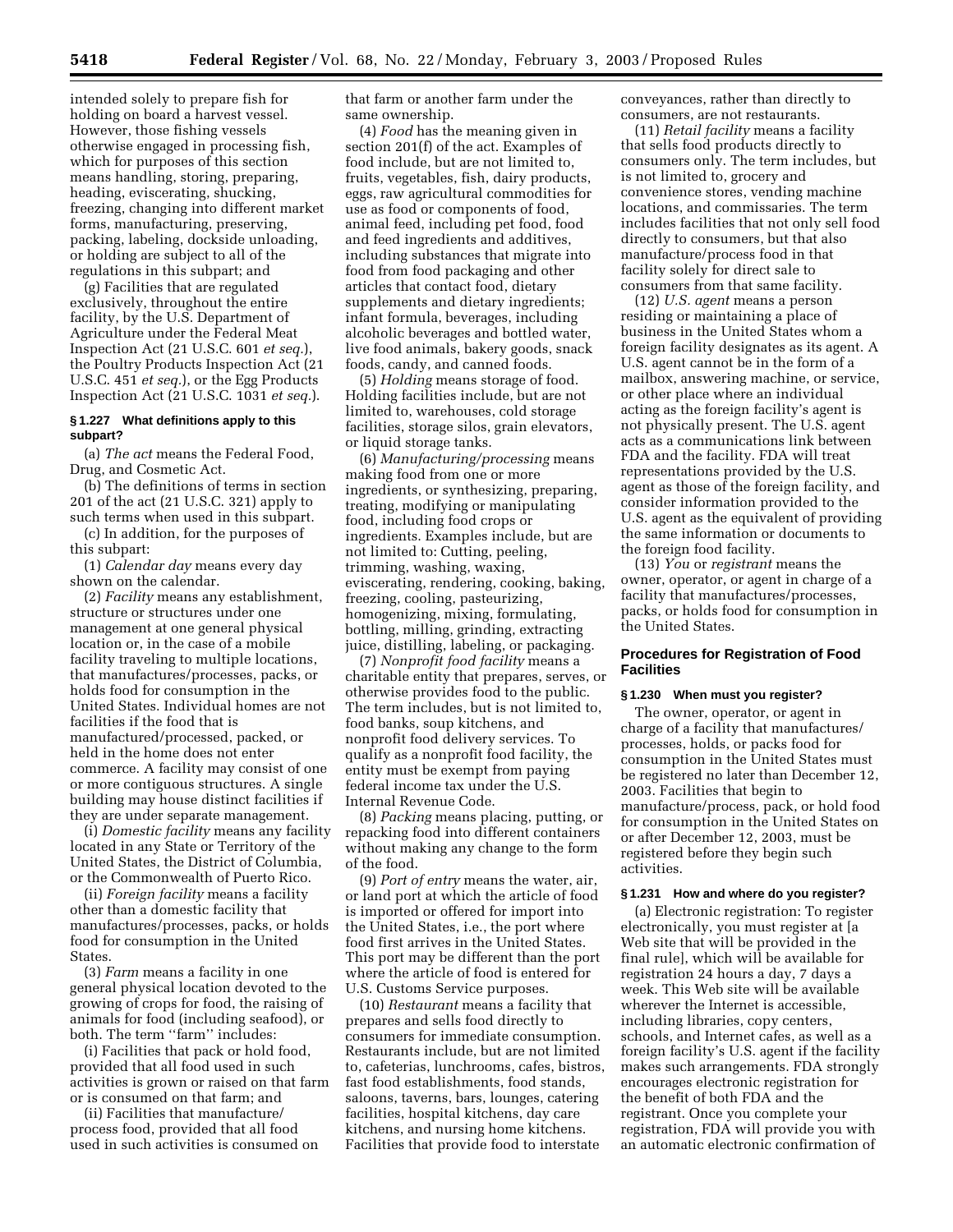intended solely to prepare fish for holding on board a harvest vessel. However, those fishing vessels otherwise engaged in processing fish, which for purposes of this section means handling, storing, preparing, heading, eviscerating, shucking, freezing, changing into different market forms, manufacturing, preserving, packing, labeling, dockside unloading, or holding are subject to all of the regulations in this subpart; and

(g) Facilities that are regulated exclusively, throughout the entire facility, by the U.S. Department of Agriculture under the Federal Meat Inspection Act (21 U.S.C. 601 *et seq.*), the Poultry Products Inspection Act (21 U.S.C. 451 *et seq.*), or the Egg Products Inspection Act (21 U.S.C. 1031 *et seq.*).

#### § 1.227 What definitions apply to this subpart?

(a) *The act* means the Federal Food, Drug, and Cosmetic Act.

(b) The definitions of terms in section 201 of the act (21 U.S.C. 321) apply to such terms when used in this subpart.

(c) In addition, for the purposes of this subpart:

(1) *Calendar day* means every day shown on the calendar.

(2) *Facility* means any establishment, structure or structures under one management at one general physical location or, in the case of a mobile facility traveling to multiple locations, that manufactures/processes, packs, or holds food for consumption in the United States. Individual homes are not facilities if the food that is manufactured/processed, packed, or held in the home does not enter commerce. A facility may consist of one or more contiguous structures. A single building may house distinct facilities if they are under separate management.

(i) *Domestic facility* means any facility located in any State or Territory of the United States, the District of Columbia, or the Commonwealth of Puerto Rico.

(ii) *Foreign facility* means a facility other than a domestic facility that manufactures/processes, packs, or holds food for consumption in the United States.

(3) *Farm* means a facility in one general physical location devoted to the growing of crops for food, the raising of animals for food (including seafood), or both. The term ''farm'' includes:

(i) Facilities that pack or hold food, provided that all food used in such activities is grown or raised on that farm or is consumed on that farm; and

(ii) Facilities that manufacture/process food, provided that all food used in such activities is consumed on that farm or another farm under the same ownership.

(4) *Food* has the meaning given in section 201(f) of the act. Examples of food include, but are not limited to, fruits, vegetables, fish, dairy products, eggs, raw agricultural commodities for use as food or components of food, animal feed, including pet food, food and feed ingredients and additives, including substances that migrate into food from food packaging and other articles that contact food, dietary supplements and dietary ingredients; infant formula, beverages, including alcoholic beverages and bottled water, live food animals, bakery goods, snack foods, candy, and canned foods.

(5) *Holding* means storage of food. Holding facilities include, but are not limited to, warehouses, cold storage facilities, storage silos, grain elevators, or liquid storage tanks.

(6) *Manufacturing/processing* means making food from one or more ingredients, or synthesizing, preparing, treating, modifying or manipulating food, including food crops or ingredients. Examples include, but are not limited to: Cutting, peeling, trimming, washing, waxing, eviscerating, rendering, cooking, baking, freezing, cooling, pasteurizing, homogenizing, mixing, formulating, bottling, milling, grinding, extracting juice, distilling, labeling, or packaging.

(7) *Nonprofit food facility* means a charitable entity that prepares, serves, or otherwise provides food to the public. The term includes, but is not limited to, food banks, soup kitchens, and nonprofit food delivery services. To qualify as a nonprofit food facility, the entity must be exempt from paying federal income tax under the U.S. Internal Revenue Code.

(8) *Packing* means placing, putting, or repacking food into different containers without making any change to the form of the food.

(9) *Port of entry* means the water, air, or land port at which the article of food is imported or offered for import into the United States, i.e., the port where food first arrives in the United States. This port may be different than the port where the article of food is entered for U.S. Customs Service purposes.

(10) *Restaurant* means a facility that prepares and sells food directly to consumers for immediate consumption. Restaurants include, but are not limited to, cafeterias, lunchrooms, cafes, bistros, fast food establishments, food stands, saloons, taverns, bars, lounges, catering facilities, hospital kitchens, day care kitchens, and nursing home kitchens. Facilities that provide food to interstate conveyances, rather than directly to consumers, are not restaurants.

(11) *Retail facility* means a facility that sells food products directly to consumers only. The term includes, but is not limited to, grocery and convenience stores, vending machine locations, and commissaries. The term includes facilities that not only sell food directly to consumers, but that also manufacture/process food in that facility solely for direct sale to consumers from that same facility.

(12) *U.S. agent* means a person residing or maintaining a place of business in the United States whom a foreign facility designates as its agent. A U.S. agent cannot be in the form of a mailbox, answering machine, or service, or other place where an individual acting as the foreign facility's agent is not physically present. The U.S. agent acts as a communications link between FDA and the facility. FDA will treat representations provided by the U.S. agent as those of the foreign facility, and consider information provided to the U.S. agent as the equivalent of providing the same information or documents to the foreign food facility.

(13) *You* or *registrant* means the owner, operator, or agent in charge of a facility that manufactures/processes, packs, or holds food for consumption in the United States.

### Procedures for Registration of Food Facilities

#### § 1.230 When must you register?

The owner, operator, or agent in charge of a facility that manufactures/processes, holds, or packs food for consumption in the United States must be registered no later than December 12, 2003. Facilities that begin to manufacture/process, pack, or hold food for consumption in the United States on or after December 12, 2003, must be registered before they begin such activities.

#### § 1.231 How and where do you register?

(a) Electronic registration: To register electronically, you must register at [a Web site that will be provided in the final rule], which will be available for registration 24 hours a day, 7 days a week. This Web site will be available wherever the Internet is accessible, including libraries, copy centers, schools, and Internet cafes, as well as a foreign facility's U.S. agent if the facility makes such arrangements. FDA strongly encourages electronic registration for the benefit of both FDA and the registrant. Once you complete your registration, FDA will provide you with an automatic electronic confirmation of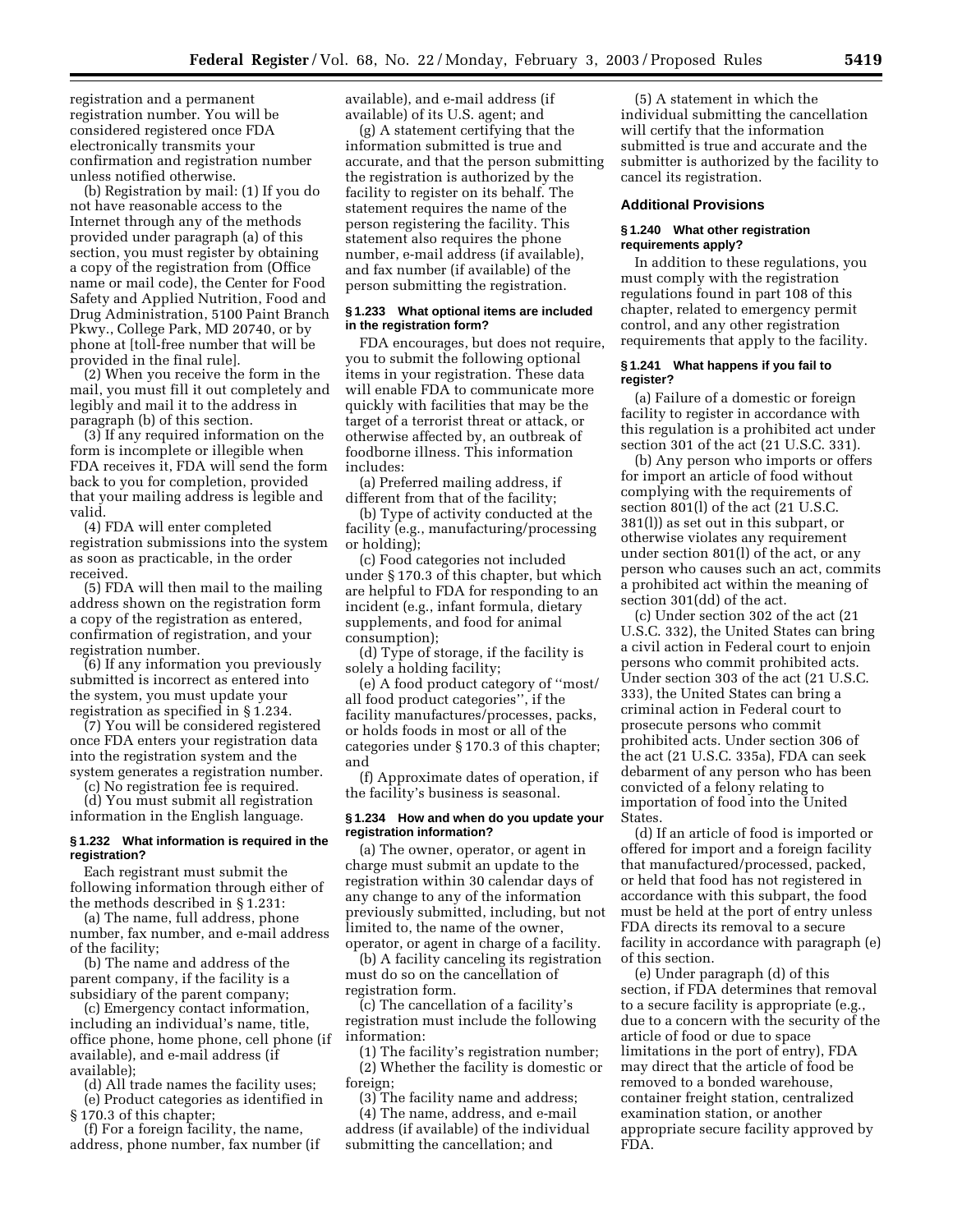registration and a permanent registration number. You will be considered registered once FDA electronically transmits your confirmation and registration number unless notified otherwise.

(b) Registration by mail: (1) If you do not have reasonable access to the Internet through any of the methods provided under paragraph (a) of this section, you must register by obtaining a copy of the registration from (Office name or mail code), the Center for Food Safety and Applied Nutrition, Food and Drug Administration, 5100 Paint Branch Pkwy., College Park, MD 20740, or by phone at [toll-free number that will be provided in the final rule].

(2) When you receive the form in the mail, you must fill it out completely and legibly and mail it to the address in paragraph (b) of this section.

(3) If any required information on the form is incomplete or illegible when FDA receives it, FDA will send the form back to you for completion, provided that your mailing address is legible and valid.

(4) FDA will enter completed registration submissions into the system as soon as practicable, in the order received.

(5) FDA will then mail to the mailing address shown on the registration form a copy of the registration as entered, confirmation of registration, and your registration number.

(6) If any information you previously submitted is incorrect as entered into the system, you must update your registration as specified in § 1.234.

(7) You will be considered registered once FDA enters your registration data into the registration system and the system generates a registration number.

(c) No registration fee is required.

(d) You must submit all registration information in the English language.

#### § 1.232 What information is required in the registration?

Each registrant must submit the following information through either of the methods described in § 1.231:

(a) The name, full address, phone number, fax number, and e-mail address of the facility;

(b) The name and address of the parent company, if the facility is a subsidiary of the parent company;

(c) Emergency contact information, including an individual's name, title, office phone, home phone, cell phone (if available), and e-mail address (if available);

(d) All trade names the facility uses;

(e) Product categories as identified in § 170.3 of this chapter;

(f) For a foreign facility, the name, address, phone number, fax number (if available), and e-mail address (if available) of its U.S. agent; and

(g) A statement certifying that the information submitted is true and accurate, and that the person submitting the registration is authorized by the facility to register on its behalf. The statement requires the name of the person registering the facility. This statement also requires the phone number, e-mail address (if available), and fax number (if available) of the person submitting the registration.

#### § 1.233 What optional items are included in the registration form?

FDA encourages, but does not require, you to submit the following optional items in your registration. These data will enable FDA to communicate more quickly with facilities that may be the target of a terrorist threat or attack, or otherwise affected by, an outbreak of foodborne illness. This information includes:

(a) Preferred mailing address, if different from that of the facility;

(b) Type of activity conducted at the facility (e.g., manufacturing/processing or holding);

(c) Food categories not included under § 170.3 of this chapter, but which are helpful to FDA for responding to an incident (e.g., infant formula, dietary supplements, and food for animal consumption);

(d) Type of storage, if the facility is solely a holding facility;

(e) A food product category of ''most/all food product categories'', if the facility manufactures/processes, packs, or holds foods in most or all of the categories under § 170.3 of this chapter; and

(f) Approximate dates of operation, if the facility's business is seasonal.

#### § 1.234 How and when do you update your registration information?

(a) The owner, operator, or agent in charge must submit an update to the registration within 30 calendar days of any change to any of the information previously submitted, including, but not limited to, the name of the owner, operator, or agent in charge of a facility.

(b) A facility canceling its registration must do so on the cancellation of registration form.

(c) The cancellation of a facility's registration must include the following information:

(1) The facility's registration number;

(2) Whether the facility is domestic or foreign;

(3) The facility name and address;

(4) The name, address, and e-mail address (if available) of the individual submitting the cancellation; and

(5) A statement in which the individual submitting the cancellation will certify that the information submitted is true and accurate and the submitter is authorized by the facility to cancel its registration.

### Additional Provisions

#### § 1.240 What other registration requirements apply?

In addition to these regulations, you must comply with the registration regulations found in part 108 of this chapter, related to emergency permit control, and any other registration requirements that apply to the facility.

#### § 1.241 What happens if you fail to register?

(a) Failure of a domestic or foreign facility to register in accordance with this regulation is a prohibited act under section 301 of the act (21 U.S.C. 331).

(b) Any person who imports or offers for import an article of food without complying with the requirements of section 801(l) of the act (21 U.S.C. 381(l)) as set out in this subpart, or otherwise violates any requirement under section 801(l) of the act, or any person who causes such an act, commits a prohibited act within the meaning of section 301(dd) of the act.

(c) Under section 302 of the act (21 U.S.C. 332), the United States can bring a civil action in Federal court to enjoin persons who commit prohibited acts. Under section 303 of the act (21 U.S.C. 333), the United States can bring a criminal action in Federal court to prosecute persons who commit prohibited acts. Under section 306 of the act (21 U.S.C. 335a), FDA can seek debarment of any person who has been convicted of a felony relating to importation of food into the United States.

(d) If an article of food is imported or offered for import and a foreign facility that manufactured/processed, packed, or held that food has not registered in accordance with this subpart, the food must be held at the port of entry unless FDA directs its removal to a secure facility in accordance with paragraph (e) of this section.

(e) Under paragraph (d) of this section, if FDA determines that removal to a secure facility is appropriate (e.g., due to a concern with the security of the article of food or due to space limitations in the port of entry), FDA may direct that the article of food be removed to a bonded warehouse, container freight station, centralized examination station, or another appropriate secure facility approved by FDA.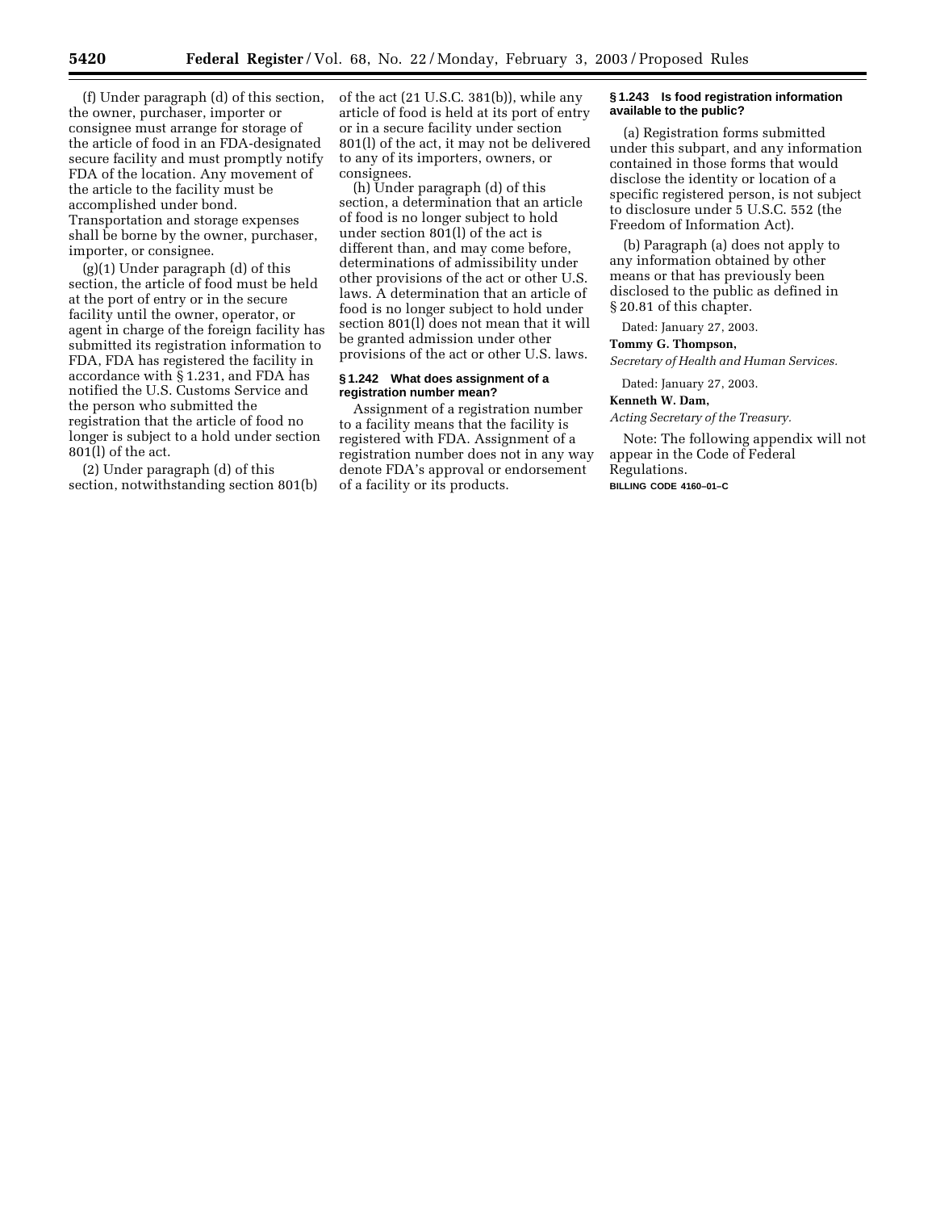(f) Under paragraph (d) of this section, the owner, purchaser, importer or consignee must arrange for storage of the article of food in an FDA-designated secure facility and must promptly notify FDA of the location. Any movement of the article to the facility must be accomplished under bond. Transportation and storage expenses shall be borne by the owner, purchaser, importer, or consignee.

(g)(1) Under paragraph (d) of this section, the article of food must be held at the port of entry or in the secure facility until the owner, operator, or agent in charge of the foreign facility has submitted its registration information to FDA, FDA has registered the facility in accordance with § 1.231, and FDA has notified the U.S. Customs Service and the person who submitted the registration that the article of food no longer is subject to a hold under section 801(l) of the act.

(2) Under paragraph (d) of this section, notwithstanding section 801(b) of the act (21 U.S.C. 381(b)), while any article of food is held at its port of entry or in a secure facility under section 801(l) of the act, it may not be delivered to any of its importers, owners, or consignees.

(h) Under paragraph (d) of this section, a determination that an article of food is no longer subject to hold under section 801(l) of the act is different than, and may come before, determinations of admissibility under other provisions of the act or other U.S. laws. A determination that an article of food is no longer subject to hold under section 801(l) does not mean that it will be granted admission under other provisions of the act or other U.S. laws.

### § 1.242 What does assignment of a registration number mean?

Assignment of a registration number to a facility means that the facility is registered with FDA. Assignment of a registration number does not in any way denote FDA's approval or endorsement of a facility or its products.

### § 1.243 Is food registration information available to the public?

(a) Registration forms submitted under this subpart, and any information contained in those forms that would disclose the identity or location of a specific registered person, is not subject to disclosure under 5 U.S.C. 552 (the Freedom of Information Act).

(b) Paragraph (a) does not apply to any information obtained by other means or that has previously been disclosed to the public as defined in § 20.81 of this chapter.

Dated: January 27, 2003.

**Tommy G. Thompson,**

*Secretary of Health and Human Services.*

Dated: January 27, 2003.

**Kenneth W. Dam,**

*Acting Secretary of the Treasury.*

Note: The following appendix will not appear in the Code of Federal Regulations.

BILLING CODE 4160–01–C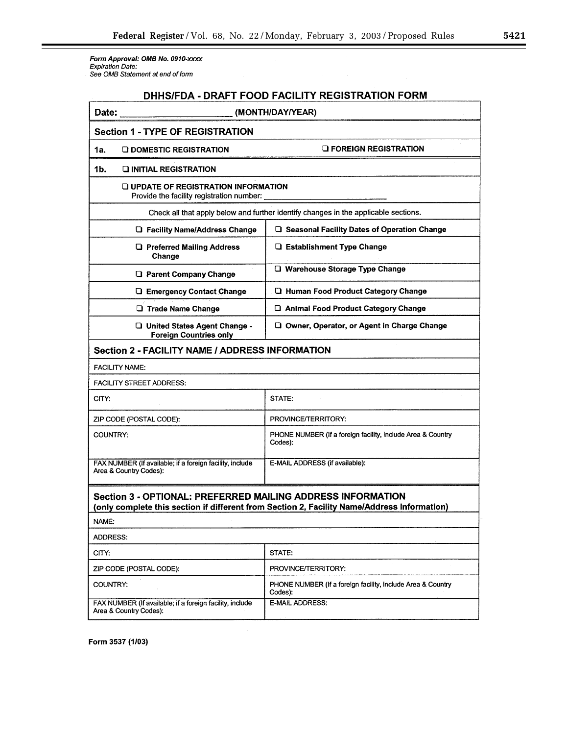*Form Approval: OMB No. 0910-xxxx*
*Expiration Date:*
*See OMB Statement at end of form*

## DHHS/FDA - DRAFT FOOD FACILITY REGISTRATION FORM

**Date: \_\_\_\_\_\_\_\_\_\_\_\_\_\_\_\_\_\_\_\_ (MONTH/DAY/YEAR)**

### Section 1 - TYPE OF REGISTRATION

**1a.** ❑ **DOMESTIC REGISTRATION** ❑ **FOREIGN REGISTRATION**

**1b.** ❑ **INITIAL REGISTRATION**

❑ **UPDATE OF REGISTRATION INFORMATION**
Provide the facility registration number: \_\_\_\_\_\_\_\_\_\_\_\_\_\_\_\_\_\_\_\_

Check all that apply below and further identify changes in the applicable sections.

| | |
|---|---|
| ❑ **Facility Name/Address Change** | ❑ **Seasonal Facility Dates of Operation Change** |
| ❑ **Preferred Mailing Address Change** | ❑ **Establishment Type Change** |
| ❑ **Parent Company Change** | ❑ **Warehouse Storage Type Change** |
| ❑ **Emergency Contact Change** | ❑ **Human Food Product Category Change** |
| ❑ **Trade Name Change** | ❑ **Animal Food Product Category Change** |
| ❑ **United States Agent Change - Foreign Countries only** | ❑ **Owner, Operator, or Agent in Charge Change** |

### Section 2 - FACILITY NAME / ADDRESS INFORMATION

| | |
|---|---|
| FACILITY NAME: | |
| FACILITY STREET ADDRESS: | |
| CITY: | STATE: |
| ZIP CODE (POSTAL CODE): | PROVINCE/TERRITORY: |
| COUNTRY: | PHONE NUMBER (If a foreign facility, include Area & Country Codes): |
| FAX NUMBER (If available; if a foreign facility, include Area & Country Codes): | E-MAIL ADDRESS (if available): |

### Section 3 - OPTIONAL: PREFERRED MAILING ADDRESS INFORMATION
**(only complete this section if different from Section 2, Facility Name/Address Information)**

| | |
|---|---|
| NAME: | |
| ADDRESS: | |
| CITY: | STATE: |
| ZIP CODE (POSTAL CODE): | PROVINCE/TERRITORY: |
| COUNTRY: | PHONE NUMBER (If a foreign facility, include Area & Country Codes): |
| FAX NUMBER (If available; if a foreign facility, include Area & Country Codes): | E-MAIL ADDRESS: |

**Form 3537 (1/03)**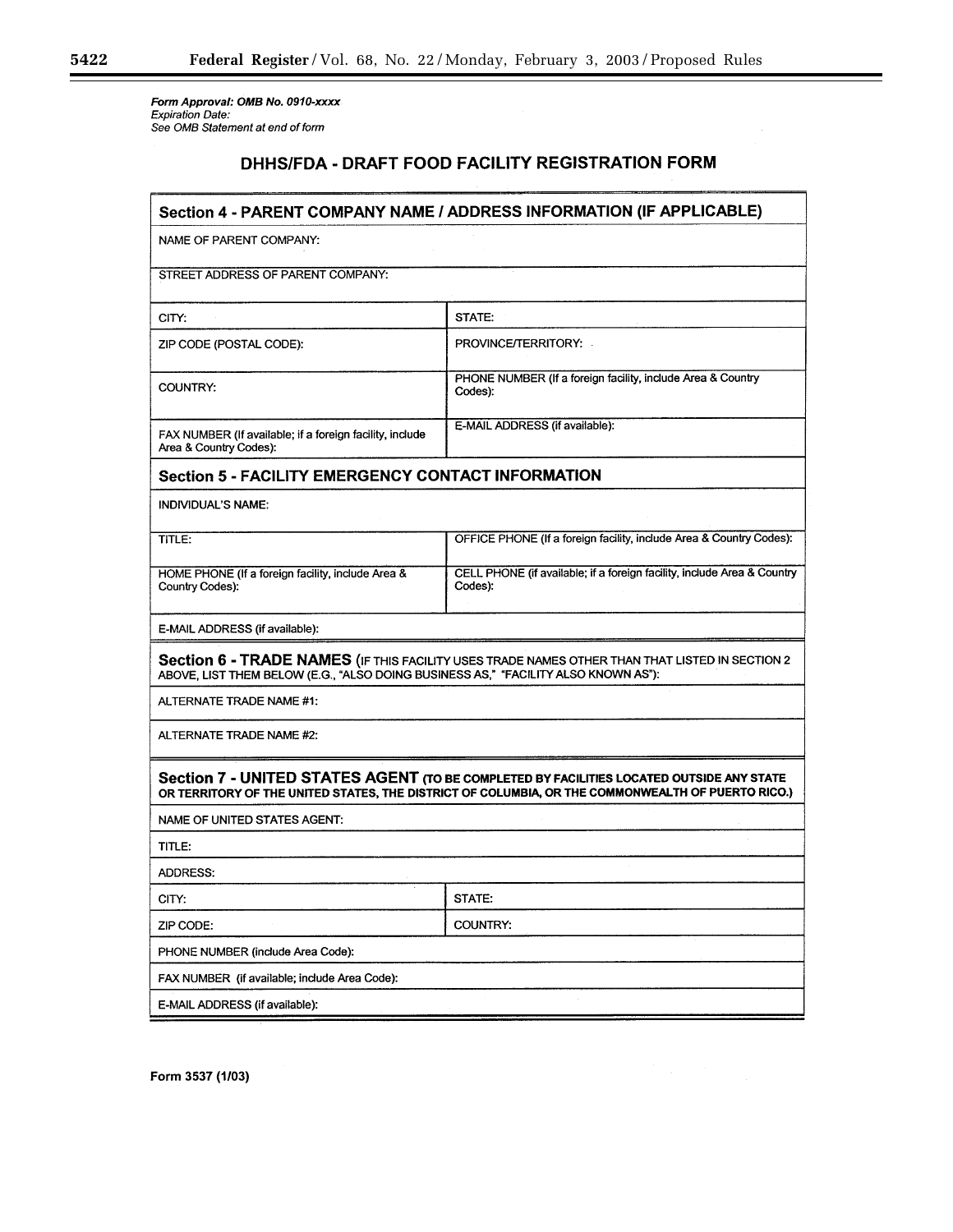*Form Approval: OMB No. 0910-xxxx*
*Expiration Date:*
*See OMB Statement at end of form*

# DHHS/FDA - DRAFT FOOD FACILITY REGISTRATION FORM

## Section 4 - PARENT COMPANY NAME / ADDRESS INFORMATION (IF APPLICABLE)

| | |
|---|---|
| NAME OF PARENT COMPANY: | |
| STREET ADDRESS OF PARENT COMPANY: | |
| CITY: | STATE: |
| ZIP CODE (POSTAL CODE): | PROVINCE/TERRITORY: |
| COUNTRY: | PHONE NUMBER (If a foreign facility, include Area & Country Codes): |
| FAX NUMBER (If available; if a foreign facility, include Area & Country Codes): | E-MAIL ADDRESS (if available): |

## Section 5 - FACILITY EMERGENCY CONTACT INFORMATION

| | |
|---|---|
| INDIVIDUAL'S NAME: | |
| TITLE: | OFFICE PHONE (If a foreign facility, include Area & Country Codes): |
| HOME PHONE (If a foreign facility, include Area & Country Codes): | CELL PHONE (if available; if a foreign facility, include Area & Country Codes): |
| E-MAIL ADDRESS (if available): | |

## Section 6 - TRADE NAMES (IF THIS FACILITY USES TRADE NAMES OTHER THAN THAT LISTED IN SECTION 2 ABOVE, LIST THEM BELOW (E.G., "ALSO DOING BUSINESS AS," "FACILITY ALSO KNOWN AS"):

ALTERNATE TRADE NAME #1:

ALTERNATE TRADE NAME #2:

## Section 7 - UNITED STATES AGENT (TO BE COMPLETED BY FACILITIES LOCATED OUTSIDE ANY STATE OR TERRITORY OF THE UNITED STATES, THE DISTRICT OF COLUMBIA, OR THE COMMONWEALTH OF PUERTO RICO.)

| | |
|---|---|
| NAME OF UNITED STATES AGENT: | |
| TITLE: | |
| ADDRESS: | |
| CITY: | STATE: |
| ZIP CODE: | COUNTRY: |
| PHONE NUMBER (include Area Code): | |
| FAX NUMBER (if available; include Area Code): | |
| E-MAIL ADDRESS (if available): | |

Form 3537 (1/03)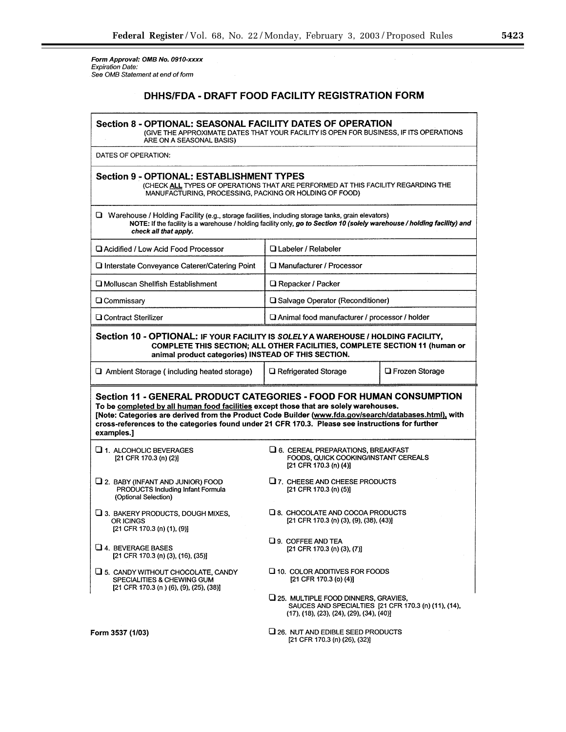*Form Approval: OMB No. 0910-xxxx*
*Expiration Date:*
*See OMB Statement at end of form*

# DHHS/FDA - DRAFT FOOD FACILITY REGISTRATION FORM

## Section 8 - OPTIONAL: SEASONAL FACILITY DATES OF OPERATION

(GIVE THE APPROXIMATE DATES THAT YOUR FACILITY IS OPEN FOR BUSINESS, IF ITS OPERATIONS ARE ON A SEASONAL BASIS)

DATES OF OPERATION:

## Section 9 - OPTIONAL: ESTABLISHMENT TYPES

(CHECK **ALL** TYPES OF OPERATIONS THAT ARE PERFORMED AT THIS FACILITY REGARDING THE MANUFACTURING, PROCESSING, PACKING OR HOLDING OF FOOD)

❑ Warehouse / Holding Facility (e.g., storage facilities, including storage tanks, grain elevators)
**NOTE:** If the facility is a warehouse / holding facility only, ***go to Section 10 (solely warehouse / holding facility) and check all that apply.***

| | |
|---|---|
| ❑ Acidified / Low Acid Food Processor | ❑ Labeler / Relabeler |
| ❑ Interstate Conveyance Caterer/Catering Point | ❑ Manufacturer / Processor |
| ❑ Molluscan Shellfish Establishment | ❑ Repacker / Packer |
| ❑ Commissary | ❑ Salvage Operator (Reconditioner) |
| ❑ Contract Sterilizer | ❑ Animal food manufacturer / processor / holder |

## Section 10 - OPTIONAL: IF YOUR FACILITY IS *SOLELY* A WAREHOUSE / HOLDING FACILITY, COMPLETE THIS SECTION; ALL OTHER FACILITIES, COMPLETE SECTION 11 (human or animal product categories) INSTEAD OF THIS SECTION.

| | | |
|---|---|---|
| ❑ Ambient Storage ( including heated storage) | ❑ Refrigerated Storage | ❑ Frozen Storage |

## Section 11 - GENERAL PRODUCT CATEGORIES - FOOD FOR HUMAN CONSUMPTION

**To be completed by all human food facilities except those that are solely warehouses.**
**[Note: Categories are derived from the Product Code Builder (www.fda.gov/search/databases.html), with cross-references to the categories found under 21 CFR 170.3. Please see instructions for further examples.]**

❑ 1. ALCOHOLIC BEVERAGES [21 CFR 170.3 (n) (2)]

❑ 2. BABY (INFANT AND JUNIOR) FOOD PRODUCTS Including Infant Formula (Optional Selection)

❑ 3. BAKERY PRODUCTS, DOUGH MIXES, OR ICINGS [21 CFR 170.3 (n) (1), (9)]

❑ 4. BEVERAGE BASES [21 CFR 170.3 (n) (3), (16), (35)]

❑ 5. CANDY WITHOUT CHOCOLATE, CANDY SPECIALITIES & CHEWING GUM [21 CFR 170.3 (n ) (6), (9), (25), (38)]

❑ 6. CEREAL PREPARATIONS, BREAKFAST FOODS, QUICK COOKING/INSTANT CEREALS [21 CFR 170.3 (n) (4)]

❑ 7. CHEESE AND CHEESE PRODUCTS [21 CFR 170.3 (n) (5)]

❑ 8. CHOCOLATE AND COCOA PRODUCTS [21 CFR 170.3 (n) (3), (9), (38), (43)]

❑ 9. COFFEE AND TEA [21 CFR 170.3 (n) (3), (7)]

❑ 10. COLOR ADDITIVES FOR FOODS [21 CFR 170.3 (o) (4)]

❑ 25. MULTIPLE FOOD DINNERS, GRAVIES, SAUCES AND SPECIALTIES [21 CFR 170.3 (n) (11), (14), (17), (18), (23), (24), (29), (34), (40)]

❑ 26. NUT AND EDIBLE SEED PRODUCTS [21 CFR 170.3 (n) (26), (32)]

Form 3537 (1/03)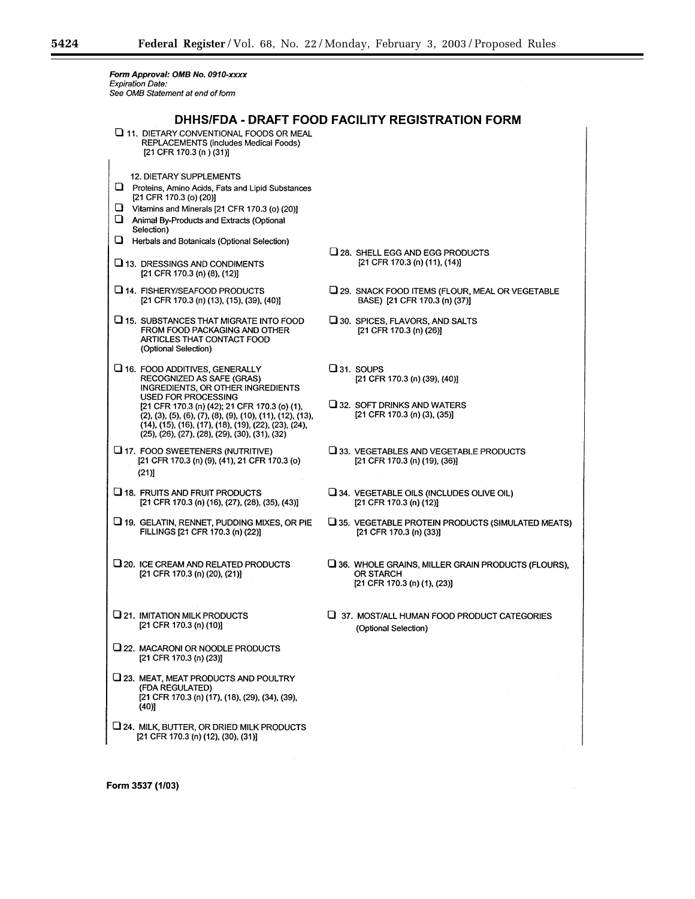*Form Approval: OMB No. 0910-xxxx*
*Expiration Date:*
*See OMB Statement at end of form*

## DHHS/FDA - DRAFT FOOD FACILITY REGISTRATION FORM

☐ 11. DIETARY CONVENTIONAL FOODS OR MEAL REPLACEMENTS (includes Medical Foods) [21 CFR 170.3 (n ) (31)]

12. DIETARY SUPPLEMENTS

☐ Proteins, Amino Acids, Fats and Lipid Substances [21 CFR 170.3 (o) (20)]

☐ Vitamins and Minerals [21 CFR 170.3 (o) (20)]

☐ Animal By-Products and Extracts (Optional Selection)

☐ Herbals and Botanicals (Optional Selection)

☐ 13. DRESSINGS AND CONDIMENTS [21 CFR 170.3 (n) (8), (12)]

☐ 14. FISHERY/SEAFOOD PRODUCTS [21 CFR 170.3 (n) (13), (15), (39), (40)]

☐ 15. SUBSTANCES THAT MIGRATE INTO FOOD FROM FOOD PACKAGING AND OTHER ARTICLES THAT CONTACT FOOD (Optional Selection)

☐ 16. FOOD ADDITIVES, GENERALLY RECOGNIZED AS SAFE (GRAS) INGREDIENTS, OR OTHER INGREDIENTS USED FOR PROCESSING [21 CFR 170.3 (n) (42); 21 CFR 170.3 (o) (1), (2), (3), (5), (6), (7), (8), (9), (10), (11), (12), (13), (14), (15), (16), (17), (18), (19), (22), (23), (24), (25), (26), (27), (28), (29), (30), (31), (32)

☐ 17. FOOD SWEETENERS (NUTRITIVE) [21 CFR 170.3 (n) (9), (41), 21 CFR 170.3 (o) (21)]

☐ 18. FRUITS AND FRUIT PRODUCTS [21 CFR 170.3 (n) (16), (27), (28), (35), (43)]

☐ 19. GELATIN, RENNET, PUDDING MIXES, OR PIE FILLINGS [21 CFR 170.3 (n) (22)]

☐ 20. ICE CREAM AND RELATED PRODUCTS [21 CFR 170.3 (n) (20), (21)]

☐ 21. IMITATION MILK PRODUCTS [21 CFR 170.3 (n) (10)]

☐ 22. MACARONI OR NOODLE PRODUCTS [21 CFR 170.3 (n) (23)]

☐ 23. MEAT, MEAT PRODUCTS AND POULTRY (FDA REGULATED) [21 CFR 170.3 (n) (17), (18), (29), (34), (39), (40)]

☐ 24. MILK, BUTTER, OR DRIED MILK PRODUCTS [21 CFR 170.3 (n) (12), (30), (31)]

☐ 28. SHELL EGG AND EGG PRODUCTS [21 CFR 170.3 (n) (11), (14)]

☐ 29. SNACK FOOD ITEMS (FLOUR, MEAL OR VEGETABLE BASE) [21 CFR 170.3 (n) (37)]

☐ 30. SPICES, FLAVORS, AND SALTS [21 CFR 170.3 (n) (26)]

☐ 31. SOUPS [21 CFR 170.3 (n) (39), (40)]

☐ 32. SOFT DRINKS AND WATERS [21 CFR 170.3 (n) (3), (35)]

☐ 33. VEGETABLES AND VEGETABLE PRODUCTS [21 CFR 170.3 (n) (19), (36)]

☐ 34. VEGETABLE OILS (INCLUDES OLIVE OIL) [21 CFR 170.3 (n) (12)]

☐ 35. VEGETABLE PROTEIN PRODUCTS (SIMULATED MEATS) [21 CFR 170.3 (n) (33)]

☐ 36. WHOLE GRAINS, MILLER GRAIN PRODUCTS (FLOURS), OR STARCH [21 CFR 170.3 (n) (1), (23)]

☐ 37. MOST/ALL HUMAN FOOD PRODUCT CATEGORIES (Optional Selection)

Form 3537 (1/03)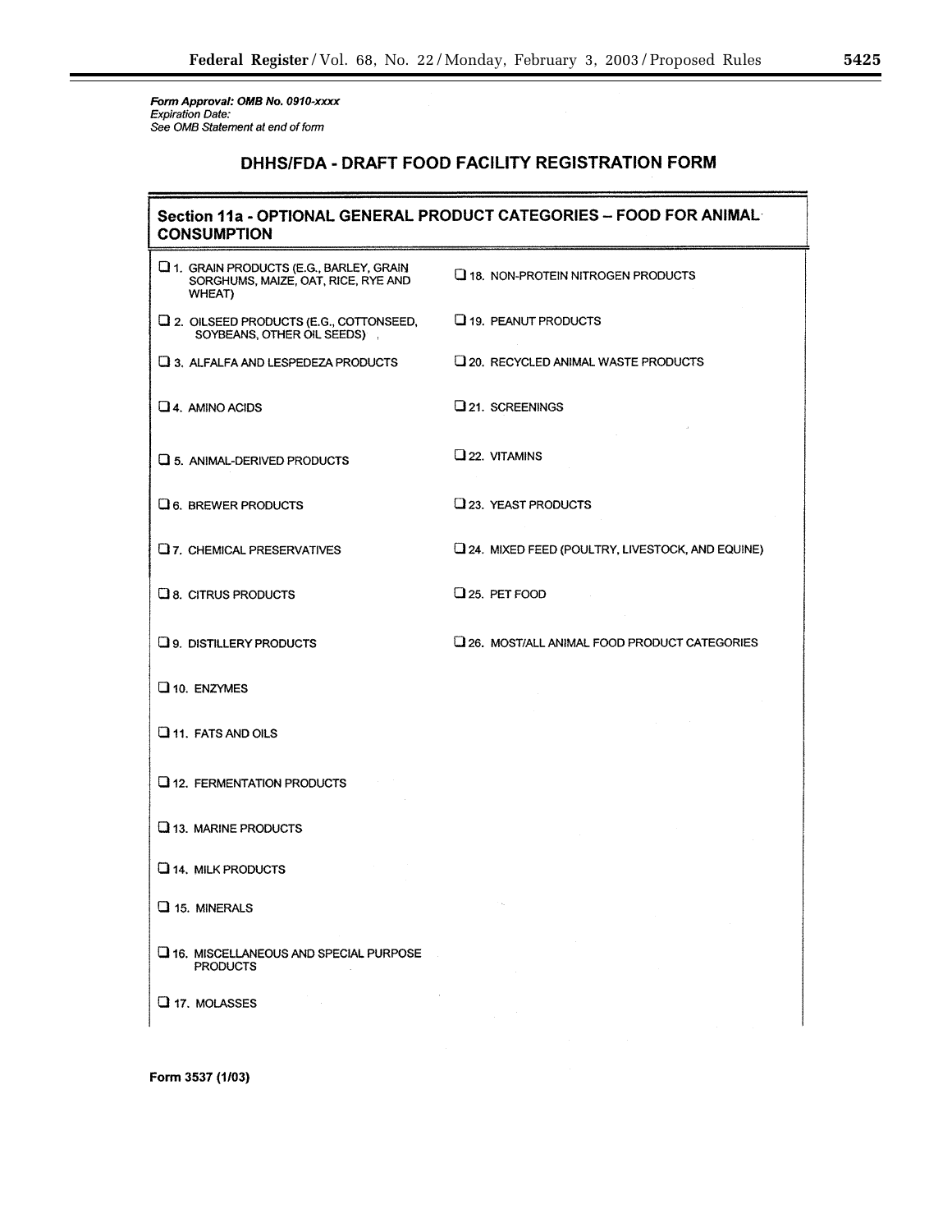*Form Approval: OMB No. 0910-xxxx*
*Expiration Date:*
*See OMB Statement at end of form*

## DHHS/FDA - DRAFT FOOD FACILITY REGISTRATION FORM

### Section 11a - OPTIONAL GENERAL PRODUCT CATEGORIES – FOOD FOR ANIMAL CONSUMPTION

- ❑ 1. GRAIN PRODUCTS (E.G., BARLEY, GRAIN SORGHUMS, MAIZE, OAT, RICE, RYE AND WHEAT)
- ❑ 2. OILSEED PRODUCTS (E.G., COTTONSEED, SOYBEANS, OTHER OIL SEEDS)
- ❑ 3. ALFALFA AND LESPEDEZA PRODUCTS
- ❑ 4. AMINO ACIDS
- ❑ 5. ANIMAL-DERIVED PRODUCTS
- ❑ 6. BREWER PRODUCTS
- ❑ 7. CHEMICAL PRESERVATIVES
- ❑ 8. CITRUS PRODUCTS
- ❑ 9. DISTILLERY PRODUCTS
- ❑ 10. ENZYMES
- ❑ 11. FATS AND OILS
- ❑ 12. FERMENTATION PRODUCTS
- ❑ 13. MARINE PRODUCTS
- ❑ 14. MILK PRODUCTS
- ❑ 15. MINERALS
- ❑ 16. MISCELLANEOUS AND SPECIAL PURPOSE PRODUCTS
- ❑ 17. MOLASSES
- ❑ 18. NON-PROTEIN NITROGEN PRODUCTS
- ❑ 19. PEANUT PRODUCTS
- ❑ 20. RECYCLED ANIMAL WASTE PRODUCTS
- ❑ 21. SCREENINGS
- ❑ 22. VITAMINS
- ❑ 23. YEAST PRODUCTS
- ❑ 24. MIXED FEED (POULTRY, LIVESTOCK, AND EQUINE)
- ❑ 25. PET FOOD
- ❑ 26. MOST/ALL ANIMAL FOOD PRODUCT CATEGORIES

**Form 3537 (1/03)**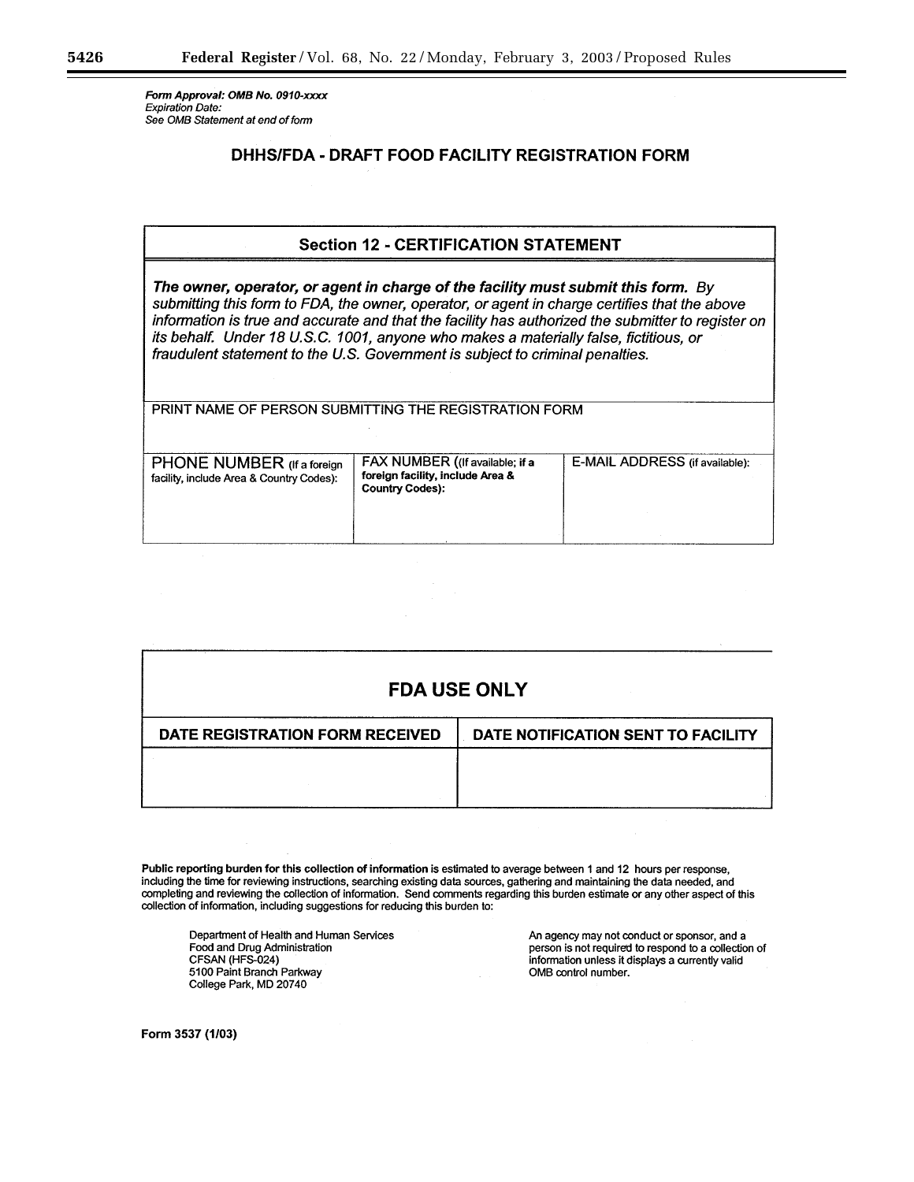*Form Approval: OMB No. 0910-xxxx*
*Expiration Date:*
*See OMB Statement at end of form*

# DHHS/FDA - DRAFT FOOD FACILITY REGISTRATION FORM

## Section 12 - CERTIFICATION STATEMENT

***The owner, operator, or agent in charge of the facility must submit this form.*** *By submitting this form to FDA, the owner, operator, or agent in charge certifies that the above information is true and accurate and that the facility has authorized the submitter to register on its behalf. Under 18 U.S.C. 1001, anyone who makes a materially false, fictitious, or fraudulent statement to the U.S. Government is subject to criminal penalties.*

| PRINT NAME OF PERSON SUBMITTING THE REGISTRATION FORM | | |
|---|---|---|
| | | |
| PHONE NUMBER (If a foreign facility, include Area & Country Codes): | FAX NUMBER ((If available; if a foreign facility, include Area & Country Codes): | E-MAIL ADDRESS (if available): |
| | | |

## FDA USE ONLY

| DATE REGISTRATION FORM RECEIVED | DATE NOTIFICATION SENT TO FACILITY |
|---|---|
| | |

**Public reporting burden for this collection of information** is estimated to average between 1 and 12 hours per response, including the time for reviewing instructions, searching existing data sources, gathering and maintaining the data needed, and completing and reviewing the collection of information. Send comments regarding this burden estimate or any other aspect of this collection of information, including suggestions for reducing this burden to:

Department of Health and Human Services
Food and Drug Administration
CFSAN (HFS-024)
5100 Paint Branch Parkway
College Park, MD 20740

An agency may not conduct or sponsor, and a person is not required to respond to a collection of information unless it displays a currently valid OMB control number.

**Form 3537 (1/03)**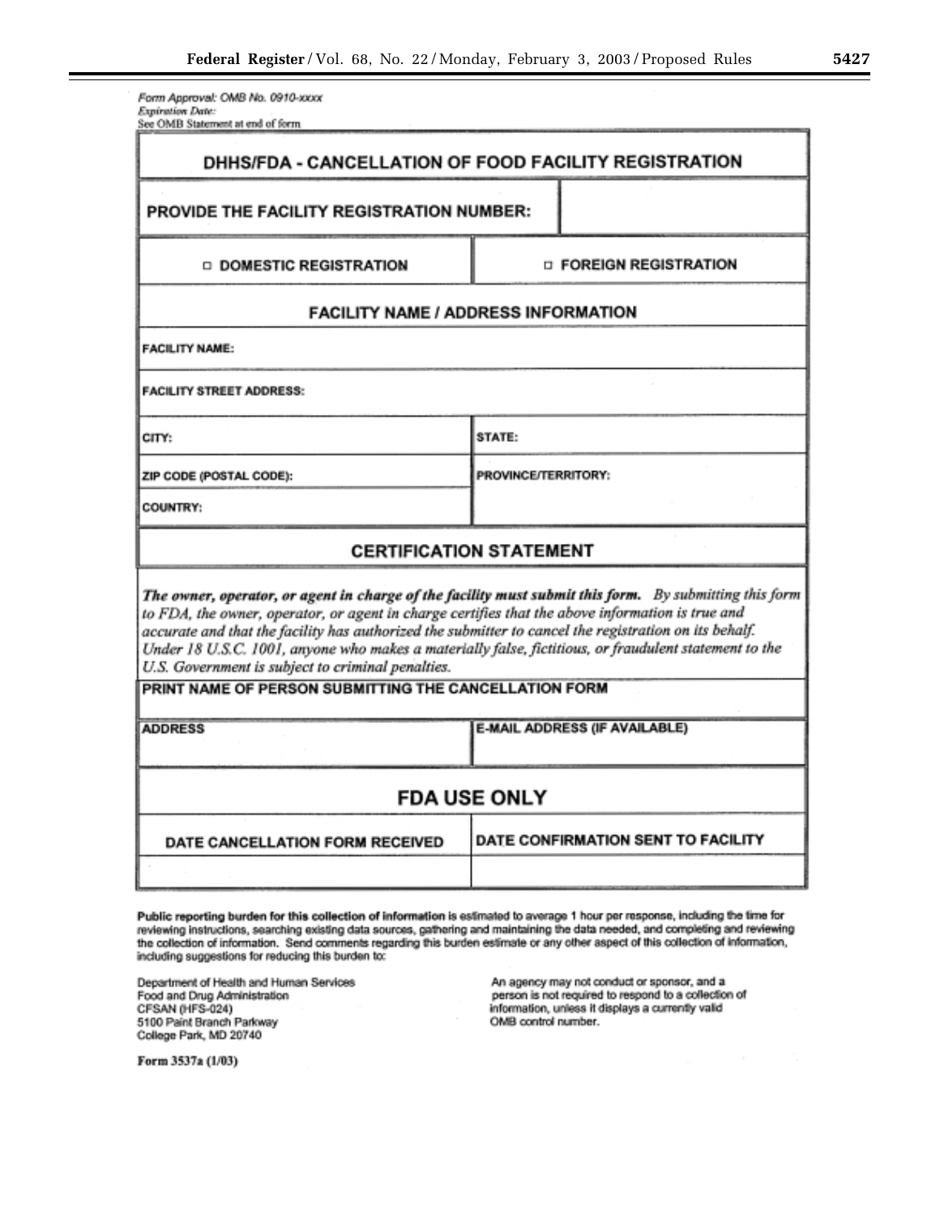Form Approval: OMB No. 0910-xxxx
*Expiration Date:*
See OMB Statement at end of form

## DHHS/FDA - CANCELLATION OF FOOD FACILITY REGISTRATION

| PROVIDE THE FACILITY REGISTRATION NUMBER: | |
|---|---|
| □ DOMESTIC REGISTRATION | □ FOREIGN REGISTRATION |

### FACILITY NAME / ADDRESS INFORMATION

| | |
|---|---|
| FACILITY NAME: | |
| FACILITY STREET ADDRESS: | |
| CITY: | STATE: |
| ZIP CODE (POSTAL CODE): | PROVINCE/TERRITORY: |
| COUNTRY: | |

### CERTIFICATION STATEMENT

***The owner, operator, or agent in charge of the facility must submit this form.*** *By submitting this form to FDA, the owner, operator, or agent in charge certifies that the above information is true and accurate and that the facility has authorized the submitter to cancel the registration on its behalf. Under 18 U.S.C. 1001, anyone who makes a materially false, fictitious, or fraudulent statement to the U.S. Government is subject to criminal penalties.*

| | |
|---|---|
| PRINT NAME OF PERSON SUBMITTING THE CANCELLATION FORM | |
| ADDRESS | E-MAIL ADDRESS (IF AVAILABLE) |

### FDA USE ONLY

| DATE CANCELLATION FORM RECEIVED | DATE CONFIRMATION SENT TO FACILITY |
|---|---|
| | |

**Public reporting burden for this collection of information** is estimated to average 1 hour per response, including the time for reviewing instructions, searching existing data sources, gathering and maintaining the data needed, and completing and reviewing the collection of information. Send comments regarding this burden estimate or any other aspect of this collection of information, including suggestions for reducing this burden to:

Department of Health and Human Services
Food and Drug Administration
CFSAN (HFS-024)
5100 Paint Branch Parkway
College Park, MD 20740

An agency may not conduct or sponsor, and a person is not required to respond to a collection of information, unless it displays a currently valid OMB control number.

**Form 3537a (1/03)**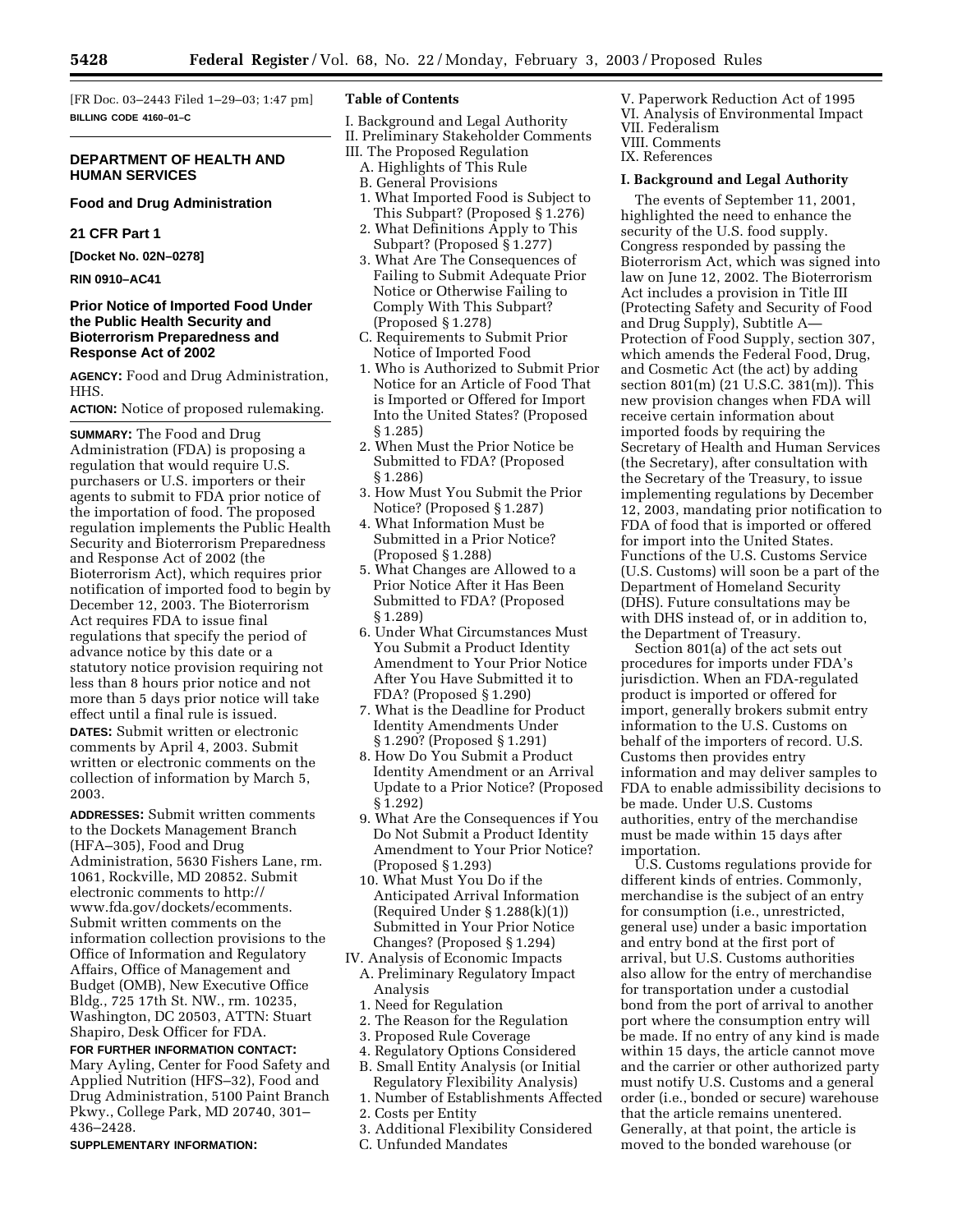[FR Doc. 03–2443 Filed 1–29–03; 1:47 pm]

**BILLING CODE 4160–01–C**

## DEPARTMENT OF HEALTH AND HUMAN SERVICES

### Food and Drug Administration

### 21 CFR Part 1

**[Docket No. 02N–0278]**

**RIN 0910–AC41**

### Prior Notice of Imported Food Under the Public Health Security and Bioterrorism Preparedness and Response Act of 2002

**AGENCY:** Food and Drug Administration, HHS.

**ACTION:** Notice of proposed rulemaking.

**SUMMARY:** The Food and Drug Administration (FDA) is proposing a regulation that would require U.S. purchasers or U.S. importers or their agents to submit to FDA prior notice of the importation of food. The proposed regulation implements the Public Health Security and Bioterrorism Preparedness and Response Act of 2002 (the Bioterrorism Act), which requires prior notification of imported food to begin by December 12, 2003. The Bioterrorism Act requires FDA to issue final regulations that specify the period of advance notice by this date or a statutory notice provision requiring not less than 8 hours prior notice and not more than 5 days prior notice will take effect until a final rule is issued.

**DATES:** Submit written or electronic comments by April 4, 2003. Submit written or electronic comments on the collection of information by March 5, 2003.

**ADDRESSES:** Submit written comments to the Dockets Management Branch (HFA–305), Food and Drug Administration, 5630 Fishers Lane, rm. 1061, Rockville, MD 20852. Submit electronic comments to http://www.fda.gov/dockets/ecomments. Submit written comments on the information collection provisions to the Office of Information and Regulatory Affairs, Office of Management and Budget (OMB), New Executive Office Bldg., 725 17th St. NW., rm. 10235, Washington, DC 20503, ATTN: Stuart Shapiro, Desk Officer for FDA.

**FOR FURTHER INFORMATION CONTACT:** Mary Ayling, Center for Food Safety and Applied Nutrition (HFS–32), Food and Drug Administration, 5100 Paint Branch Pkwy., College Park, MD 20740, 301–436–2428.

**SUPPLEMENTARY INFORMATION:**

**Table of Contents**

I. Background and Legal Authority
II. Preliminary Stakeholder Comments
III. The Proposed Regulation
  A. Highlights of This Rule
  B. General Provisions
  1. What Imported Food is Subject to This Subpart? (Proposed § 1.276)
  2. What Definitions Apply to This Subpart? (Proposed § 1.277)
  3. What Are The Consequences of Failing to Submit Adequate Prior Notice or Otherwise Failing to Comply With This Subpart? (Proposed § 1.278)
  C. Requirements to Submit Prior Notice of Imported Food
  1. Who is Authorized to Submit Prior Notice for an Article of Food That is Imported or Offered for Import Into the United States? (Proposed § 1.285)
  2. When Must the Prior Notice be Submitted to FDA? (Proposed § 1.286)
  3. How Must You Submit the Prior Notice? (Proposed § 1.287)
  4. What Information Must be Submitted in a Prior Notice? (Proposed § 1.288)
  5. What Changes are Allowed to a Prior Notice After it Has Been Submitted to FDA? (Proposed § 1.289)
  6. Under What Circumstances Must You Submit a Product Identity Amendment to Your Prior Notice After You Have Submitted it to FDA? (Proposed § 1.290)
  7. What is the Deadline for Product Identity Amendments Under § 1.290? (Proposed § 1.291)
  8. How Do You Submit a Product Identity Amendment or an Arrival Update to a Prior Notice? (Proposed § 1.292)
  9. What Are the Consequences if You Do Not Submit a Product Identity Amendment to Your Prior Notice? (Proposed § 1.293)
  10. What Must You Do if the Anticipated Arrival Information (Required Under § 1.288(k)(1)) Submitted in Your Prior Notice Changes? (Proposed § 1.294)
IV. Analysis of Economic Impacts
  A. Preliminary Regulatory Impact Analysis
  1. Need for Regulation
  2. The Reason for the Regulation
  3. Proposed Rule Coverage
  4. Regulatory Options Considered
  B. Small Entity Analysis (or Initial Regulatory Flexibility Analysis)
  1. Number of Establishments Affected
  2. Costs per Entity
  3. Additional Flexibility Considered
  C. Unfunded Mandates
V. Paperwork Reduction Act of 1995
VI. Analysis of Environmental Impact
VII. Federalism
VIII. Comments
IX. References

**I. Background and Legal Authority**

The events of September 11, 2001, highlighted the need to enhance the security of the U.S. food supply. Congress responded by passing the Bioterrorism Act, which was signed into law on June 12, 2002. The Bioterrorism Act includes a provision in Title III (Protecting Safety and Security of Food and Drug Supply), Subtitle A—Protection of Food Supply, section 307, which amends the Federal Food, Drug, and Cosmetic Act (the act) by adding section 801(m) (21 U.S.C. 381(m)). This new provision changes when FDA will receive certain information about imported foods by requiring the Secretary of Health and Human Services (the Secretary), after consultation with the Secretary of the Treasury, to issue implementing regulations by December 12, 2003, mandating prior notification to FDA of food that is imported or offered for import into the United States. Functions of the U.S. Customs Service (U.S. Customs) will soon be a part of the Department of Homeland Security (DHS). Future consultations may be with DHS instead of, or in addition to, the Department of Treasury.

Section 801(a) of the act sets out procedures for imports under FDA's jurisdiction. When an FDA-regulated product is imported or offered for import, generally brokers submit entry information to the U.S. Customs on behalf of the importers of record. U.S. Customs then provides entry information and may deliver samples to FDA to enable admissibility decisions to be made. Under U.S. Customs authorities, entry of the merchandise must be made within 15 days after importation.

U.S. Customs regulations provide for different kinds of entries. Commonly, merchandise is the subject of an entry for consumption (i.e., unrestricted, general use) under a basic importation and entry bond at the first port of arrival, but U.S. Customs authorities also allow for the entry of merchandise for transportation under a custodial bond from the port of arrival to another port where the consumption entry will be made. If no entry of any kind is made within 15 days, the article cannot move and the carrier or other authorized party must notify U.S. Customs and a general order (i.e., bonded or secure) warehouse that the article remains unentered. Generally, at that point, the article is moved to the bonded warehouse (or